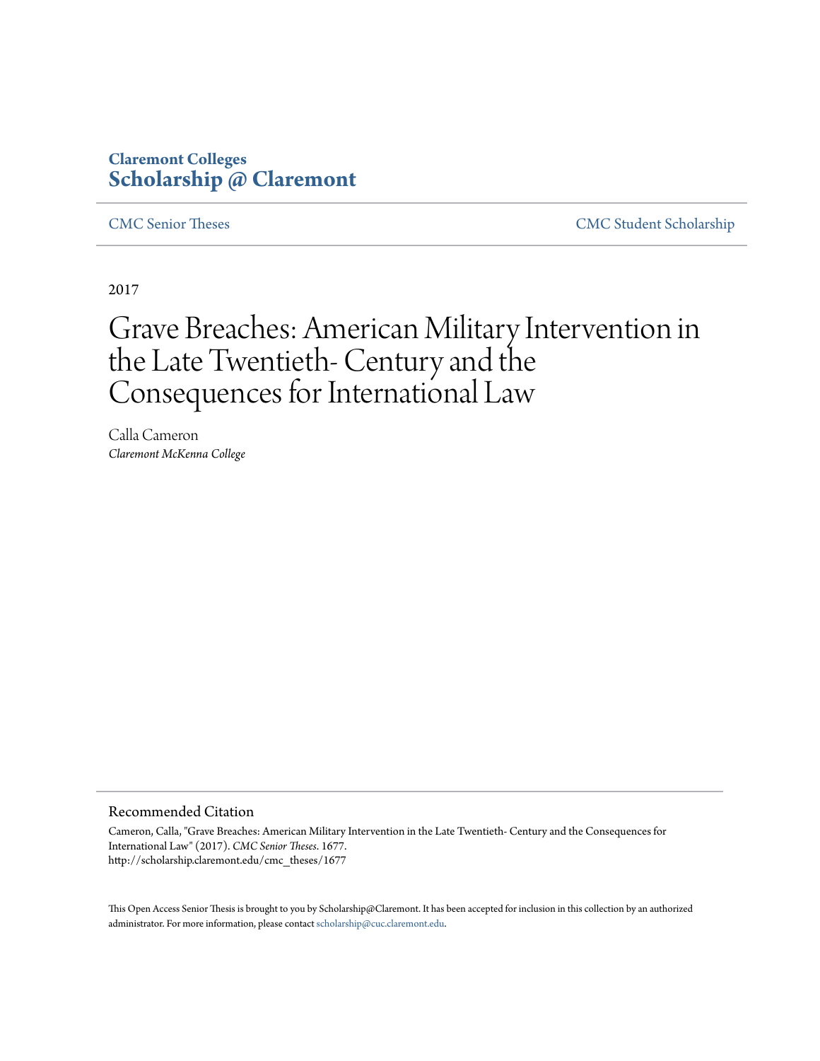Claremont Colleges
**Scholarship @ Claremont**

CMC Senior Theses

CMC Student Scholarship

2017

# Grave Breaches: American Military Intervention in the Late Twentieth- Century and the Consequences for International Law

Calla Cameron
*Claremont McKenna College*

## Recommended Citation

Cameron, Calla, "Grave Breaches: American Military Intervention in the Late Twentieth- Century and the Consequences for International Law" (2017). *CMC Senior Theses*. 1677.
http://scholarship.claremont.edu/cmc_theses/1677

This Open Access Senior Thesis is brought to you by Scholarship@Claremont. It has been accepted for inclusion in this collection by an authorized administrator. For more information, please contact scholarship@cuc.claremont.edu.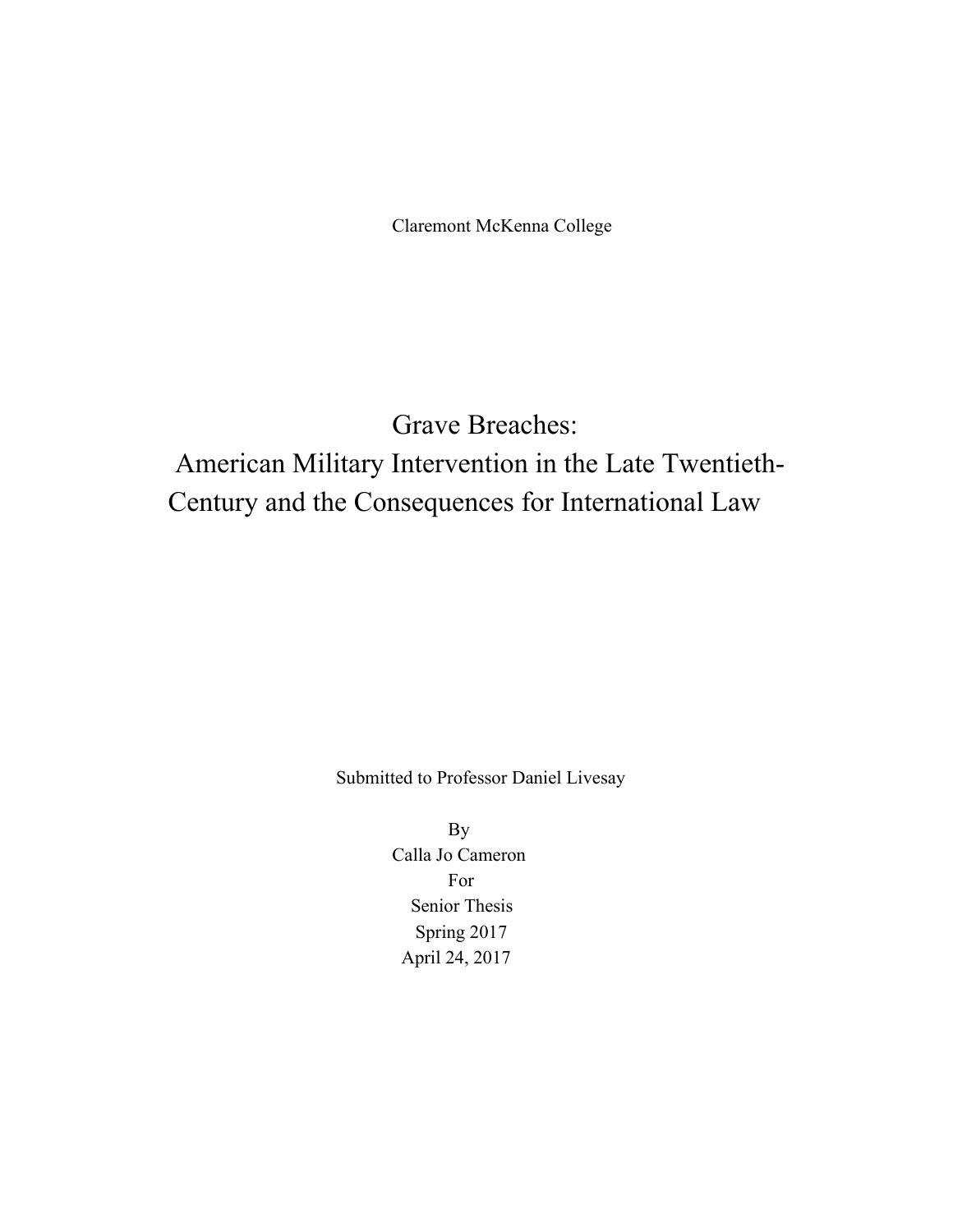Claremont McKenna College

# Grave Breaches: American Military Intervention in the Late Twentieth-Century and the Consequences for International Law

Submitted to Professor Daniel Livesay

By
Calla Jo Cameron
For
Senior Thesis
Spring 2017
April 24, 2017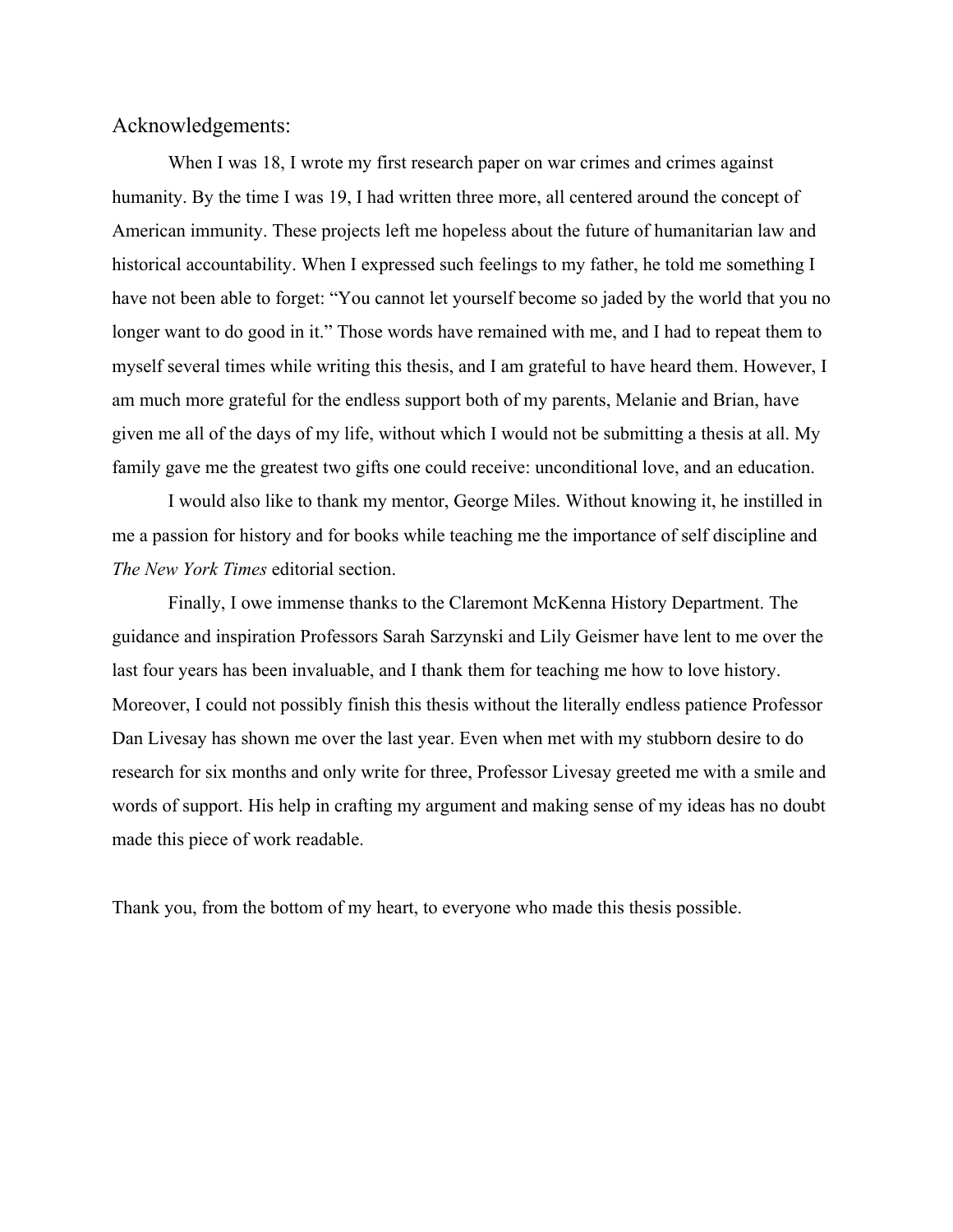## Acknowledgements:

When I was 18, I wrote my first research paper on war crimes and crimes against humanity. By the time I was 19, I had written three more, all centered around the concept of American immunity. These projects left me hopeless about the future of humanitarian law and historical accountability. When I expressed such feelings to my father, he told me something I have not been able to forget: "You cannot let yourself become so jaded by the world that you no longer want to do good in it." Those words have remained with me, and I had to repeat them to myself several times while writing this thesis, and I am grateful to have heard them. However, I am much more grateful for the endless support both of my parents, Melanie and Brian, have given me all of the days of my life, without which I would not be submitting a thesis at all. My family gave me the greatest two gifts one could receive: unconditional love, and an education.

I would also like to thank my mentor, George Miles. Without knowing it, he instilled in me a passion for history and for books while teaching me the importance of self discipline and *The New York Times* editorial section.

Finally, I owe immense thanks to the Claremont McKenna History Department. The guidance and inspiration Professors Sarah Sarzynski and Lily Geismer have lent to me over the last four years has been invaluable, and I thank them for teaching me how to love history. Moreover, I could not possibly finish this thesis without the literally endless patience Professor Dan Livesay has shown me over the last year. Even when met with my stubborn desire to do research for six months and only write for three, Professor Livesay greeted me with a smile and words of support. His help in crafting my argument and making sense of my ideas has no doubt made this piece of work readable.

Thank you, from the bottom of my heart, to everyone who made this thesis possible.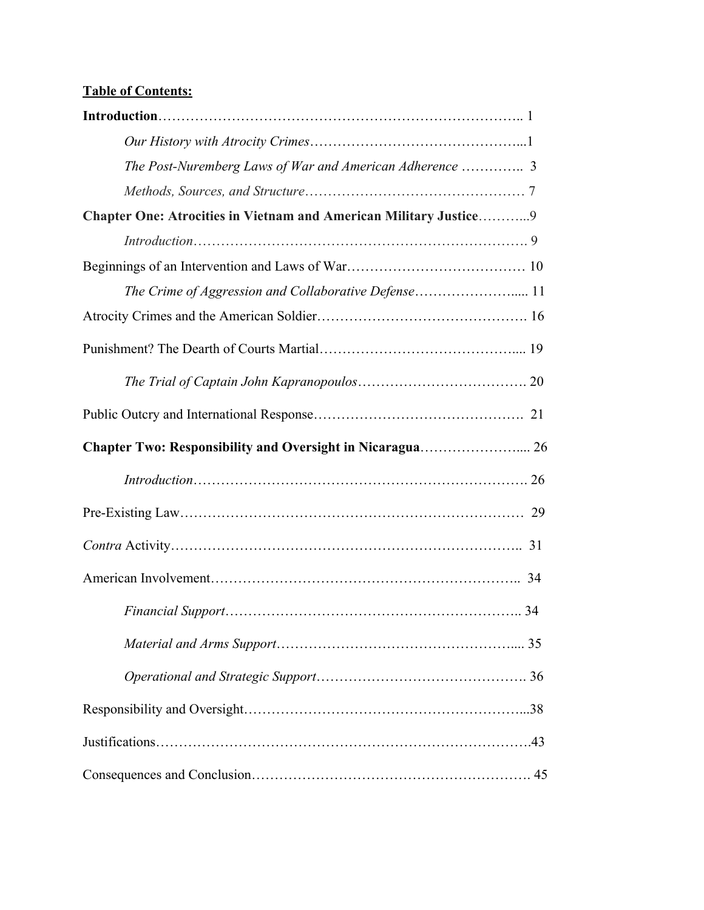**Table of Contents:**

**Introduction** ........ 1

*Our History with Atrocity Crimes* ........ 1

*The Post-Nuremberg Laws of War and American Adherence* ........ 3

*Methods, Sources, and Structure* ........ 7

**Chapter One: Atrocities in Vietnam and American Military Justice** ........ 9

*Introduction* ........ 9

Beginnings of an Intervention and Laws of War ........ 10

*The Crime of Aggression and Collaborative Defense* ........ 11

Atrocity Crimes and the American Soldier ........ 16

Punishment? The Dearth of Courts Martial ........ 19

*The Trial of Captain John Kapranopoulos* ........ 20

Public Outcry and International Response ........ 21

**Chapter Two: Responsibility and Oversight in Nicaragua** ........ 26

*Introduction* ........ 26

Pre-Existing Law ........ 29

*Contra* Activity ........ 31

American Involvement ........ 34

*Financial Support* ........ 34

*Material and Arms Support* ........ 35

*Operational and Strategic Support* ........ 36

Responsibility and Oversight ........ 38

Justifications ........ 43

Consequences and Conclusion ........ 45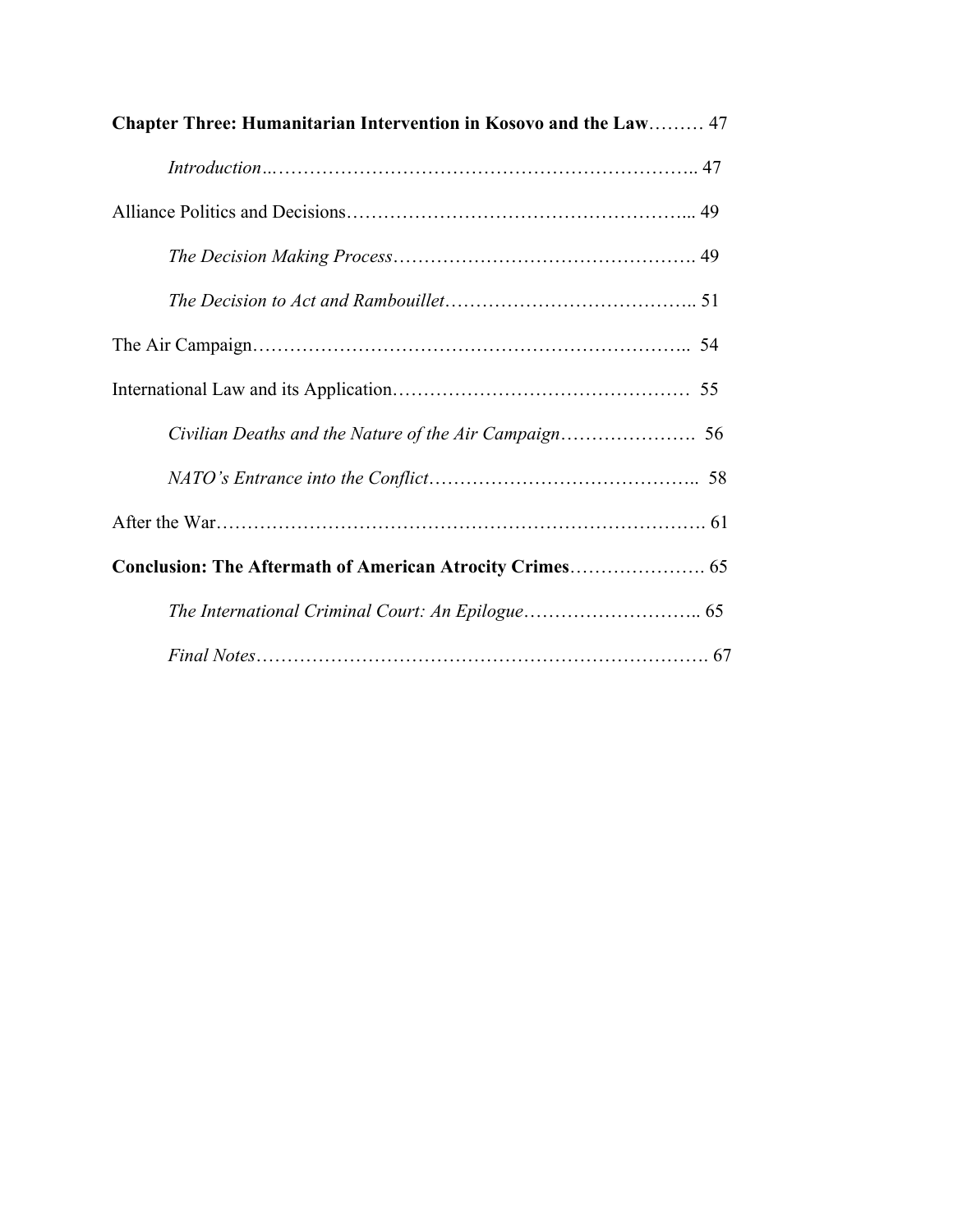**Chapter Three: Humanitarian Intervention in Kosovo and the Law**……… 47

*Introduction*..…………………………………………………………….. 47

Alliance Politics and Decisions………………………………………………... 49

*The Decision Making Process*…………………………………………. 49

*The Decision to Act and Rambouillet*………………………………….. 51

The Air Campaign…………………………………………………………..  54

International Law and its Application…………………………………………  55

*Civilian Deaths and the Nature of the Air Campaign*………………….  56

*NATO's Entrance into the Conflict*……………………………………..  58

After the War…………………………………………………………………. 61

**Conclusion: The Aftermath of American Atrocity Crimes**…………………. 65

*The International Criminal Court: An Epilogue*……………………….. 65

*Final Notes*……………………………………………………………. 67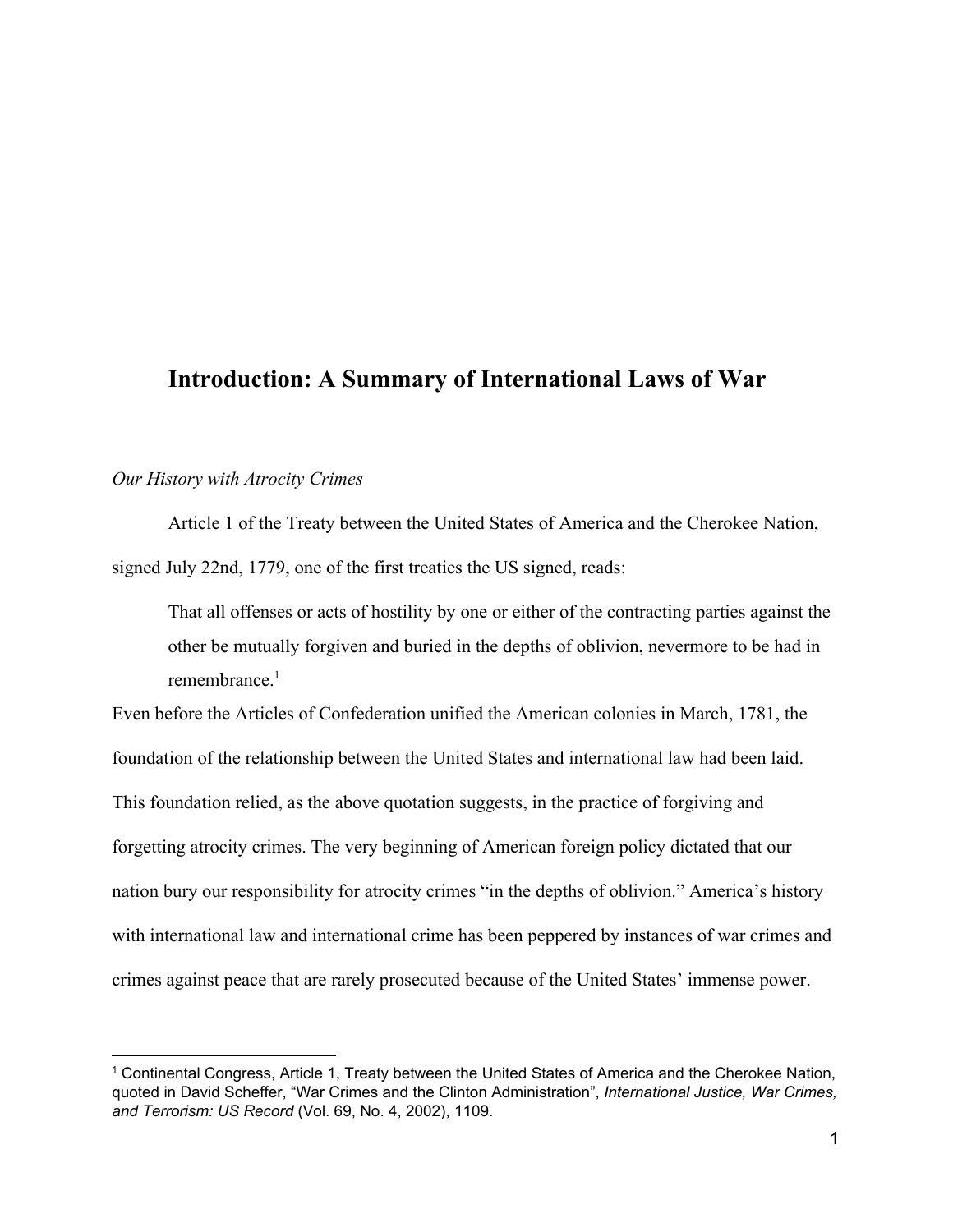# Introduction: A Summary of International Laws of War

*Our History with Atrocity Crimes*

Article 1 of the Treaty between the United States of America and the Cherokee Nation, signed July 22nd, 1779, one of the first treaties the US signed, reads:

> That all offenses or acts of hostility by one or either of the contracting parties against the other be mutually forgiven and buried in the depths of oblivion, nevermore to be had in remembrance.[1]

Even before the Articles of Confederation unified the American colonies in March, 1781, the foundation of the relationship between the United States and international law had been laid. This foundation relied, as the above quotation suggests, in the practice of forgiving and forgetting atrocity crimes. The very beginning of American foreign policy dictated that our nation bury our responsibility for atrocity crimes "in the depths of oblivion." America's history with international law and international crime has been peppered by instances of war crimes and crimes against peace that are rarely prosecuted because of the United States' immense power.

---

[1] Continental Congress, Article 1, Treaty between the United States of America and the Cherokee Nation, quoted in David Scheffer, "War Crimes and the Clinton Administration", *International Justice, War Crimes, and Terrorism: US Record* (Vol. 69, No. 4, 2002), 1109.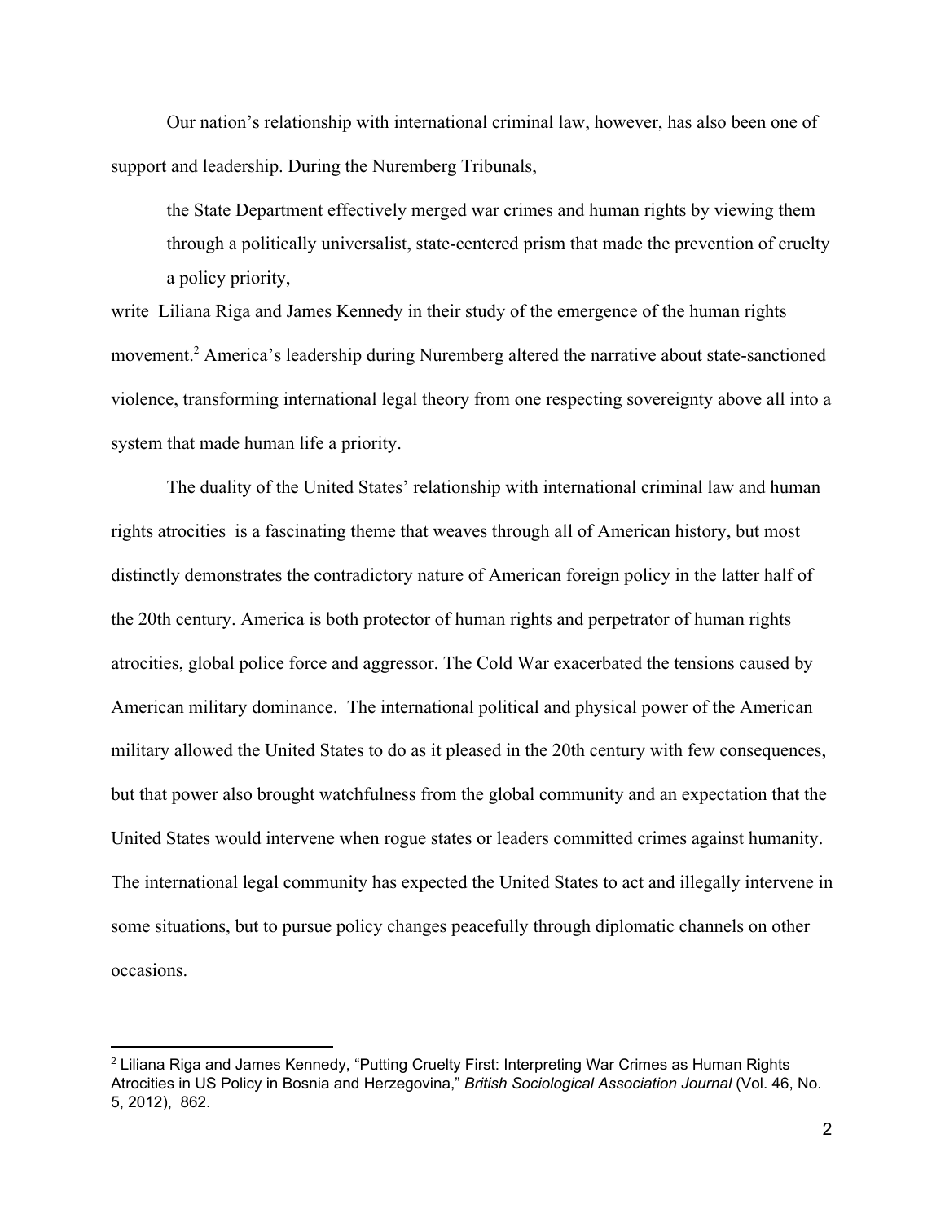Our nation's relationship with international criminal law, however, has also been one of support and leadership. During the Nuremberg Tribunals,

> the State Department effectively merged war crimes and human rights by viewing them through a politically universalist, state-centered prism that made the prevention of cruelty a policy priority,

write Liliana Riga and James Kennedy in their study of the emergence of the human rights movement.[2] America's leadership during Nuremberg altered the narrative about state-sanctioned violence, transforming international legal theory from one respecting sovereignty above all into a system that made human life a priority.

The duality of the United States' relationship with international criminal law and human rights atrocities is a fascinating theme that weaves through all of American history, but most distinctly demonstrates the contradictory nature of American foreign policy in the latter half of the 20th century. America is both protector of human rights and perpetrator of human rights atrocities, global police force and aggressor. The Cold War exacerbated the tensions caused by American military dominance. The international political and physical power of the American military allowed the United States to do as it pleased in the 20th century with few consequences, but that power also brought watchfulness from the global community and an expectation that the United States would intervene when rogue states or leaders committed crimes against humanity. The international legal community has expected the United States to act and illegally intervene in some situations, but to pursue policy changes peacefully through diplomatic channels on other occasions.

---

[2] Liliana Riga and James Kennedy, "Putting Cruelty First: Interpreting War Crimes as Human Rights Atrocities in US Policy in Bosnia and Herzegovina," *British Sociological Association Journal* (Vol. 46, No. 5, 2012), 862.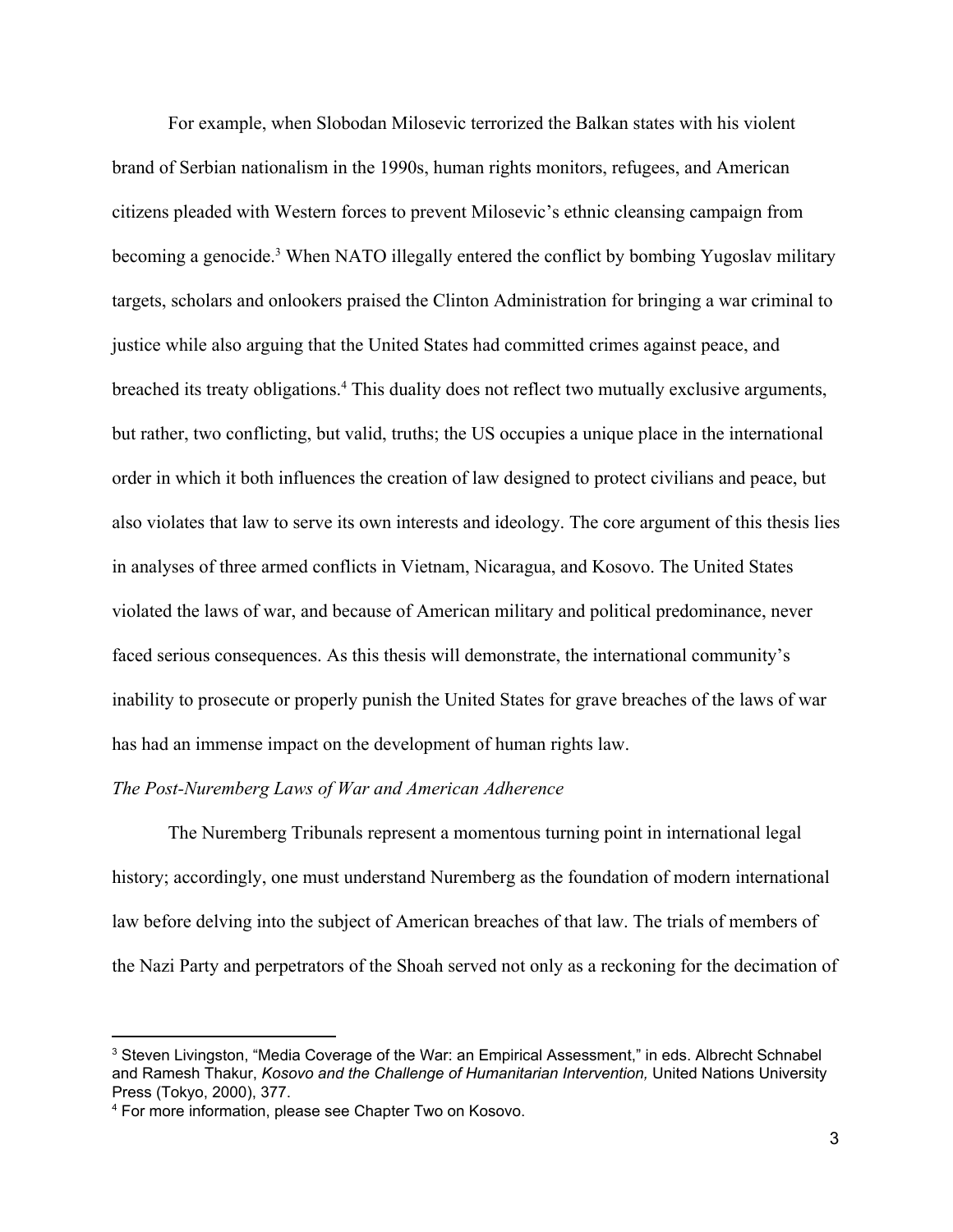For example, when Slobodan Milosevic terrorized the Balkan states with his violent brand of Serbian nationalism in the 1990s, human rights monitors, refugees, and American citizens pleaded with Western forces to prevent Milosevic's ethnic cleansing campaign from becoming a genocide.[3] When NATO illegally entered the conflict by bombing Yugoslav military targets, scholars and onlookers praised the Clinton Administration for bringing a war criminal to justice while also arguing that the United States had committed crimes against peace, and breached its treaty obligations.[4] This duality does not reflect two mutually exclusive arguments, but rather, two conflicting, but valid, truths; the US occupies a unique place in the international order in which it both influences the creation of law designed to protect civilians and peace, but also violates that law to serve its own interests and ideology. The core argument of this thesis lies in analyses of three armed conflicts in Vietnam, Nicaragua, and Kosovo. The United States violated the laws of war, and because of American military and political predominance, never faced serious consequences. As this thesis will demonstrate, the international community's inability to prosecute or properly punish the United States for grave breaches of the laws of war has had an immense impact on the development of human rights law.

*The Post-Nuremberg Laws of War and American Adherence*

The Nuremberg Tribunals represent a momentous turning point in international legal history; accordingly, one must understand Nuremberg as the foundation of modern international law before delving into the subject of American breaches of that law. The trials of members of the Nazi Party and perpetrators of the Shoah served not only as a reckoning for the decimation of

---

[3] Steven Livingston, "Media Coverage of the War: an Empirical Assessment," in eds. Albrecht Schnabel and Ramesh Thakur, *Kosovo and the Challenge of Humanitarian Intervention,* United Nations University Press (Tokyo, 2000), 377.

[4] For more information, please see Chapter Two on Kosovo.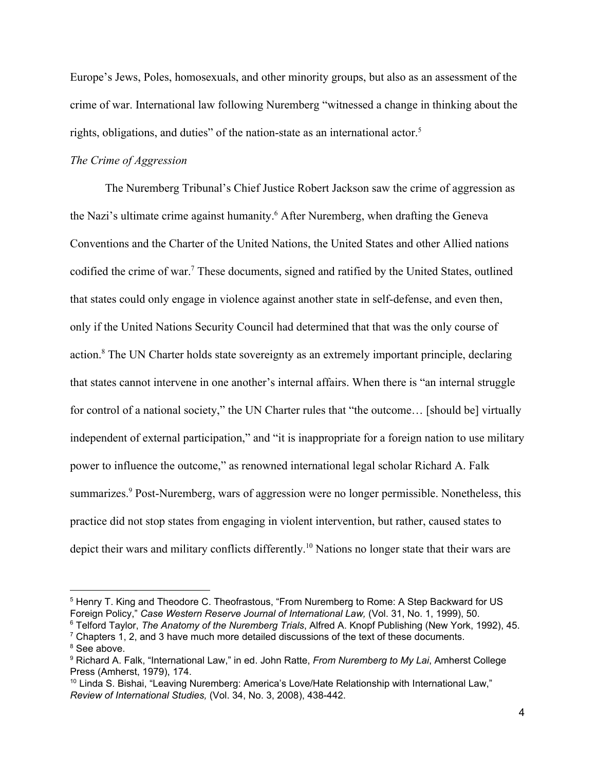Europe's Jews, Poles, homosexuals, and other minority groups, but also as an assessment of the crime of war. International law following Nuremberg "witnessed a change in thinking about the rights, obligations, and duties" of the nation-state as an international actor.[5]

*The Crime of Aggression*

The Nuremberg Tribunal's Chief Justice Robert Jackson saw the crime of aggression as the Nazi's ultimate crime against humanity.[6] After Nuremberg, when drafting the Geneva Conventions and the Charter of the United Nations, the United States and other Allied nations codified the crime of war.[7] These documents, signed and ratified by the United States, outlined that states could only engage in violence against another state in self-defense, and even then, only if the United Nations Security Council had determined that that was the only course of action.[8] The UN Charter holds state sovereignty as an extremely important principle, declaring that states cannot intervene in one another's internal affairs. When there is "an internal struggle for control of a national society," the UN Charter rules that "the outcome… [should be] virtually independent of external participation," and "it is inappropriate for a foreign nation to use military power to influence the outcome," as renowned international legal scholar Richard A. Falk summarizes.[9] Post-Nuremberg, wars of aggression were no longer permissible. Nonetheless, this practice did not stop states from engaging in violent intervention, but rather, caused states to depict their wars and military conflicts differently.[10] Nations no longer state that their wars are

---

[5] Henry T. King and Theodore C. Theofrastous, "From Nuremberg to Rome: A Step Backward for US Foreign Policy," *Case Western Reserve Journal of International Law,* (Vol. 31, No. 1, 1999), 50.

[6] Telford Taylor, *The Anatomy of the Nuremberg Trials*, Alfred A. Knopf Publishing (New York, 1992), 45.

[7] Chapters 1, 2, and 3 have much more detailed discussions of the text of these documents.

[8] See above.

[9] Richard A. Falk, "International Law," in ed. John Ratte, *From Nuremberg to My Lai*, Amherst College Press (Amherst, 1979), 174.

[10] Linda S. Bishai, "Leaving Nuremberg: America's Love/Hate Relationship with International Law," *Review of International Studies,* (Vol. 34, No. 3, 2008), 438-442.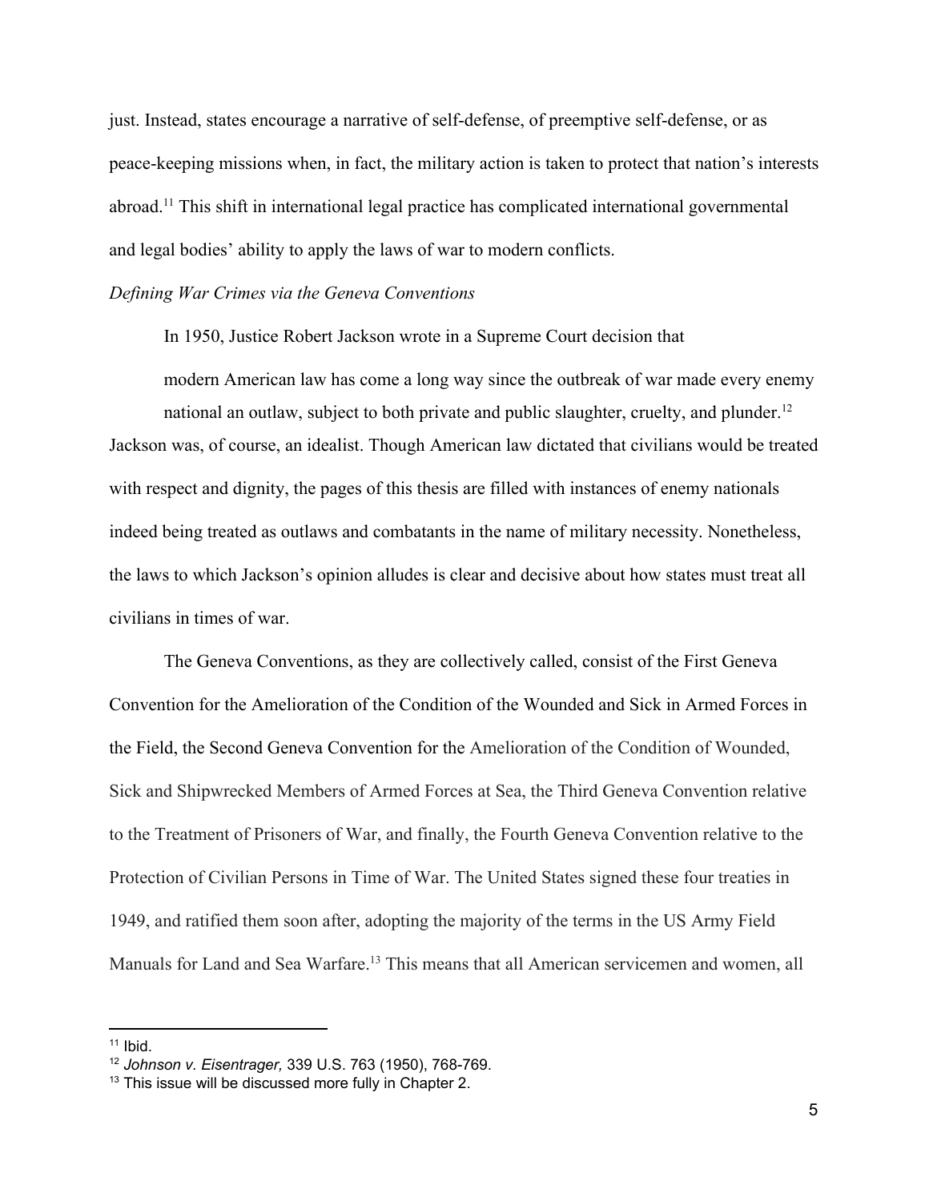just. Instead, states encourage a narrative of self-defense, of preemptive self-defense, or as peace-keeping missions when, in fact, the military action is taken to protect that nation's interests abroad.[11] This shift in international legal practice has complicated international governmental and legal bodies' ability to apply the laws of war to modern conflicts.

*Defining War Crimes via the Geneva Conventions*

In 1950, Justice Robert Jackson wrote in a Supreme Court decision that

> modern American law has come a long way since the outbreak of war made every enemy national an outlaw, subject to both private and public slaughter, cruelty, and plunder.[12]

Jackson was, of course, an idealist. Though American law dictated that civilians would be treated with respect and dignity, the pages of this thesis are filled with instances of enemy nationals indeed being treated as outlaws and combatants in the name of military necessity. Nonetheless, the laws to which Jackson's opinion alludes is clear and decisive about how states must treat all civilians in times of war.

The Geneva Conventions, as they are collectively called, consist of the First Geneva Convention for the Amelioration of the Condition of the Wounded and Sick in Armed Forces in the Field, the Second Geneva Convention for the Amelioration of the Condition of Wounded, Sick and Shipwrecked Members of Armed Forces at Sea, the Third Geneva Convention relative to the Treatment of Prisoners of War, and finally, the Fourth Geneva Convention relative to the Protection of Civilian Persons in Time of War. The United States signed these four treaties in 1949, and ratified them soon after, adopting the majority of the terms in the US Army Field Manuals for Land and Sea Warfare.[13] This means that all American servicemen and women, all

---

[11] Ibid.

[12] *Johnson v. Eisentrager,* 339 U.S. 763 (1950), 768-769.

[13] This issue will be discussed more fully in Chapter 2.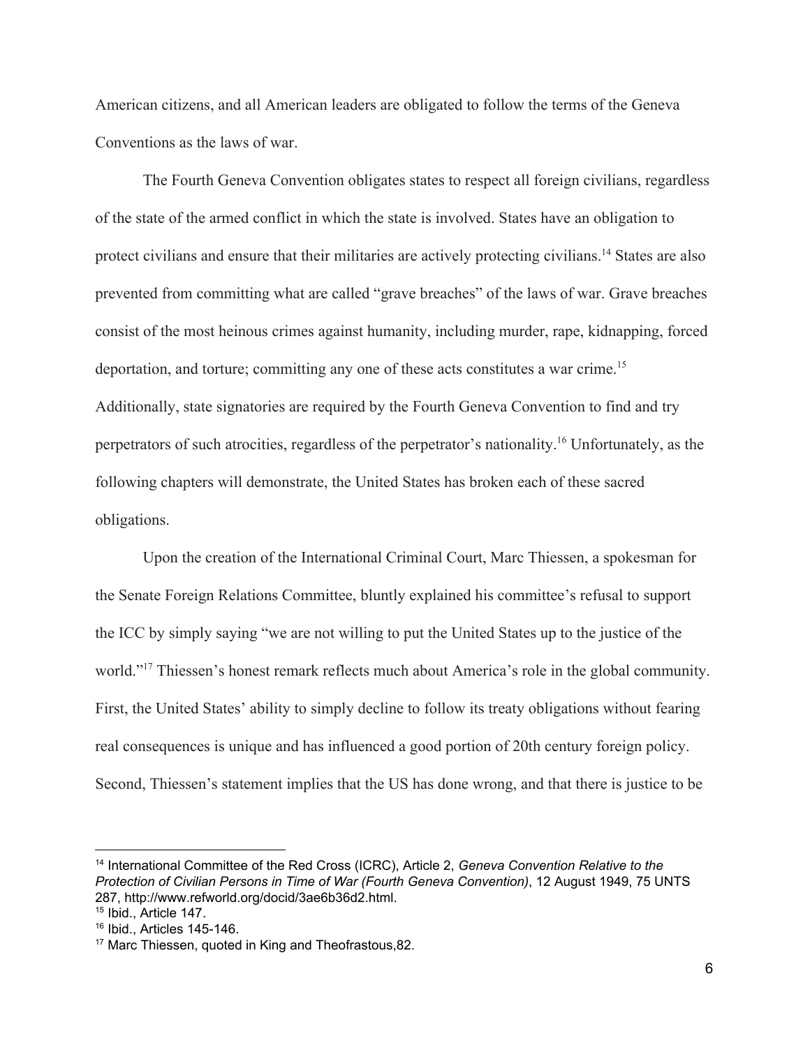American citizens, and all American leaders are obligated to follow the terms of the Geneva Conventions as the laws of war.

The Fourth Geneva Convention obligates states to respect all foreign civilians, regardless of the state of the armed conflict in which the state is involved. States have an obligation to protect civilians and ensure that their militaries are actively protecting civilians.[14] States are also prevented from committing what are called "grave breaches" of the laws of war. Grave breaches consist of the most heinous crimes against humanity, including murder, rape, kidnapping, forced deportation, and torture; committing any one of these acts constitutes a war crime.[15] Additionally, state signatories are required by the Fourth Geneva Convention to find and try perpetrators of such atrocities, regardless of the perpetrator's nationality.[16] Unfortunately, as the following chapters will demonstrate, the United States has broken each of these sacred obligations.

Upon the creation of the International Criminal Court, Marc Thiessen, a spokesman for the Senate Foreign Relations Committee, bluntly explained his committee's refusal to support the ICC by simply saying "we are not willing to put the United States up to the justice of the world."[17] Thiessen's honest remark reflects much about America's role in the global community. First, the United States' ability to simply decline to follow its treaty obligations without fearing real consequences is unique and has influenced a good portion of 20th century foreign policy. Second, Thiessen's statement implies that the US has done wrong, and that there is justice to be

---

[14] International Committee of the Red Cross (ICRC), Article 2, *Geneva Convention Relative to the Protection of Civilian Persons in Time of War (Fourth Geneva Convention)*, 12 August 1949, 75 UNTS 287, http://www.refworld.org/docid/3ae6b36d2.html.

[15] Ibid., Article 147.

[16] Ibid., Articles 145-146.

[17] Marc Thiessen, quoted in King and Theofrastous,82.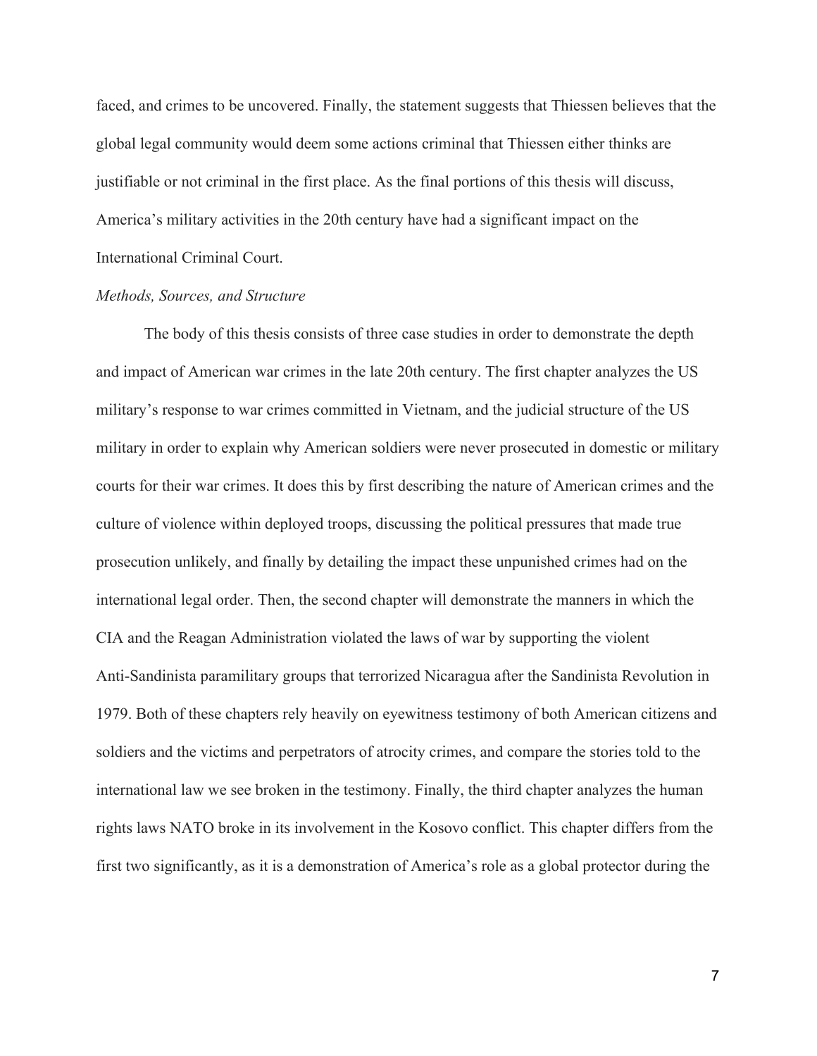faced, and crimes to be uncovered. Finally, the statement suggests that Thiessen believes that the global legal community would deem some actions criminal that Thiessen either thinks are justifiable or not criminal in the first place. As the final portions of this thesis will discuss, America's military activities in the 20th century have had a significant impact on the International Criminal Court.

*Methods, Sources, and Structure*

The body of this thesis consists of three case studies in order to demonstrate the depth and impact of American war crimes in the late 20th century. The first chapter analyzes the US military's response to war crimes committed in Vietnam, and the judicial structure of the US military in order to explain why American soldiers were never prosecuted in domestic or military courts for their war crimes. It does this by first describing the nature of American crimes and the culture of violence within deployed troops, discussing the political pressures that made true prosecution unlikely, and finally by detailing the impact these unpunished crimes had on the international legal order. Then, the second chapter will demonstrate the manners in which the CIA and the Reagan Administration violated the laws of war by supporting the violent Anti-Sandinista paramilitary groups that terrorized Nicaragua after the Sandinista Revolution in 1979. Both of these chapters rely heavily on eyewitness testimony of both American citizens and soldiers and the victims and perpetrators of atrocity crimes, and compare the stories told to the international law we see broken in the testimony. Finally, the third chapter analyzes the human rights laws NATO broke in its involvement in the Kosovo conflict. This chapter differs from the first two significantly, as it is a demonstration of America's role as a global protector during the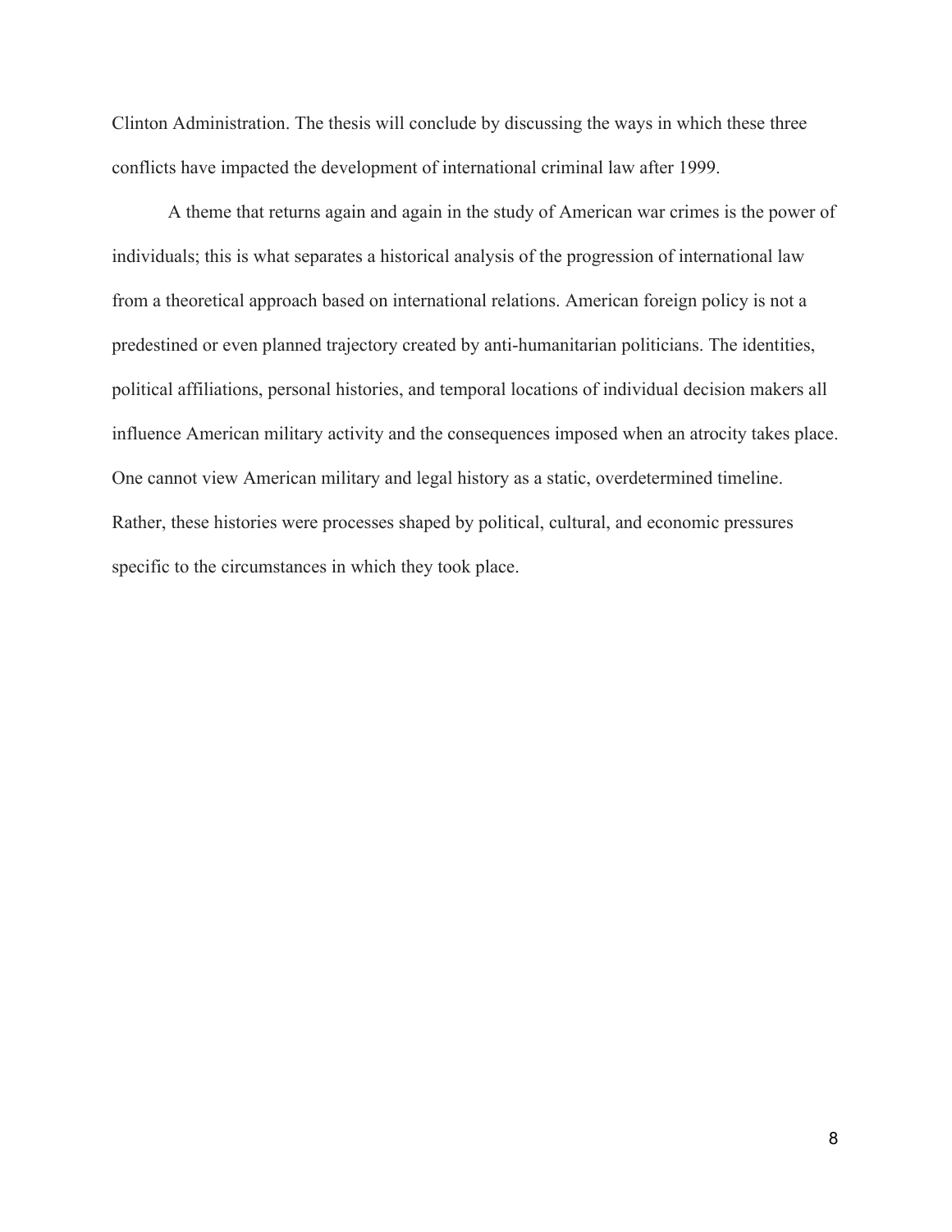Clinton Administration. The thesis will conclude by discussing the ways in which these three conflicts have impacted the development of international criminal law after 1999.

A theme that returns again and again in the study of American war crimes is the power of individuals; this is what separates a historical analysis of the progression of international law from a theoretical approach based on international relations. American foreign policy is not a predestined or even planned trajectory created by anti-humanitarian politicians. The identities, political affiliations, personal histories, and temporal locations of individual decision makers all influence American military activity and the consequences imposed when an atrocity takes place. One cannot view American military and legal history as a static, overdetermined timeline. Rather, these histories were processes shaped by political, cultural, and economic pressures specific to the circumstances in which they took place.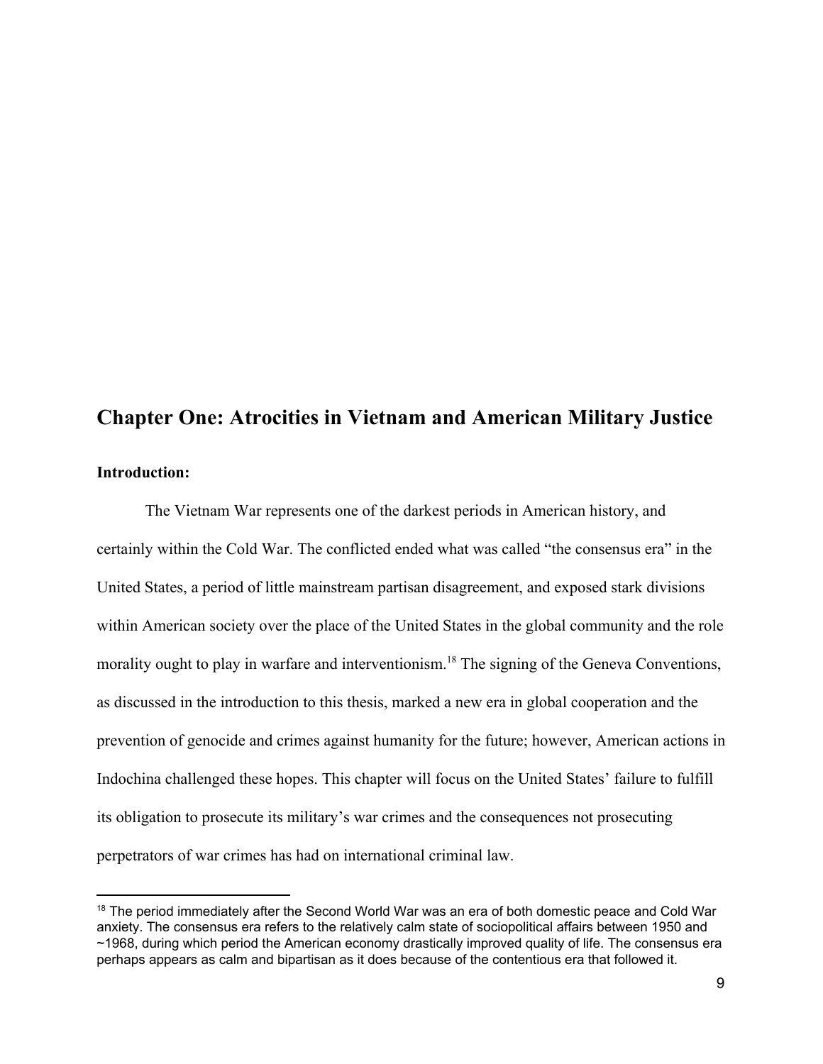# Chapter One: Atrocities in Vietnam and American Military Justice

**Introduction:**

The Vietnam War represents one of the darkest periods in American history, and certainly within the Cold War. The conflicted ended what was called "the consensus era" in the United States, a period of little mainstream partisan disagreement, and exposed stark divisions within American society over the place of the United States in the global community and the role morality ought to play in warfare and interventionism.[18] The signing of the Geneva Conventions, as discussed in the introduction to this thesis, marked a new era in global cooperation and the prevention of genocide and crimes against humanity for the future; however, American actions in Indochina challenged these hopes. This chapter will focus on the United States' failure to fulfill its obligation to prosecute its military's war crimes and the consequences not prosecuting perpetrators of war crimes has had on international criminal law.

[18] The period immediately after the Second World War was an era of both domestic peace and Cold War anxiety. The consensus era refers to the relatively calm state of sociopolitical affairs between 1950 and ~1968, during which period the American economy drastically improved quality of life. The consensus era perhaps appears as calm and bipartisan as it does because of the contentious era that followed it.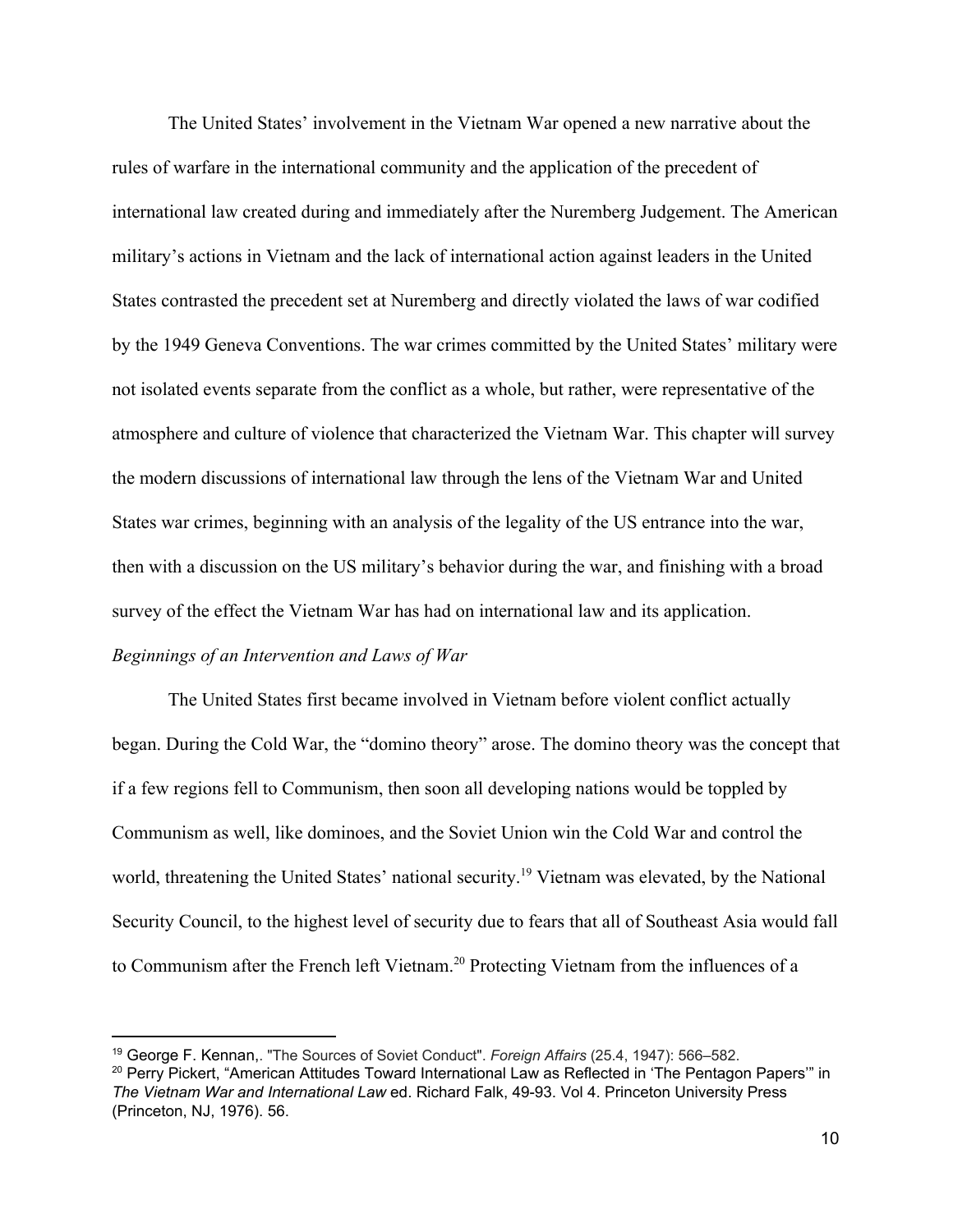The United States' involvement in the Vietnam War opened a new narrative about the rules of warfare in the international community and the application of the precedent of international law created during and immediately after the Nuremberg Judgement. The American military's actions in Vietnam and the lack of international action against leaders in the United States contrasted the precedent set at Nuremberg and directly violated the laws of war codified by the 1949 Geneva Conventions. The war crimes committed by the United States' military were not isolated events separate from the conflict as a whole, but rather, were representative of the atmosphere and culture of violence that characterized the Vietnam War. This chapter will survey the modern discussions of international law through the lens of the Vietnam War and United States war crimes, beginning with an analysis of the legality of the US entrance into the war, then with a discussion on the US military's behavior during the war, and finishing with a broad survey of the effect the Vietnam War has had on international law and its application.

*Beginnings of an Intervention and Laws of War*

The United States first became involved in Vietnam before violent conflict actually began. During the Cold War, the "domino theory" arose. The domino theory was the concept that if a few regions fell to Communism, then soon all developing nations would be toppled by Communism as well, like dominoes, and the Soviet Union win the Cold War and control the world, threatening the United States' national security.[19] Vietnam was elevated, by the National Security Council, to the highest level of security due to fears that all of Southeast Asia would fall to Communism after the French left Vietnam.[20] Protecting Vietnam from the influences of a

---

[19] George F. Kennan,. "The Sources of Soviet Conduct". *Foreign Affairs* (25.4, 1947): 566–582.

[20] Perry Pickert, "American Attitudes Toward International Law as Reflected in 'The Pentagon Papers'" in *The Vietnam War and International Law* ed. Richard Falk, 49-93. Vol 4. Princeton University Press (Princeton, NJ, 1976). 56.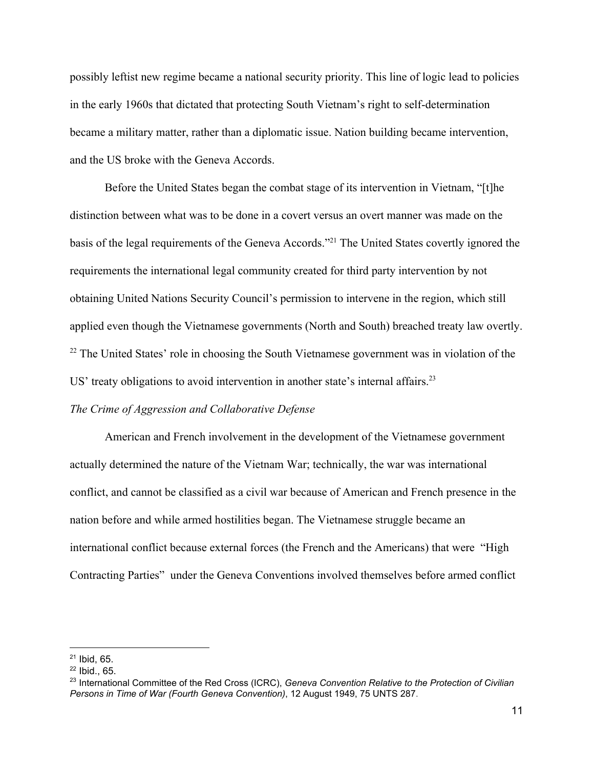possibly leftist new regime became a national security priority. This line of logic lead to policies in the early 1960s that dictated that protecting South Vietnam's right to self-determination became a military matter, rather than a diplomatic issue. Nation building became intervention, and the US broke with the Geneva Accords.

Before the United States began the combat stage of its intervention in Vietnam, "[t]he distinction between what was to be done in a covert versus an overt manner was made on the basis of the legal requirements of the Geneva Accords."[21] The United States covertly ignored the requirements the international legal community created for third party intervention by not obtaining United Nations Security Council's permission to intervene in the region, which still applied even though the Vietnamese governments (North and South) breached treaty law overtly.[22] The United States' role in choosing the South Vietnamese government was in violation of the US' treaty obligations to avoid intervention in another state's internal affairs.[23]

*The Crime of Aggression and Collaborative Defense*

American and French involvement in the development of the Vietnamese government actually determined the nature of the Vietnam War; technically, the war was international conflict, and cannot be classified as a civil war because of American and French presence in the nation before and while armed hostilities began. The Vietnamese struggle became an international conflict because external forces (the French and the Americans) that were "High Contracting Parties" under the Geneva Conventions involved themselves before armed conflict

---

[21] Ibid, 65.

[22] Ibid., 65.

[23] International Committee of the Red Cross (ICRC), *Geneva Convention Relative to the Protection of Civilian Persons in Time of War (Fourth Geneva Convention)*, 12 August 1949, 75 UNTS 287.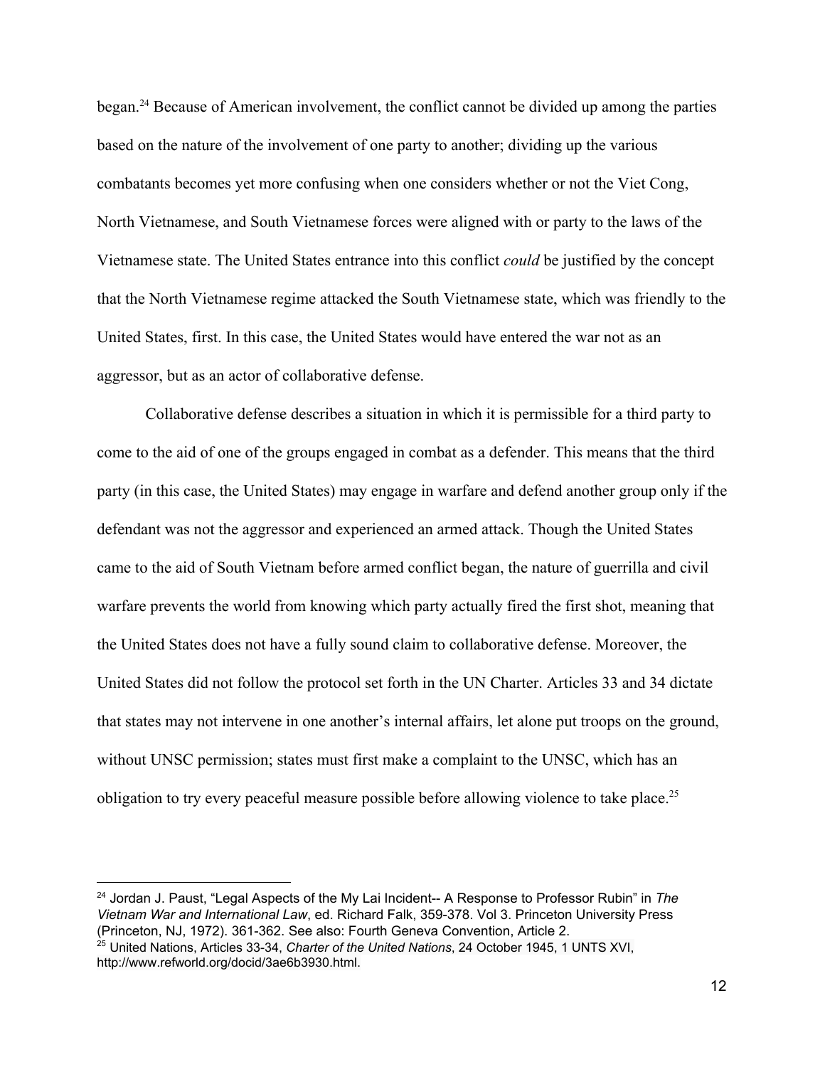began.[24] Because of American involvement, the conflict cannot be divided up among the parties based on the nature of the involvement of one party to another; dividing up the various combatants becomes yet more confusing when one considers whether or not the Viet Cong, North Vietnamese, and South Vietnamese forces were aligned with or party to the laws of the Vietnamese state. The United States entrance into this conflict *could* be justified by the concept that the North Vietnamese regime attacked the South Vietnamese state, which was friendly to the United States, first. In this case, the United States would have entered the war not as an aggressor, but as an actor of collaborative defense.

Collaborative defense describes a situation in which it is permissible for a third party to come to the aid of one of the groups engaged in combat as a defender. This means that the third party (in this case, the United States) may engage in warfare and defend another group only if the defendant was not the aggressor and experienced an armed attack. Though the United States came to the aid of South Vietnam before armed conflict began, the nature of guerrilla and civil warfare prevents the world from knowing which party actually fired the first shot, meaning that the United States does not have a fully sound claim to collaborative defense. Moreover, the United States did not follow the protocol set forth in the UN Charter. Articles 33 and 34 dictate that states may not intervene in one another's internal affairs, let alone put troops on the ground, without UNSC permission; states must first make a complaint to the UNSC, which has an obligation to try every peaceful measure possible before allowing violence to take place.[25]

---

[24] Jordan J. Paust, "Legal Aspects of the My Lai Incident-- A Response to Professor Rubin" in *The Vietnam War and International Law*, ed. Richard Falk, 359-378. Vol 3. Princeton University Press (Princeton, NJ, 1972). 361-362. See also: Fourth Geneva Convention, Article 2.

[25] United Nations, Articles 33-34, *Charter of the United Nations*, 24 October 1945, 1 UNTS XVI, http://www.refworld.org/docid/3ae6b3930.html.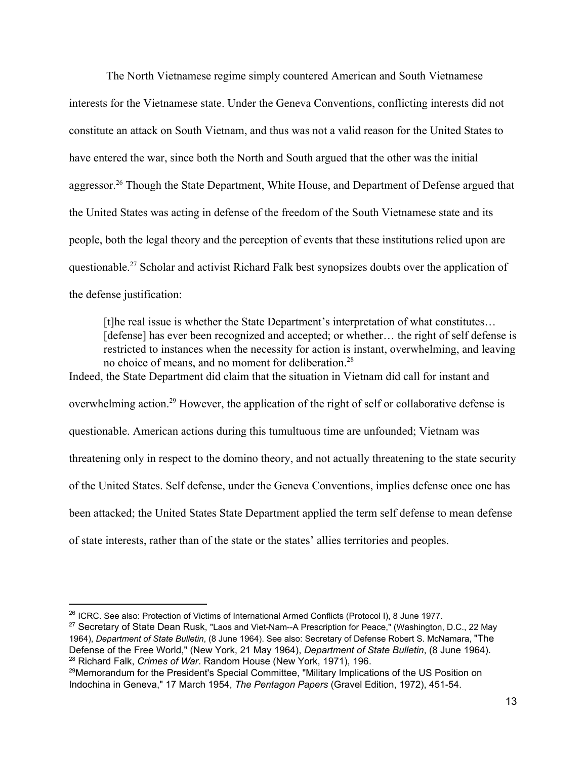The North Vietnamese regime simply countered American and South Vietnamese interests for the Vietnamese state. Under the Geneva Conventions, conflicting interests did not constitute an attack on South Vietnam, and thus was not a valid reason for the United States to have entered the war, since both the North and South argued that the other was the initial aggressor.[26] Though the State Department, White House, and Department of Defense argued that the United States was acting in defense of the freedom of the South Vietnamese state and its people, both the legal theory and the perception of events that these institutions relied upon are questionable.[27] Scholar and activist Richard Falk best synopsizes doubts over the application of the defense justification:

> [t]he real issue is whether the State Department's interpretation of what constitutes… [defense] has ever been recognized and accepted; or whether… the right of self defense is restricted to instances when the necessity for action is instant, overwhelming, and leaving no choice of means, and no moment for deliberation.[28]

Indeed, the State Department did claim that the situation in Vietnam did call for instant and overwhelming action.[29] However, the application of the right of self or collaborative defense is questionable. American actions during this tumultuous time are unfounded; Vietnam was threatening only in respect to the domino theory, and not actually threatening to the state security of the United States. Self defense, under the Geneva Conventions, implies defense once one has been attacked; the United States State Department applied the term self defense to mean defense of state interests, rather than of the state or the states' allies territories and peoples.

---

[26] ICRC. See also: Protection of Victims of International Armed Conflicts (Protocol I), 8 June 1977.

[27] Secretary of State Dean Rusk, "Laos and Viet-Nam--A Prescription for Peace," (Washington, D.C., 22 May 1964), *Department of State Bulletin*, (8 June 1964). See also: Secretary of Defense Robert S. McNamara, "The Defense of the Free World," (New York, 21 May 1964), *Department of State Bulletin*, (8 June 1964).

[28] Richard Falk, *Crimes of War*. Random House (New York, 1971), 196.

[29] Memorandum for the President's Special Committee, "Military Implications of the US Position on Indochina in Geneva," 17 March 1954, *The Pentagon Papers* (Gravel Edition, 1972), 451-54.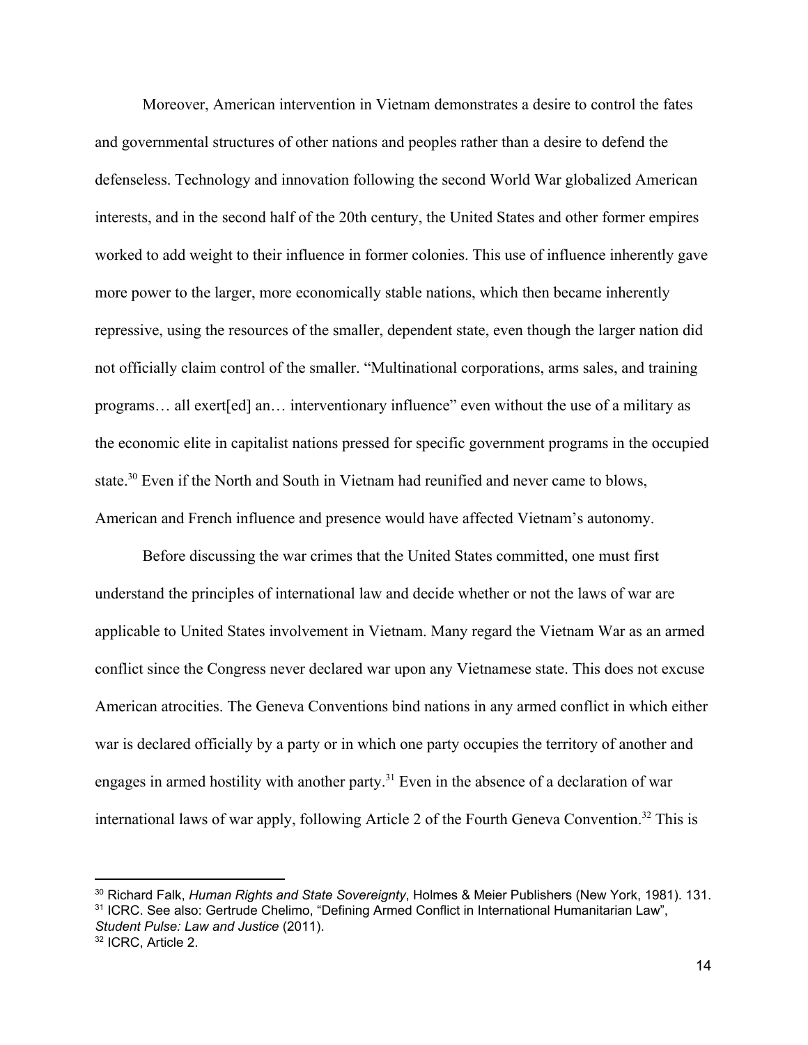Moreover, American intervention in Vietnam demonstrates a desire to control the fates and governmental structures of other nations and peoples rather than a desire to defend the defenseless. Technology and innovation following the second World War globalized American interests, and in the second half of the 20th century, the United States and other former empires worked to add weight to their influence in former colonies. This use of influence inherently gave more power to the larger, more economically stable nations, which then became inherently repressive, using the resources of the smaller, dependent state, even though the larger nation did not officially claim control of the smaller. "Multinational corporations, arms sales, and training programs… all exert[ed] an… interventionary influence" even without the use of a military as the economic elite in capitalist nations pressed for specific government programs in the occupied state.[30] Even if the North and South in Vietnam had reunified and never came to blows, American and French influence and presence would have affected Vietnam's autonomy.

Before discussing the war crimes that the United States committed, one must first understand the principles of international law and decide whether or not the laws of war are applicable to United States involvement in Vietnam. Many regard the Vietnam War as an armed conflict since the Congress never declared war upon any Vietnamese state. This does not excuse American atrocities. The Geneva Conventions bind nations in any armed conflict in which either war is declared officially by a party or in which one party occupies the territory of another and engages in armed hostility with another party.[31] Even in the absence of a declaration of war international laws of war apply, following Article 2 of the Fourth Geneva Convention.[32] This is

---

[30] Richard Falk, *Human Rights and State Sovereignty*, Holmes & Meier Publishers (New York, 1981). 131.

[31] ICRC. See also: Gertrude Chelimo, "Defining Armed Conflict in International Humanitarian Law", *Student Pulse: Law and Justice* (2011).

[32] ICRC, Article 2.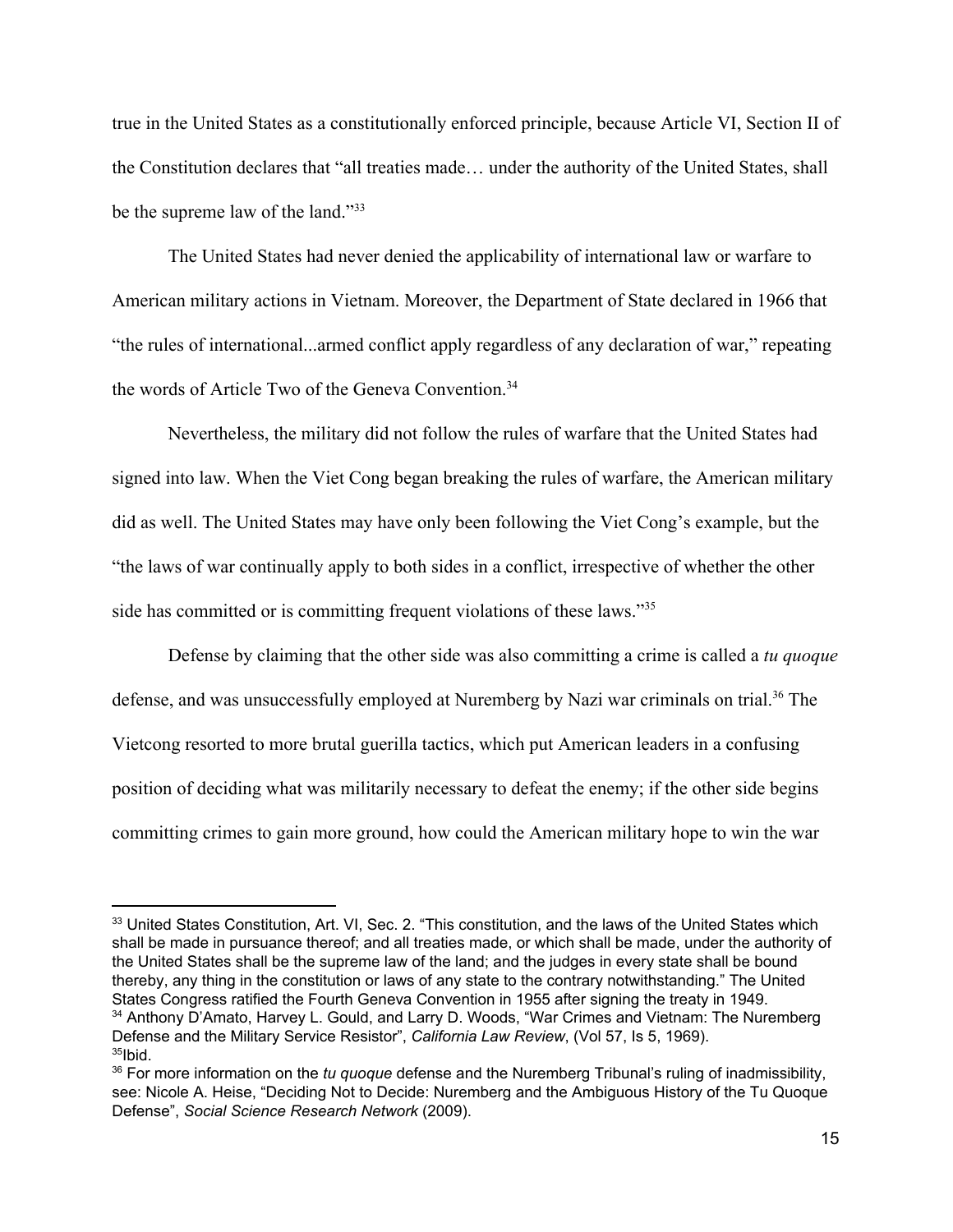true in the United States as a constitutionally enforced principle, because Article VI, Section II of the Constitution declares that "all treaties made… under the authority of the United States, shall be the supreme law of the land."[33]

The United States had never denied the applicability of international law or warfare to American military actions in Vietnam. Moreover, the Department of State declared in 1966 that "the rules of international...armed conflict apply regardless of any declaration of war," repeating the words of Article Two of the Geneva Convention.[34]

Nevertheless, the military did not follow the rules of warfare that the United States had signed into law. When the Viet Cong began breaking the rules of warfare, the American military did as well. The United States may have only been following the Viet Cong's example, but the "the laws of war continually apply to both sides in a conflict, irrespective of whether the other side has committed or is committing frequent violations of these laws."[35]

Defense by claiming that the other side was also committing a crime is called a *tu quoque* defense, and was unsuccessfully employed at Nuremberg by Nazi war criminals on trial.[36] The Vietcong resorted to more brutal guerilla tactics, which put American leaders in a confusing position of deciding what was militarily necessary to defeat the enemy; if the other side begins committing crimes to gain more ground, how could the American military hope to win the war

---

[33] United States Constitution, Art. VI, Sec. 2. "This constitution, and the laws of the United States which shall be made in pursuance thereof; and all treaties made, or which shall be made, under the authority of the United States shall be the supreme law of the land; and the judges in every state shall be bound thereby, any thing in the constitution or laws of any state to the contrary notwithstanding." The United States Congress ratified the Fourth Geneva Convention in 1955 after signing the treaty in 1949.

[34] Anthony D'Amato, Harvey L. Gould, and Larry D. Woods, "War Crimes and Vietnam: The Nuremberg Defense and the Military Service Resistor", *California Law Review*, (Vol 57, Is 5, 1969).

[35] Ibid.

[36] For more information on the *tu quoque* defense and the Nuremberg Tribunal's ruling of inadmissibility, see: Nicole A. Heise, "Deciding Not to Decide: Nuremberg and the Ambiguous History of the Tu Quoque Defense", *Social Science Research Network* (2009).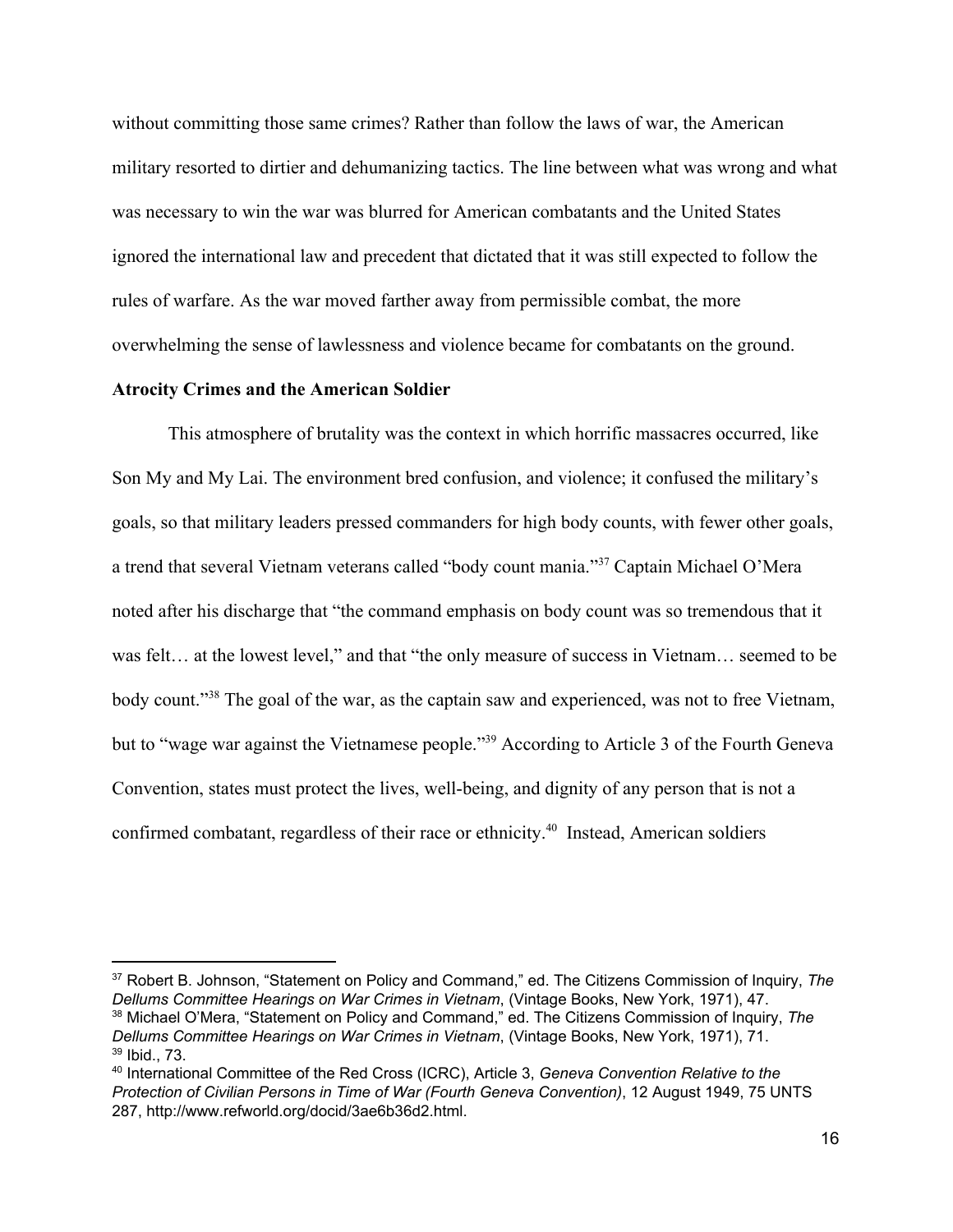without committing those same crimes? Rather than follow the laws of war, the American military resorted to dirtier and dehumanizing tactics. The line between what was wrong and what was necessary to win the war was blurred for American combatants and the United States ignored the international law and precedent that dictated that it was still expected to follow the rules of warfare. As the war moved farther away from permissible combat, the more overwhelming the sense of lawlessness and violence became for combatants on the ground.

**Atrocity Crimes and the American Soldier**

This atmosphere of brutality was the context in which horrific massacres occurred, like Son My and My Lai. The environment bred confusion, and violence; it confused the military's goals, so that military leaders pressed commanders for high body counts, with fewer other goals, a trend that several Vietnam veterans called "body count mania."[37] Captain Michael O'Mera noted after his discharge that "the command emphasis on body count was so tremendous that it was felt… at the lowest level," and that "the only measure of success in Vietnam… seemed to be body count."[38] The goal of the war, as the captain saw and experienced, was not to free Vietnam, but to "wage war against the Vietnamese people."[39] According to Article 3 of the Fourth Geneva Convention, states must protect the lives, well-being, and dignity of any person that is not a confirmed combatant, regardless of their race or ethnicity.[40] Instead, American soldiers

---

[37] Robert B. Johnson, "Statement on Policy and Command," ed. The Citizens Commission of Inquiry, *The Dellums Committee Hearings on War Crimes in Vietnam*, (Vintage Books, New York, 1971), 47.

[38] Michael O'Mera, "Statement on Policy and Command," ed. The Citizens Commission of Inquiry, *The Dellums Committee Hearings on War Crimes in Vietnam*, (Vintage Books, New York, 1971), 71.

[39] Ibid., 73.

[40] International Committee of the Red Cross (ICRC), Article 3, *Geneva Convention Relative to the Protection of Civilian Persons in Time of War (Fourth Geneva Convention)*, 12 August 1949, 75 UNTS 287, http://www.refworld.org/docid/3ae6b36d2.html.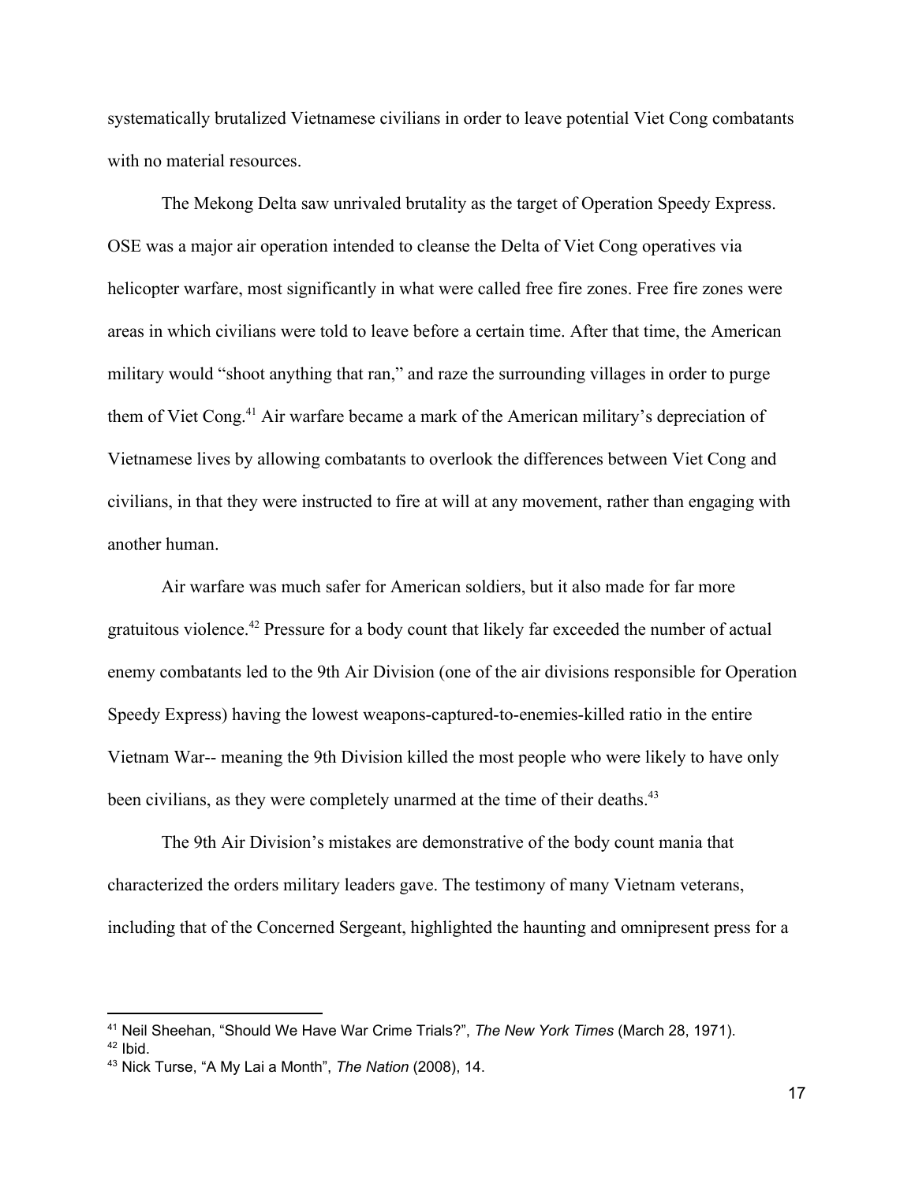systematically brutalized Vietnamese civilians in order to leave potential Viet Cong combatants with no material resources.

The Mekong Delta saw unrivaled brutality as the target of Operation Speedy Express. OSE was a major air operation intended to cleanse the Delta of Viet Cong operatives via helicopter warfare, most significantly in what were called free fire zones. Free fire zones were areas in which civilians were told to leave before a certain time. After that time, the American military would "shoot anything that ran," and raze the surrounding villages in order to purge them of Viet Cong.[41] Air warfare became a mark of the American military's depreciation of Vietnamese lives by allowing combatants to overlook the differences between Viet Cong and civilians, in that they were instructed to fire at will at any movement, rather than engaging with another human.

Air warfare was much safer for American soldiers, but it also made for far more gratuitous violence.[42] Pressure for a body count that likely far exceeded the number of actual enemy combatants led to the 9th Air Division (one of the air divisions responsible for Operation Speedy Express) having the lowest weapons-captured-to-enemies-killed ratio in the entire Vietnam War-- meaning the 9th Division killed the most people who were likely to have only been civilians, as they were completely unarmed at the time of their deaths.[43]

The 9th Air Division's mistakes are demonstrative of the body count mania that characterized the orders military leaders gave. The testimony of many Vietnam veterans, including that of the Concerned Sergeant, highlighted the haunting and omnipresent press for a

---

[41] Neil Sheehan, "Should We Have War Crime Trials?", *The New York Times* (March 28, 1971).
[42] Ibid.
[43] Nick Turse, "A My Lai a Month", *The Nation* (2008), 14.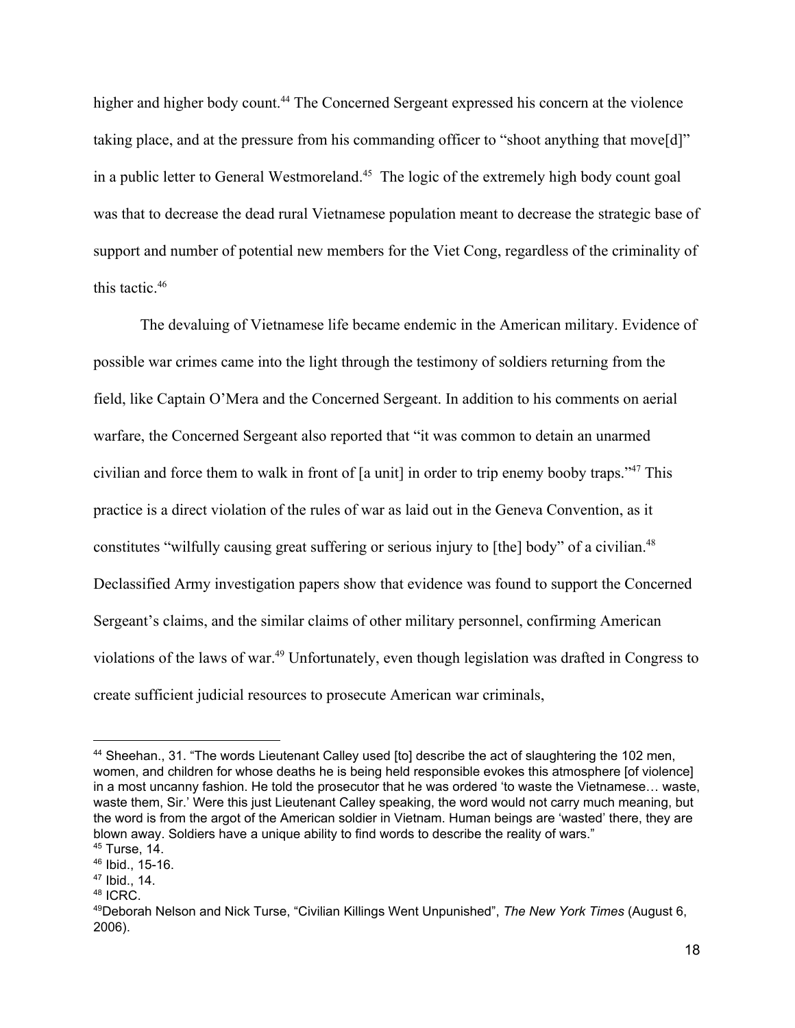higher and higher body count.[44] The Concerned Sergeant expressed his concern at the violence taking place, and at the pressure from his commanding officer to "shoot anything that move[d]" in a public letter to General Westmoreland.[45] The logic of the extremely high body count goal was that to decrease the dead rural Vietnamese population meant to decrease the strategic base of support and number of potential new members for the Viet Cong, regardless of the criminality of this tactic.[46]

The devaluing of Vietnamese life became endemic in the American military. Evidence of possible war crimes came into the light through the testimony of soldiers returning from the field, like Captain O'Mera and the Concerned Sergeant. In addition to his comments on aerial warfare, the Concerned Sergeant also reported that "it was common to detain an unarmed civilian and force them to walk in front of [a unit] in order to trip enemy booby traps."[47] This practice is a direct violation of the rules of war as laid out in the Geneva Convention, as it constitutes "wilfully causing great suffering or serious injury to [the] body" of a civilian.[48] Declassified Army investigation papers show that evidence was found to support the Concerned Sergeant's claims, and the similar claims of other military personnel, confirming American violations of the laws of war.[49] Unfortunately, even though legislation was drafted in Congress to create sufficient judicial resources to prosecute American war criminals,

---

[44] Sheehan., 31. "The words Lieutenant Calley used [to] describe the act of slaughtering the 102 men, women, and children for whose deaths he is being held responsible evokes this atmosphere [of violence] in a most uncanny fashion. He told the prosecutor that he was ordered 'to waste the Vietnamese… waste, waste them, Sir.' Were this just Lieutenant Calley speaking, the word would not carry much meaning, but the word is from the argot of the American soldier in Vietnam. Human beings are 'wasted' there, they are blown away. Soldiers have a unique ability to find words to describe the reality of wars."

[45] Turse, 14.

[46] Ibid., 15-16.

[47] Ibid., 14.

[48] ICRC.

[49] Deborah Nelson and Nick Turse, "Civilian Killings Went Unpunished", *The New York Times* (August 6, 2006).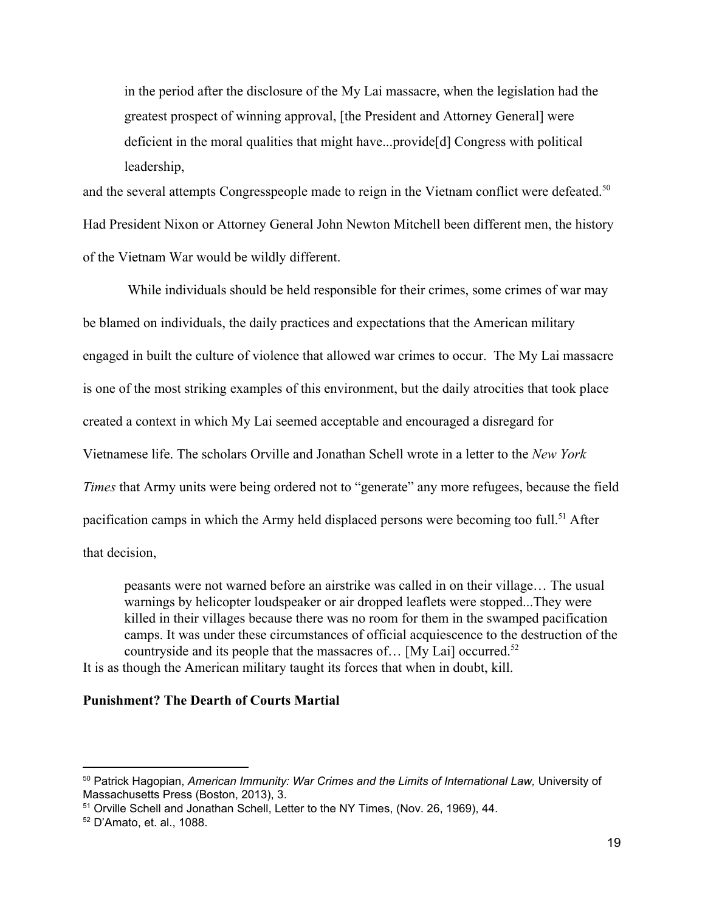> in the period after the disclosure of the My Lai massacre, when the legislation had the greatest prospect of winning approval, [the President and Attorney General] were deficient in the moral qualities that might have...provide[d] Congress with political leadership,

and the several attempts Congresspeople made to reign in the Vietnam conflict were defeated.[50] Had President Nixon or Attorney General John Newton Mitchell been different men, the history of the Vietnam War would be wildly different.

While individuals should be held responsible for their crimes, some crimes of war may be blamed on individuals, the daily practices and expectations that the American military engaged in built the culture of violence that allowed war crimes to occur. The My Lai massacre is one of the most striking examples of this environment, but the daily atrocities that took place created a context in which My Lai seemed acceptable and encouraged a disregard for Vietnamese life. The scholars Orville and Jonathan Schell wrote in a letter to the *New York Times* that Army units were being ordered not to "generate" any more refugees, because the field pacification camps in which the Army held displaced persons were becoming too full.[51] After that decision,

> peasants were not warned before an airstrike was called in on their village… The usual warnings by helicopter loudspeaker or air dropped leaflets were stopped...They were killed in their villages because there was no room for them in the swamped pacification camps. It was under these circumstances of official acquiescence to the destruction of the countryside and its people that the massacres of… [My Lai] occurred.[52]

It is as though the American military taught its forces that when in doubt, kill.

**Punishment? The Dearth of Courts Martial**

---

[50] Patrick Hagopian, *American Immunity: War Crimes and the Limits of International Law,* University of Massachusetts Press (Boston, 2013), 3.

[51] Orville Schell and Jonathan Schell, Letter to the NY Times, (Nov. 26, 1969), 44.

[52] D'Amato, et. al., 1088.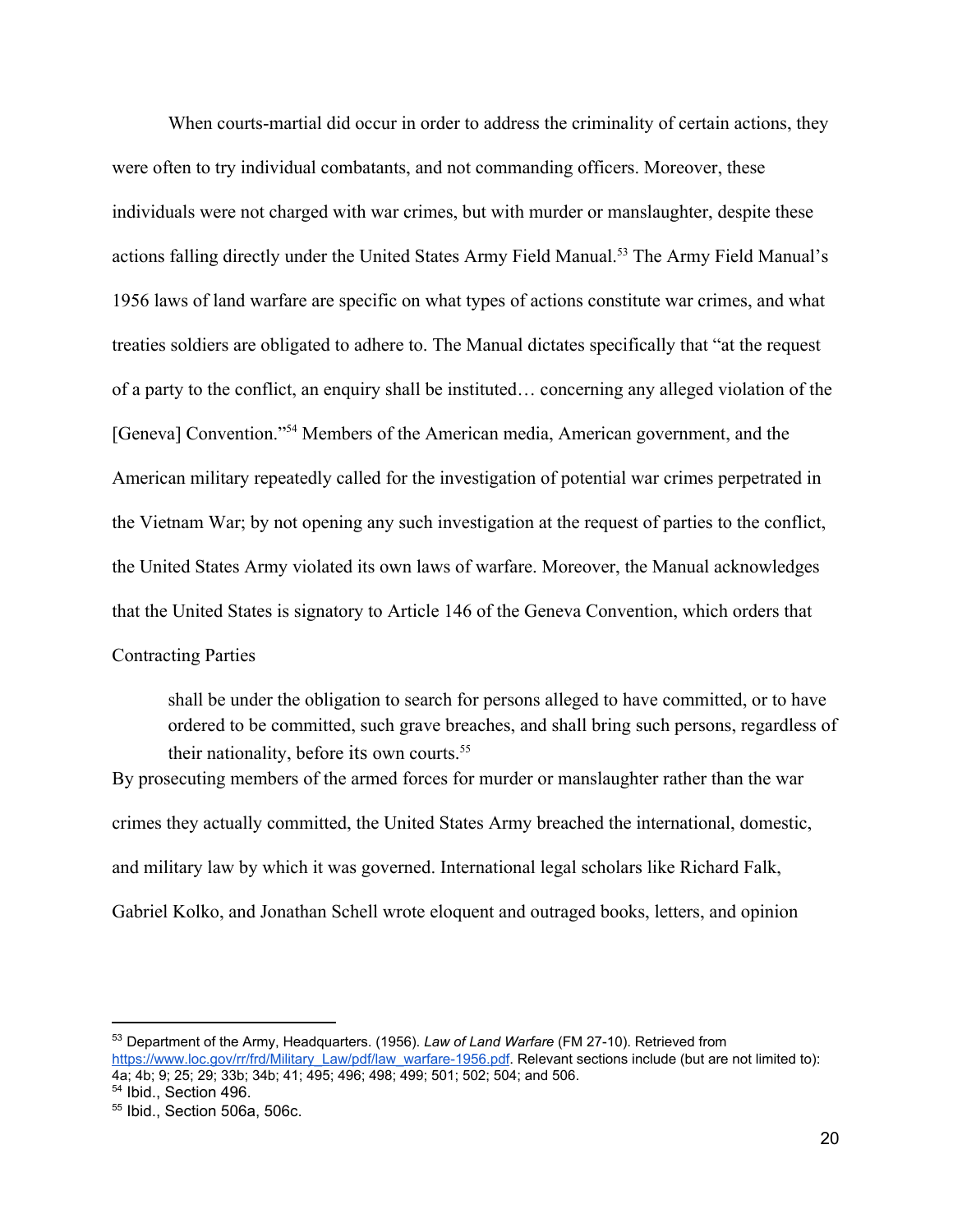When courts-martial did occur in order to address the criminality of certain actions, they were often to try individual combatants, and not commanding officers. Moreover, these individuals were not charged with war crimes, but with murder or manslaughter, despite these actions falling directly under the United States Army Field Manual.[53] The Army Field Manual's 1956 laws of land warfare are specific on what types of actions constitute war crimes, and what treaties soldiers are obligated to adhere to. The Manual dictates specifically that "at the request of a party to the conflict, an enquiry shall be instituted… concerning any alleged violation of the [Geneva] Convention."[54] Members of the American media, American government, and the American military repeatedly called for the investigation of potential war crimes perpetrated in the Vietnam War; by not opening any such investigation at the request of parties to the conflict, the United States Army violated its own laws of warfare. Moreover, the Manual acknowledges that the United States is signatory to Article 146 of the Geneva Convention, which orders that Contracting Parties

> shall be under the obligation to search for persons alleged to have committed, or to have ordered to be committed, such grave breaches, and shall bring such persons, regardless of their nationality, before its own courts.[55]

By prosecuting members of the armed forces for murder or manslaughter rather than the war crimes they actually committed, the United States Army breached the international, domestic, and military law by which it was governed. International legal scholars like Richard Falk, Gabriel Kolko, and Jonathan Schell wrote eloquent and outraged books, letters, and opinion

---

[53] Department of the Army, Headquarters. (1956). *Law of Land Warfare* (FM 27-10). Retrieved from https://www.loc.gov/rr/frd/Military_Law/pdf/law_warfare-1956.pdf. Relevant sections include (but are not limited to): 4a; 4b; 9; 25; 29; 33b; 34b; 41; 495; 496; 498; 499; 501; 502; 504; and 506.

[54] Ibid., Section 496.

[55] Ibid., Section 506a, 506c.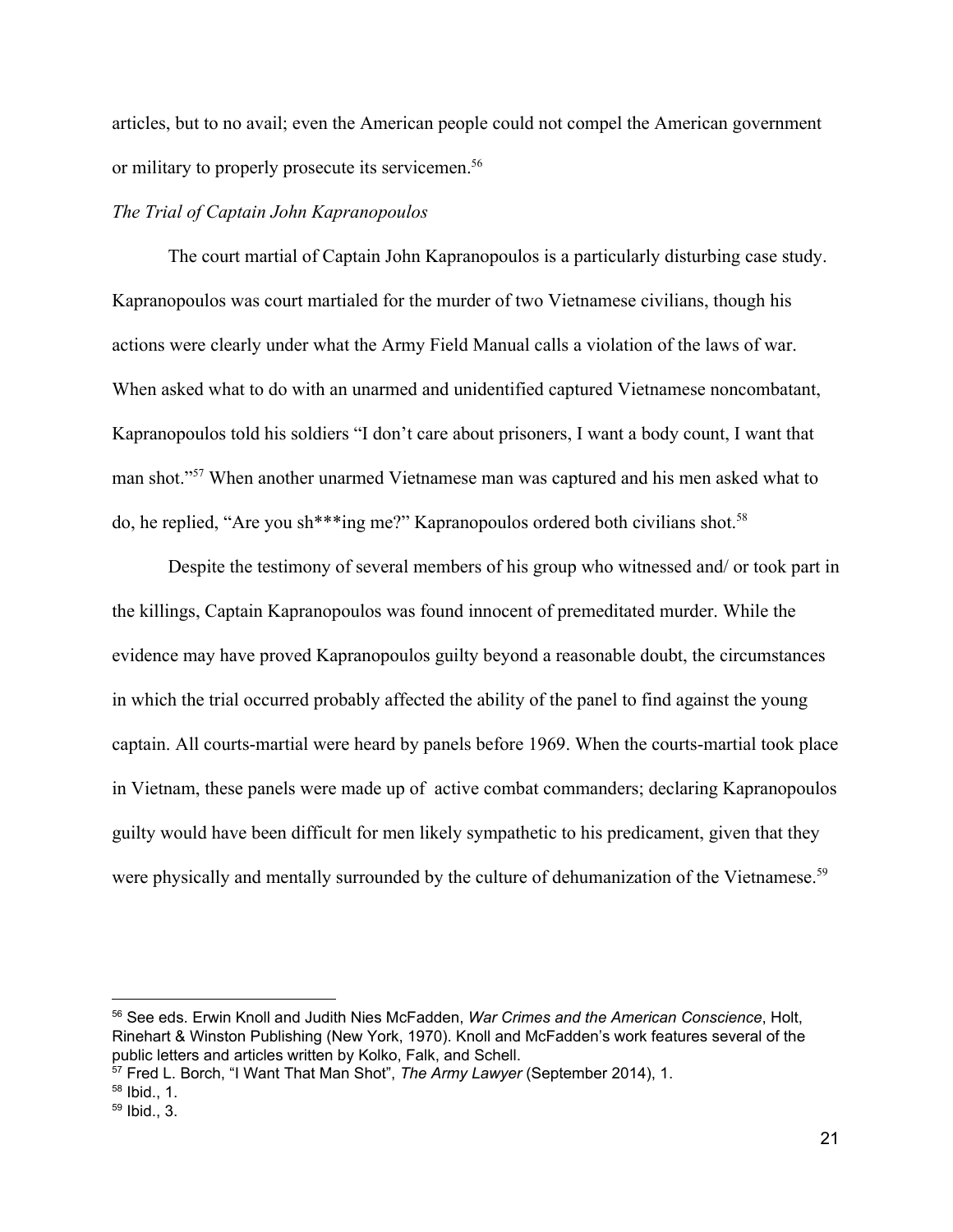articles, but to no avail; even the American people could not compel the American government or military to properly prosecute its servicemen.[56]

*The Trial of Captain John Kapranopoulos*

The court martial of Captain John Kapranopoulos is a particularly disturbing case study. Kapranopoulos was court martialed for the murder of two Vietnamese civilians, though his actions were clearly under what the Army Field Manual calls a violation of the laws of war. When asked what to do with an unarmed and unidentified captured Vietnamese noncombatant, Kapranopoulos told his soldiers "I don't care about prisoners, I want a body count, I want that man shot."[57] When another unarmed Vietnamese man was captured and his men asked what to do, he replied, "Are you sh***ing me?" Kapranopoulos ordered both civilians shot.[58]

Despite the testimony of several members of his group who witnessed and/ or took part in the killings, Captain Kapranopoulos was found innocent of premeditated murder. While the evidence may have proved Kapranopoulos guilty beyond a reasonable doubt, the circumstances in which the trial occurred probably affected the ability of the panel to find against the young captain. All courts-martial were heard by panels before 1969. When the courts-martial took place in Vietnam, these panels were made up of active combat commanders; declaring Kapranopoulos guilty would have been difficult for men likely sympathetic to his predicament, given that they were physically and mentally surrounded by the culture of dehumanization of the Vietnamese.[59]

---

[56] See eds. Erwin Knoll and Judith Nies McFadden, *War Crimes and the American Conscience*, Holt, Rinehart & Winston Publishing (New York, 1970). Knoll and McFadden's work features several of the public letters and articles written by Kolko, Falk, and Schell.

[57] Fred L. Borch, "I Want That Man Shot", *The Army Lawyer* (September 2014), 1.

[58] Ibid., 1.

[59] Ibid., 3.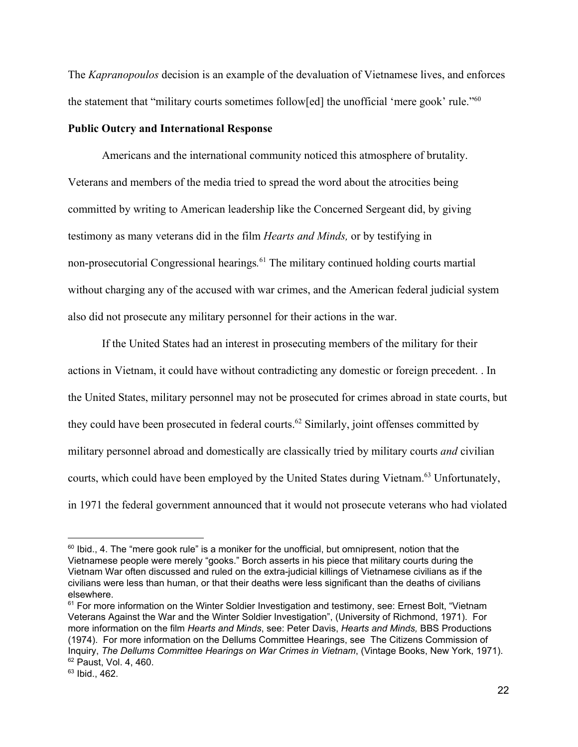The *Kapranopoulos* decision is an example of the devaluation of Vietnamese lives, and enforces the statement that "military courts sometimes follow[ed] the unofficial 'mere gook' rule."[60]

**Public Outcry and International Response**

Americans and the international community noticed this atmosphere of brutality. Veterans and members of the media tried to spread the word about the atrocities being committed by writing to American leadership like the Concerned Sergeant did, by giving testimony as many veterans did in the film *Hearts and Minds,* or by testifying in non-prosecutorial Congressional hearings.[61] The military continued holding courts martial without charging any of the accused with war crimes, and the American federal judicial system also did not prosecute any military personnel for their actions in the war.

If the United States had an interest in prosecuting members of the military for their actions in Vietnam, it could have without contradicting any domestic or foreign precedent. . In the United States, military personnel may not be prosecuted for crimes abroad in state courts, but they could have been prosecuted in federal courts.[62] Similarly, joint offenses committed by military personnel abroad and domestically are classically tried by military courts *and* civilian courts, which could have been employed by the United States during Vietnam.[63] Unfortunately, in 1971 the federal government announced that it would not prosecute veterans who had violated

---

[60] Ibid., 4. The "mere gook rule" is a moniker for the unofficial, but omnipresent, notion that the Vietnamese people were merely "gooks." Borch asserts in his piece that military courts during the Vietnam War often discussed and ruled on the extra-judicial killings of Vietnamese civilians as if the civilians were less than human, or that their deaths were less significant than the deaths of civilians elsewhere.

[61] For more information on the Winter Soldier Investigation and testimony, see: Ernest Bolt, "Vietnam Veterans Against the War and the Winter Soldier Investigation", (University of Richmond, 1971). For more information on the film *Hearts and Minds*, see: Peter Davis, *Hearts and Minds,* BBS Productions (1974). For more information on the Dellums Committee Hearings, see The Citizens Commission of Inquiry, *The Dellums Committee Hearings on War Crimes in Vietnam*, (Vintage Books, New York, 1971).

[62] Paust, Vol. 4, 460.

[63] Ibid., 462.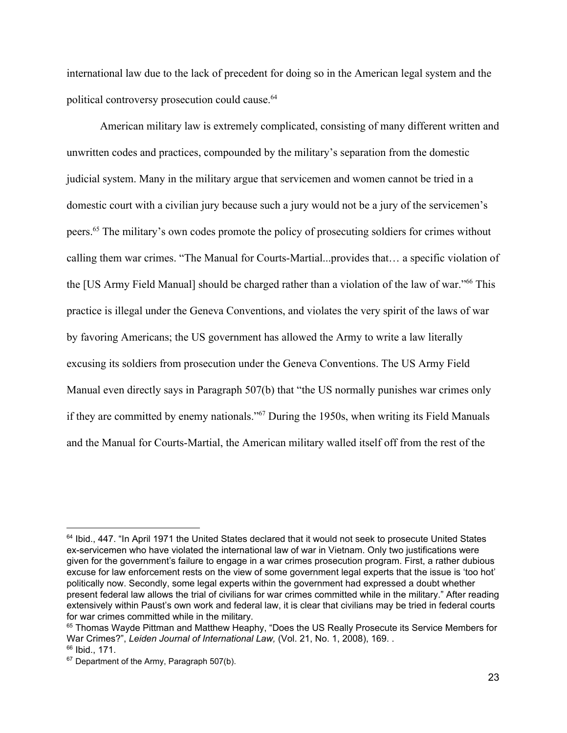international law due to the lack of precedent for doing so in the American legal system and the political controversy prosecution could cause.[64]

American military law is extremely complicated, consisting of many different written and unwritten codes and practices, compounded by the military's separation from the domestic judicial system. Many in the military argue that servicemen and women cannot be tried in a domestic court with a civilian jury because such a jury would not be a jury of the servicemen's peers.[65] The military's own codes promote the policy of prosecuting soldiers for crimes without calling them war crimes. "The Manual for Courts-Martial...provides that… a specific violation of the [US Army Field Manual] should be charged rather than a violation of the law of war."[66] This practice is illegal under the Geneva Conventions, and violates the very spirit of the laws of war by favoring Americans; the US government has allowed the Army to write a law literally excusing its soldiers from prosecution under the Geneva Conventions. The US Army Field Manual even directly says in Paragraph 507(b) that "the US normally punishes war crimes only if they are committed by enemy nationals."[67] During the 1950s, when writing its Field Manuals and the Manual for Courts-Martial, the American military walled itself off from the rest of the

---

[64] Ibid., 447. "In April 1971 the United States declared that it would not seek to prosecute United States ex-servicemen who have violated the international law of war in Vietnam. Only two justifications were given for the government's failure to engage in a war crimes prosecution program. First, a rather dubious excuse for law enforcement rests on the view of some government legal experts that the issue is 'too hot' politically now. Secondly, some legal experts within the government had expressed a doubt whether present federal law allows the trial of civilians for war crimes committed while in the military." After reading extensively within Paust's own work and federal law, it is clear that civilians may be tried in federal courts for war crimes committed while in the military.

[65] Thomas Wayde Pittman and Matthew Heaphy, "Does the US Really Prosecute its Service Members for War Crimes?", *Leiden Journal of International Law,* (Vol. 21, No. 1, 2008), 169. .

[66] Ibid., 171.

[67] Department of the Army, Paragraph 507(b).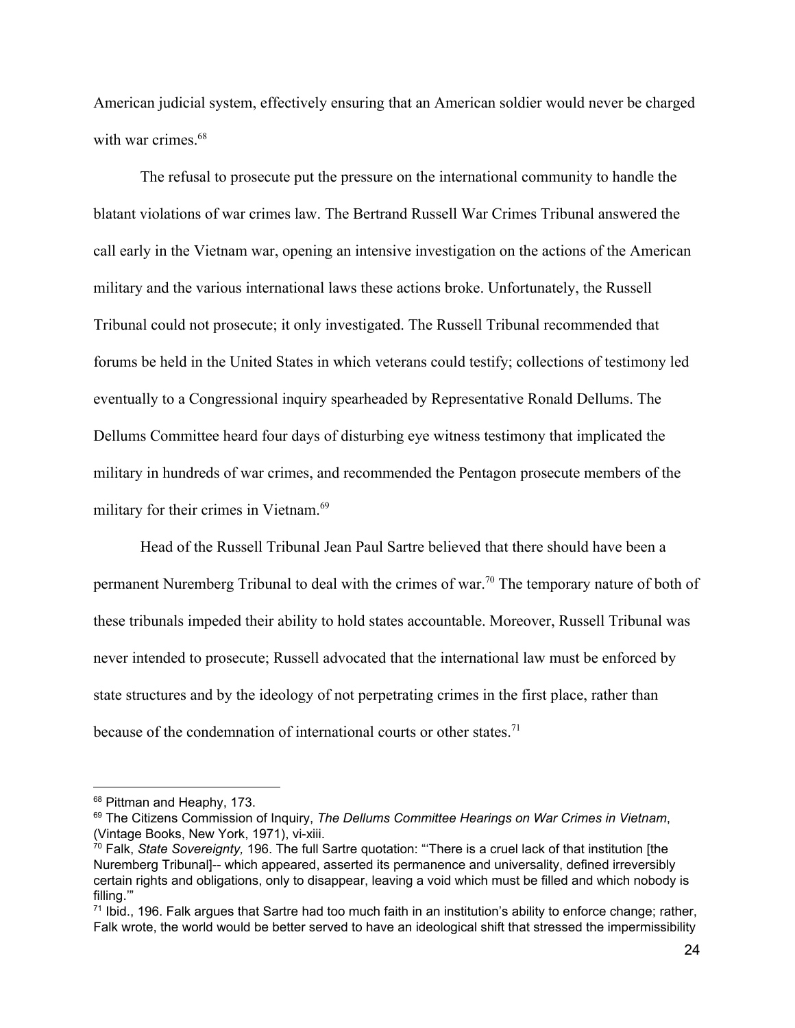American judicial system, effectively ensuring that an American soldier would never be charged with war crimes.[68]

The refusal to prosecute put the pressure on the international community to handle the blatant violations of war crimes law. The Bertrand Russell War Crimes Tribunal answered the call early in the Vietnam war, opening an intensive investigation on the actions of the American military and the various international laws these actions broke. Unfortunately, the Russell Tribunal could not prosecute; it only investigated. The Russell Tribunal recommended that forums be held in the United States in which veterans could testify; collections of testimony led eventually to a Congressional inquiry spearheaded by Representative Ronald Dellums. The Dellums Committee heard four days of disturbing eye witness testimony that implicated the military in hundreds of war crimes, and recommended the Pentagon prosecute members of the military for their crimes in Vietnam.[69]

Head of the Russell Tribunal Jean Paul Sartre believed that there should have been a permanent Nuremberg Tribunal to deal with the crimes of war.[70] The temporary nature of both of these tribunals impeded their ability to hold states accountable. Moreover, Russell Tribunal was never intended to prosecute; Russell advocated that the international law must be enforced by state structures and by the ideology of not perpetrating crimes in the first place, rather than because of the condemnation of international courts or other states.[71]

---

[68] Pittman and Heaphy, 173.

[69] The Citizens Commission of Inquiry, *The Dellums Committee Hearings on War Crimes in Vietnam*, (Vintage Books, New York, 1971), vi-xiii.

[70] Falk, *State Sovereignty,* 196. The full Sartre quotation: "'There is a cruel lack of that institution [the Nuremberg Tribunal]-- which appeared, asserted its permanence and universality, defined irreversibly certain rights and obligations, only to disappear, leaving a void which must be filled and which nobody is filling.'"

[71] Ibid., 196. Falk argues that Sartre had too much faith in an institution's ability to enforce change; rather, Falk wrote, the world would be better served to have an ideological shift that stressed the impermissibility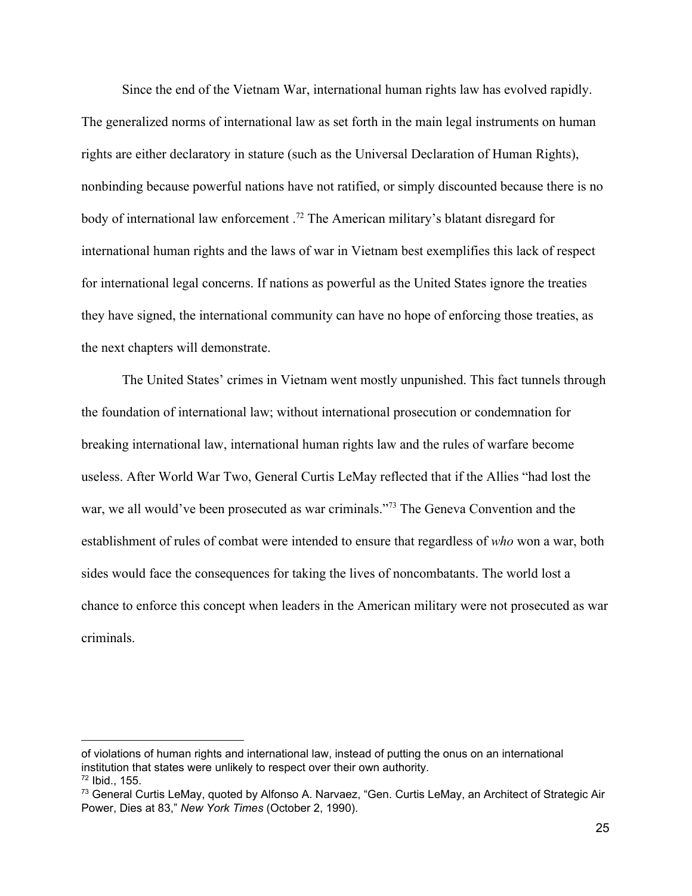Since the end of the Vietnam War, international human rights law has evolved rapidly. The generalized norms of international law as set forth in the main legal instruments on human rights are either declaratory in stature (such as the Universal Declaration of Human Rights), nonbinding because powerful nations have not ratified, or simply discounted because there is no body of international law enforcement .[72] The American military's blatant disregard for international human rights and the laws of war in Vietnam best exemplifies this lack of respect for international legal concerns. If nations as powerful as the United States ignore the treaties they have signed, the international community can have no hope of enforcing those treaties, as the next chapters will demonstrate.

The United States' crimes in Vietnam went mostly unpunished. This fact tunnels through the foundation of international law; without international prosecution or condemnation for breaking international law, international human rights law and the rules of warfare become useless. After World War Two, General Curtis LeMay reflected that if the Allies "had lost the war, we all would've been prosecuted as war criminals."[73] The Geneva Convention and the establishment of rules of combat were intended to ensure that regardless of *who* won a war, both sides would face the consequences for taking the lives of noncombatants. The world lost a chance to enforce this concept when leaders in the American military were not prosecuted as war criminals.

---

of violations of human rights and international law, instead of putting the onus on an international institution that states were unlikely to respect over their own authority.

[72] Ibid., 155.

[73] General Curtis LeMay, quoted by Alfonso A. Narvaez, "Gen. Curtis LeMay, an Architect of Strategic Air Power, Dies at 83," *New York Times* (October 2, 1990).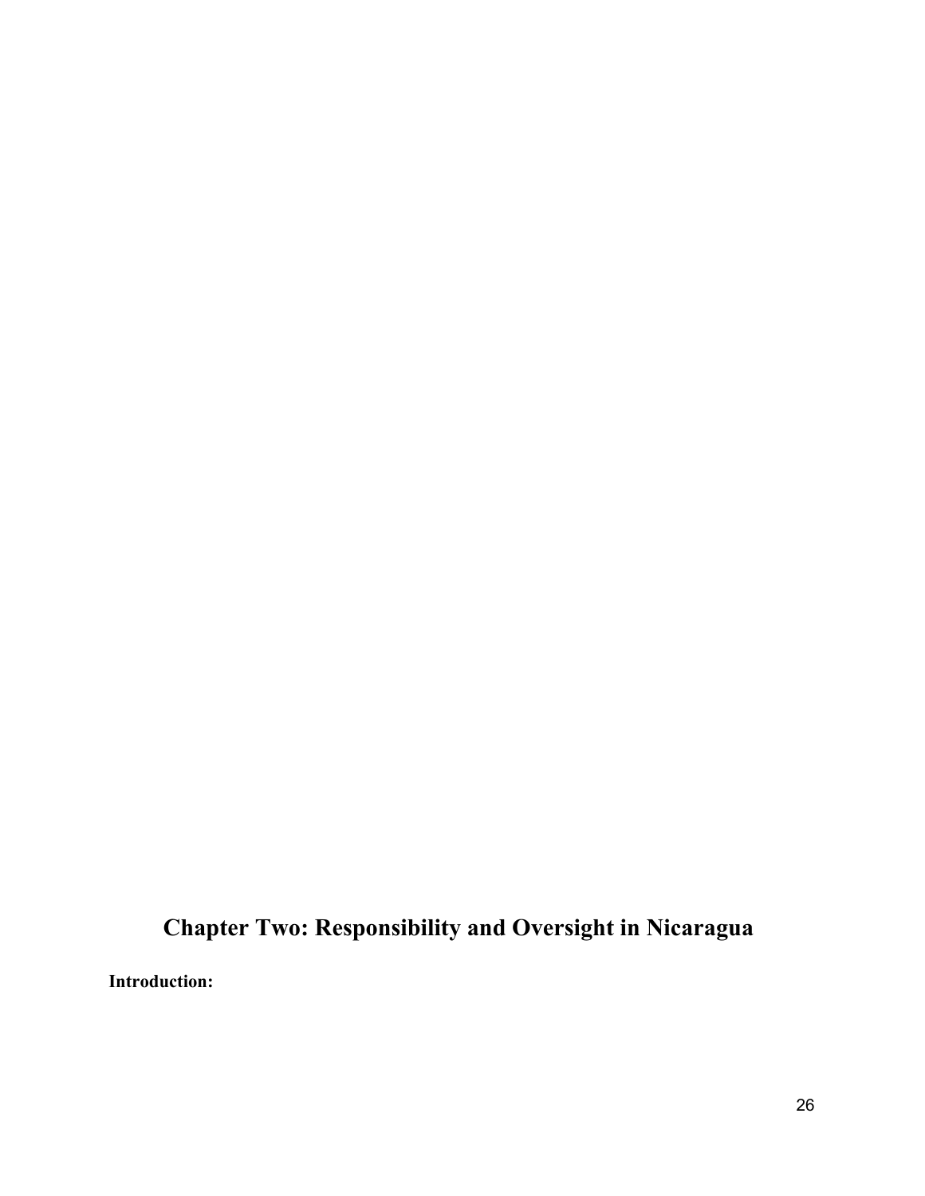# Chapter Two: Responsibility and Oversight in Nicaragua

**Introduction:**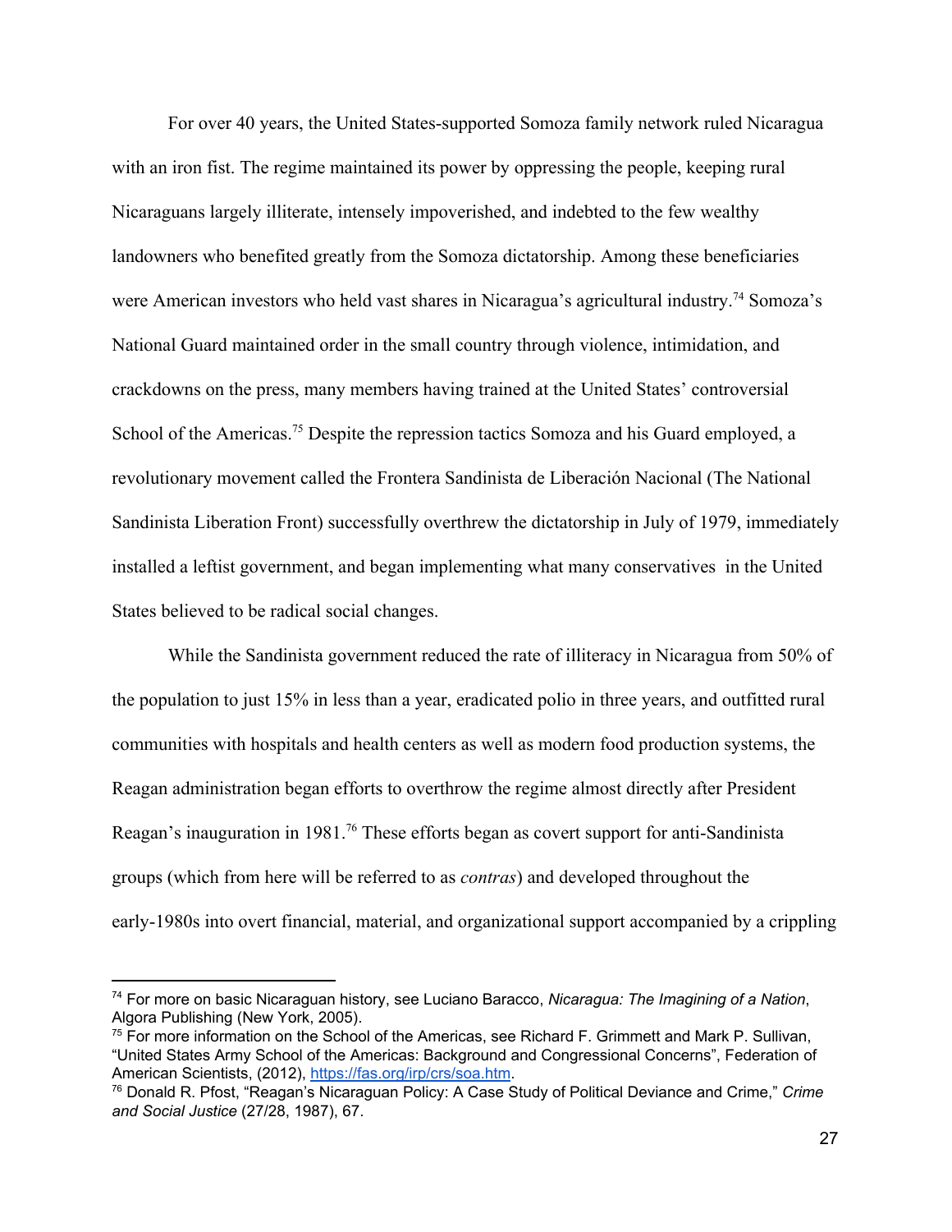For over 40 years, the United States-supported Somoza family network ruled Nicaragua with an iron fist. The regime maintained its power by oppressing the people, keeping rural Nicaraguans largely illiterate, intensely impoverished, and indebted to the few wealthy landowners who benefited greatly from the Somoza dictatorship. Among these beneficiaries were American investors who held vast shares in Nicaragua's agricultural industry.[74] Somoza's National Guard maintained order in the small country through violence, intimidation, and crackdowns on the press, many members having trained at the United States' controversial School of the Americas.[75] Despite the repression tactics Somoza and his Guard employed, a revolutionary movement called the Frontera Sandinista de Liberación Nacional (The National Sandinista Liberation Front) successfully overthrew the dictatorship in July of 1979, immediately installed a leftist government, and began implementing what many conservatives in the United States believed to be radical social changes.

While the Sandinista government reduced the rate of illiteracy in Nicaragua from 50% of the population to just 15% in less than a year, eradicated polio in three years, and outfitted rural communities with hospitals and health centers as well as modern food production systems, the Reagan administration began efforts to overthrow the regime almost directly after President Reagan's inauguration in 1981.[76] These efforts began as covert support for anti-Sandinista groups (which from here will be referred to as *contras*) and developed throughout the early-1980s into overt financial, material, and organizational support accompanied by a crippling

---

[74] For more on basic Nicaraguan history, see Luciano Baracco, *Nicaragua: The Imagining of a Nation*, Algora Publishing (New York, 2005).

[75] For more information on the School of the Americas, see Richard F. Grimmett and Mark P. Sullivan, "United States Army School of the Americas: Background and Congressional Concerns", Federation of American Scientists, (2012), https://fas.org/irp/crs/soa.htm.

[76] Donald R. Pfost, "Reagan's Nicaraguan Policy: A Case Study of Political Deviance and Crime," *Crime and Social Justice* (27/28, 1987), 67.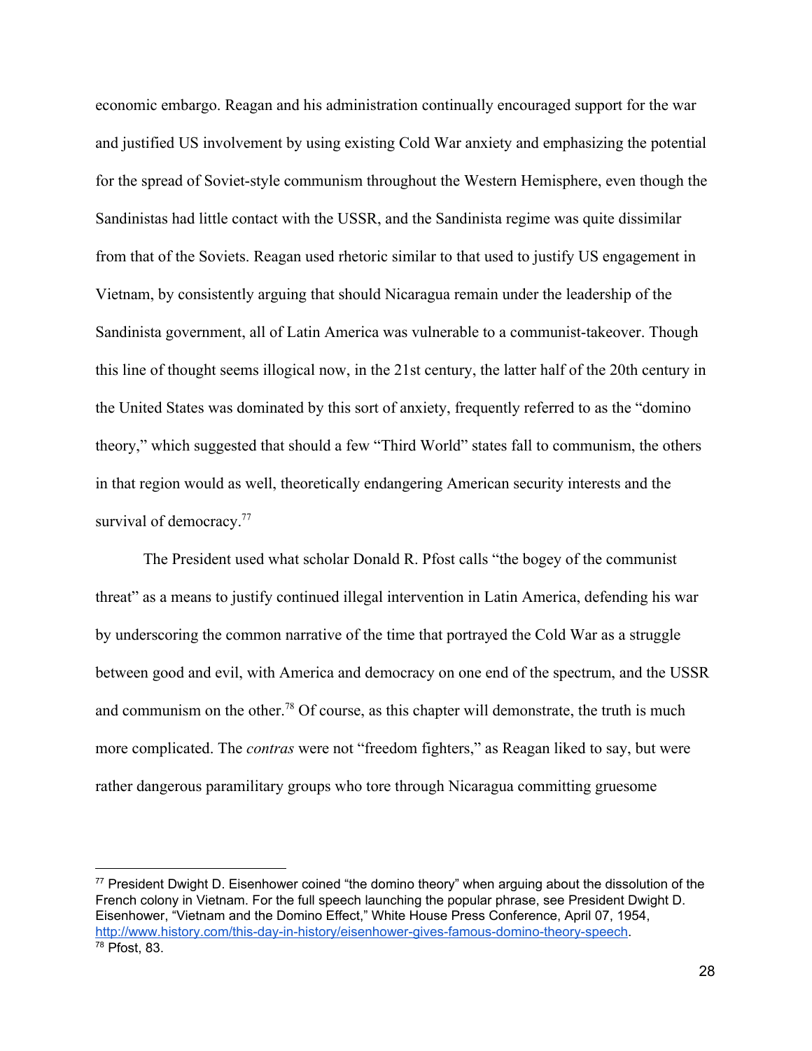economic embargo. Reagan and his administration continually encouraged support for the war and justified US involvement by using existing Cold War anxiety and emphasizing the potential for the spread of Soviet-style communism throughout the Western Hemisphere, even though the Sandinistas had little contact with the USSR, and the Sandinista regime was quite dissimilar from that of the Soviets. Reagan used rhetoric similar to that used to justify US engagement in Vietnam, by consistently arguing that should Nicaragua remain under the leadership of the Sandinista government, all of Latin America was vulnerable to a communist-takeover. Though this line of thought seems illogical now, in the 21st century, the latter half of the 20th century in the United States was dominated by this sort of anxiety, frequently referred to as the "domino theory," which suggested that should a few "Third World" states fall to communism, the others in that region would as well, theoretically endangering American security interests and the survival of democracy.[77]

The President used what scholar Donald R. Pfost calls "the bogey of the communist threat" as a means to justify continued illegal intervention in Latin America, defending his war by underscoring the common narrative of the time that portrayed the Cold War as a struggle between good and evil, with America and democracy on one end of the spectrum, and the USSR and communism on the other.[78] Of course, as this chapter will demonstrate, the truth is much more complicated. The *contras* were not "freedom fighters," as Reagan liked to say, but were rather dangerous paramilitary groups who tore through Nicaragua committing gruesome

---

[77] President Dwight D. Eisenhower coined "the domino theory" when arguing about the dissolution of the French colony in Vietnam. For the full speech launching the popular phrase, see President Dwight D. Eisenhower, "Vietnam and the Domino Effect," White House Press Conference, April 07, 1954, http://www.history.com/this-day-in-history/eisenhower-gives-famous-domino-theory-speech.

[78] Pfost, 83.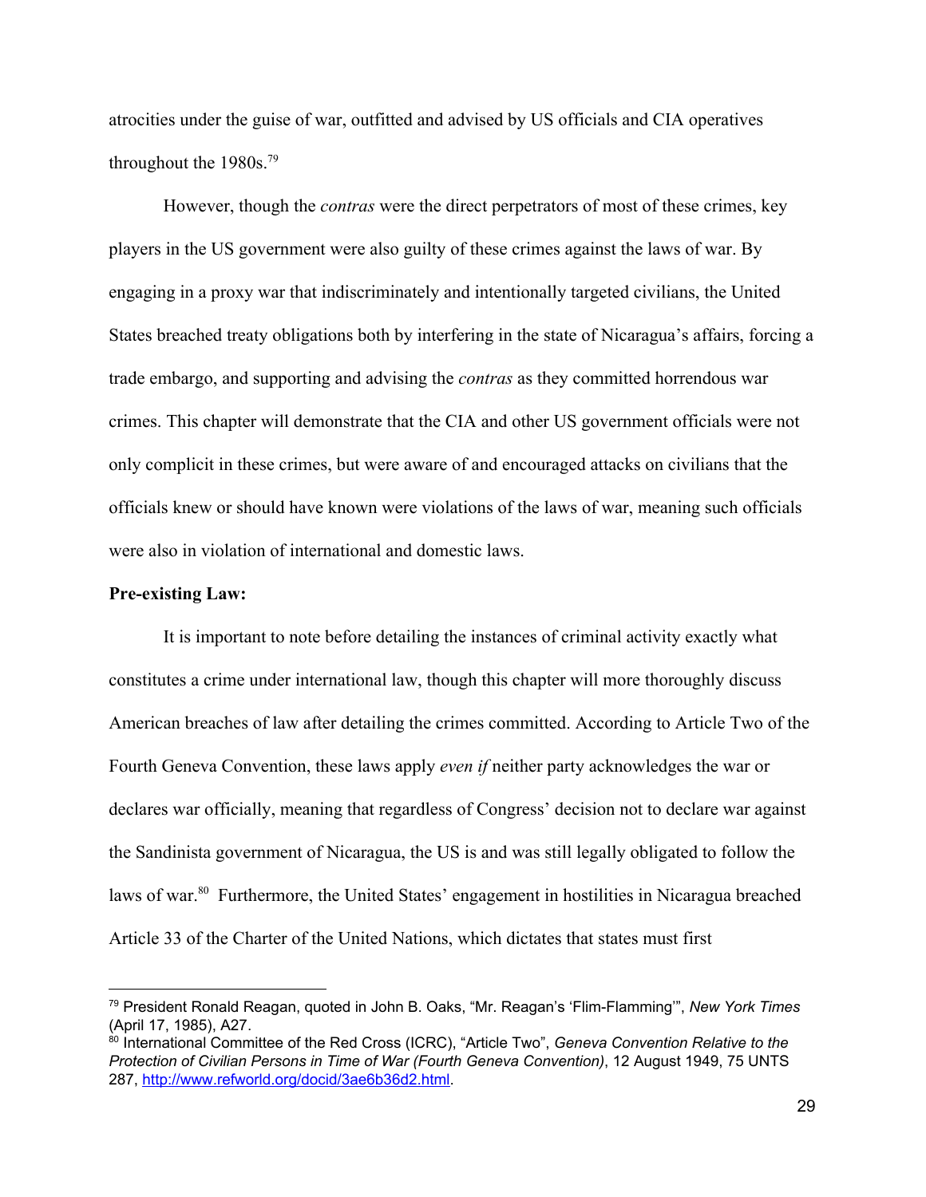atrocities under the guise of war, outfitted and advised by US officials and CIA operatives throughout the 1980s.[79]

However, though the *contras* were the direct perpetrators of most of these crimes, key players in the US government were also guilty of these crimes against the laws of war. By engaging in a proxy war that indiscriminately and intentionally targeted civilians, the United States breached treaty obligations both by interfering in the state of Nicaragua's affairs, forcing a trade embargo, and supporting and advising the *contras* as they committed horrendous war crimes. This chapter will demonstrate that the CIA and other US government officials were not only complicit in these crimes, but were aware of and encouraged attacks on civilians that the officials knew or should have known were violations of the laws of war, meaning such officials were also in violation of international and domestic laws.

**Pre-existing Law:**

It is important to note before detailing the instances of criminal activity exactly what constitutes a crime under international law, though this chapter will more thoroughly discuss American breaches of law after detailing the crimes committed. According to Article Two of the Fourth Geneva Convention, these laws apply *even if* neither party acknowledges the war or declares war officially, meaning that regardless of Congress' decision not to declare war against the Sandinista government of Nicaragua, the US is and was still legally obligated to follow the laws of war.[80] Furthermore, the United States' engagement in hostilities in Nicaragua breached Article 33 of the Charter of the United Nations, which dictates that states must first

---

[79] President Ronald Reagan, quoted in John B. Oaks, "Mr. Reagan's 'Flim-Flamming'", *New York Times* (April 17, 1985), A27.

[80] International Committee of the Red Cross (ICRC), "Article Two", *Geneva Convention Relative to the Protection of Civilian Persons in Time of War (Fourth Geneva Convention)*, 12 August 1949, 75 UNTS 287, http://www.refworld.org/docid/3ae6b36d2.html.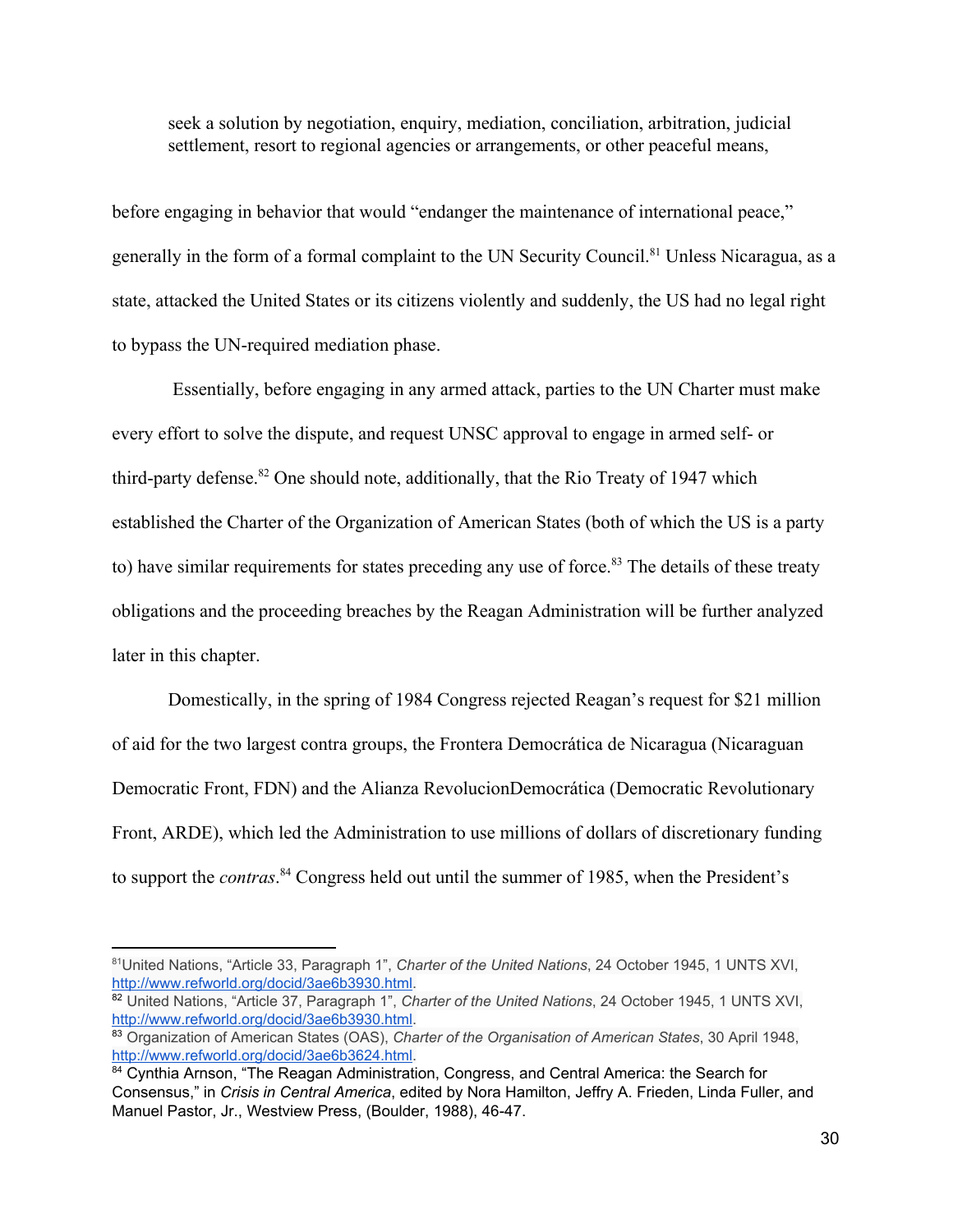> seek a solution by negotiation, enquiry, mediation, conciliation, arbitration, judicial settlement, resort to regional agencies or arrangements, or other peaceful means,

before engaging in behavior that would "endanger the maintenance of international peace," generally in the form of a formal complaint to the UN Security Council.[81] Unless Nicaragua, as a state, attacked the United States or its citizens violently and suddenly, the US had no legal right to bypass the UN-required mediation phase.

Essentially, before engaging in any armed attack, parties to the UN Charter must make every effort to solve the dispute, and request UNSC approval to engage in armed self- or third-party defense.[82] One should note, additionally, that the Rio Treaty of 1947 which established the Charter of the Organization of American States (both of which the US is a party to) have similar requirements for states preceding any use of force.[83] The details of these treaty obligations and the proceeding breaches by the Reagan Administration will be further analyzed later in this chapter.

Domestically, in the spring of 1984 Congress rejected Reagan's request for $21 million of aid for the two largest contra groups, the Frontera Democrática de Nicaragua (Nicaraguan Democratic Front, FDN) and the Alianza RevolucionDemocrática (Democratic Revolutionary Front, ARDE), which led the Administration to use millions of dollars of discretionary funding to support the *contras*.[84] Congress held out until the summer of 1985, when the President's

---

[81] United Nations, "Article 33, Paragraph 1", *Charter of the United Nations*, 24 October 1945, 1 UNTS XVI, http://www.refworld.org/docid/3ae6b3930.html.

[82] United Nations, "Article 37, Paragraph 1", *Charter of the United Nations*, 24 October 1945, 1 UNTS XVI, http://www.refworld.org/docid/3ae6b3930.html.

[83] Organization of American States (OAS), *Charter of the Organisation of American States*, 30 April 1948, http://www.refworld.org/docid/3ae6b3624.html.

[84] Cynthia Arnson, "The Reagan Administration, Congress, and Central America: the Search for Consensus," in *Crisis in Central America*, edited by Nora Hamilton, Jeffry A. Frieden, Linda Fuller, and Manuel Pastor, Jr., Westview Press, (Boulder, 1988), 46-47.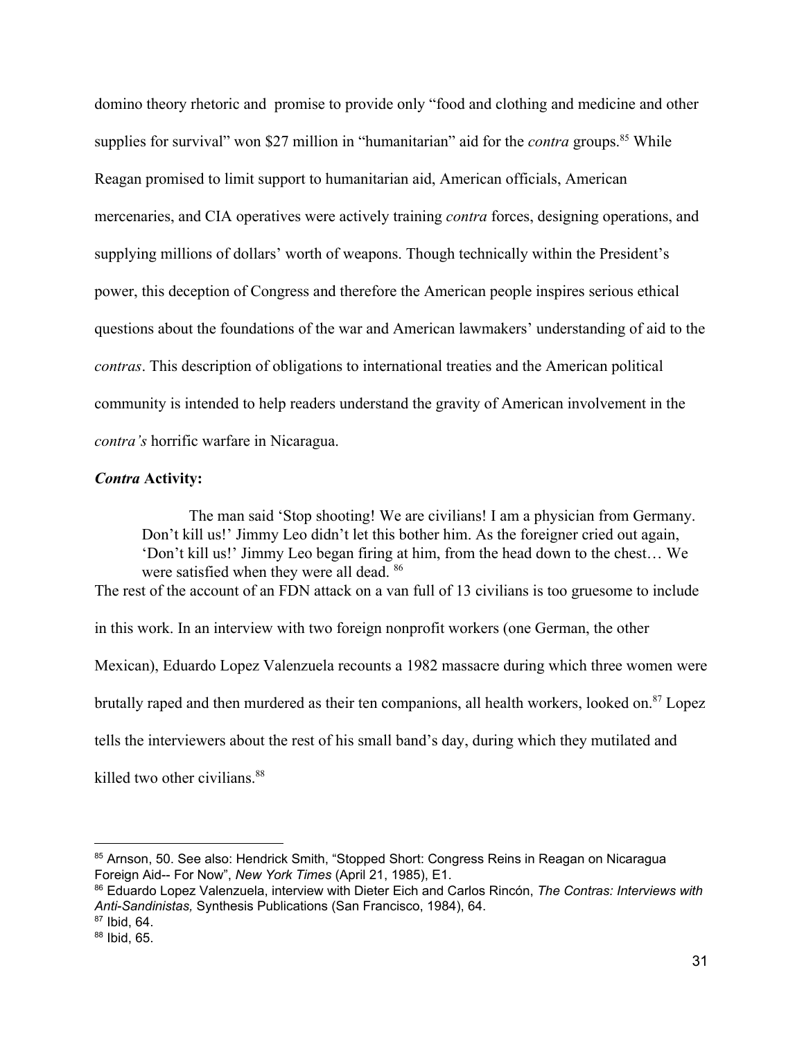domino theory rhetoric and  promise to provide only "food and clothing and medicine and other supplies for survival" won $27 million in "humanitarian" aid for the *contra* groups.[85] While Reagan promised to limit support to humanitarian aid, American officials, American mercenaries, and CIA operatives were actively training *contra* forces, designing operations, and supplying millions of dollars' worth of weapons. Though technically within the President's power, this deception of Congress and therefore the American people inspires serious ethical questions about the foundations of the war and American lawmakers' understanding of aid to the *contras*. This description of obligations to international treaties and the American political community is intended to help readers understand the gravity of American involvement in the *contra's* horrific warfare in Nicaragua.

***Contra* Activity:**

> The man said 'Stop shooting! We are civilians! I am a physician from Germany. Don't kill us!' Jimmy Leo didn't let this bother him. As the foreigner cried out again, 'Don't kill us!' Jimmy Leo began firing at him, from the head down to the chest… We were satisfied when they were all dead. [86]

The rest of the account of an FDN attack on a van full of 13 civilians is too gruesome to include in this work. In an interview with two foreign nonprofit workers (one German, the other Mexican), Eduardo Lopez Valenzuela recounts a 1982 massacre during which three women were brutally raped and then murdered as their ten companions, all health workers, looked on.[87] Lopez tells the interviewers about the rest of his small band's day, during which they mutilated and killed two other civilians.[88]

---

[85] Arnson, 50. See also: Hendrick Smith, "Stopped Short: Congress Reins in Reagan on Nicaragua Foreign Aid-- For Now", *New York Times* (April 21, 1985), E1.

[86] Eduardo Lopez Valenzuela, interview with Dieter Eich and Carlos Rincón, *The Contras: Interviews with Anti-Sandinistas,* Synthesis Publications (San Francisco, 1984), 64.

[87] Ibid, 64.

[88] Ibid, 65.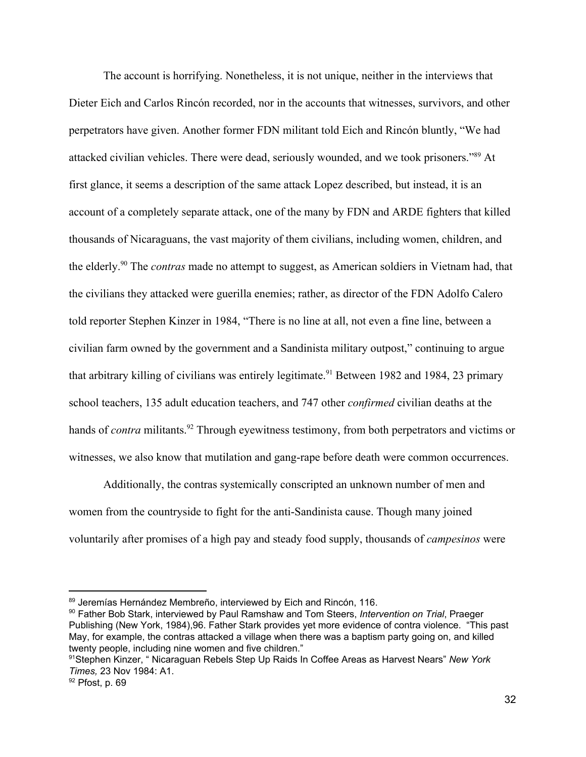The account is horrifying. Nonetheless, it is not unique, neither in the interviews that Dieter Eich and Carlos Rincón recorded, nor in the accounts that witnesses, survivors, and other perpetrators have given. Another former FDN militant told Eich and Rincón bluntly, "We had attacked civilian vehicles. There were dead, seriously wounded, and we took prisoners."[89] At first glance, it seems a description of the same attack Lopez described, but instead, it is an account of a completely separate attack, one of the many by FDN and ARDE fighters that killed thousands of Nicaraguans, the vast majority of them civilians, including women, children, and the elderly.[90] The *contras* made no attempt to suggest, as American soldiers in Vietnam had, that the civilians they attacked were guerilla enemies; rather, as director of the FDN Adolfo Calero told reporter Stephen Kinzer in 1984, "There is no line at all, not even a fine line, between a civilian farm owned by the government and a Sandinista military outpost," continuing to argue that arbitrary killing of civilians was entirely legitimate.[91] Between 1982 and 1984, 23 primary school teachers, 135 adult education teachers, and 747 other *confirmed* civilian deaths at the hands of *contra* militants.[92] Through eyewitness testimony, from both perpetrators and victims or witnesses, we also know that mutilation and gang-rape before death were common occurrences.

Additionally, the contras systemically conscripted an unknown number of men and women from the countryside to fight for the anti-Sandinista cause. Though many joined voluntarily after promises of a high pay and steady food supply, thousands of *campesinos* were

---

[89] Jeremías Hernández Membreño, interviewed by Eich and Rincón, 116.

[90] Father Bob Stark, interviewed by Paul Ramshaw and Tom Steers, *Intervention on Trial*, Praeger Publishing (New York, 1984),96. Father Stark provides yet more evidence of contra violence. "This past May, for example, the contras attacked a village when there was a baptism party going on, and killed twenty people, including nine women and five children."

[91] Stephen Kinzer, " Nicaraguan Rebels Step Up Raids In Coffee Areas as Harvest Nears" *New York Times,* 23 Nov 1984: A1.

[92] Pfost, p. 69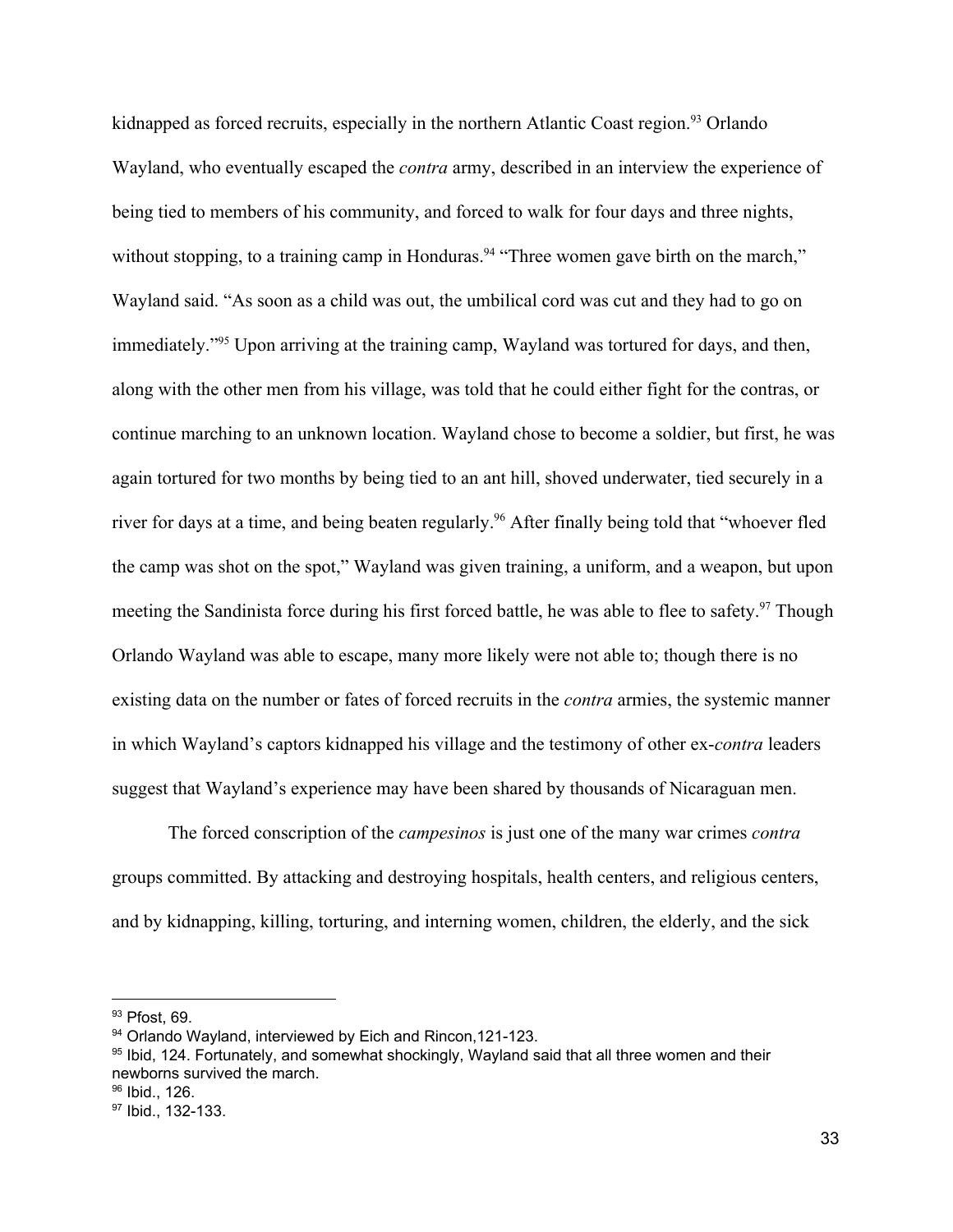kidnapped as forced recruits, especially in the northern Atlantic Coast region.[93] Orlando Wayland, who eventually escaped the *contra* army, described in an interview the experience of being tied to members of his community, and forced to walk for four days and three nights, without stopping, to a training camp in Honduras.[94] "Three women gave birth on the march," Wayland said. "As soon as a child was out, the umbilical cord was cut and they had to go on immediately."[95] Upon arriving at the training camp, Wayland was tortured for days, and then, along with the other men from his village, was told that he could either fight for the contras, or continue marching to an unknown location. Wayland chose to become a soldier, but first, he was again tortured for two months by being tied to an ant hill, shoved underwater, tied securely in a river for days at a time, and being beaten regularly.[96] After finally being told that "whoever fled the camp was shot on the spot," Wayland was given training, a uniform, and a weapon, but upon meeting the Sandinista force during his first forced battle, he was able to flee to safety.[97] Though Orlando Wayland was able to escape, many more likely were not able to; though there is no existing data on the number or fates of forced recruits in the *contra* armies, the systemic manner in which Wayland's captors kidnapped his village and the testimony of other ex-*contra* leaders suggest that Wayland's experience may have been shared by thousands of Nicaraguan men.

The forced conscription of the *campesinos* is just one of the many war crimes *contra* groups committed. By attacking and destroying hospitals, health centers, and religious centers, and by kidnapping, killing, torturing, and interning women, children, the elderly, and the sick

---

[93] Pfost, 69.

[94] Orlando Wayland, interviewed by Eich and Rincon,121-123.

[95] Ibid, 124. Fortunately, and somewhat shockingly, Wayland said that all three women and their newborns survived the march.

[96] Ibid., 126.

[97] Ibid., 132-133.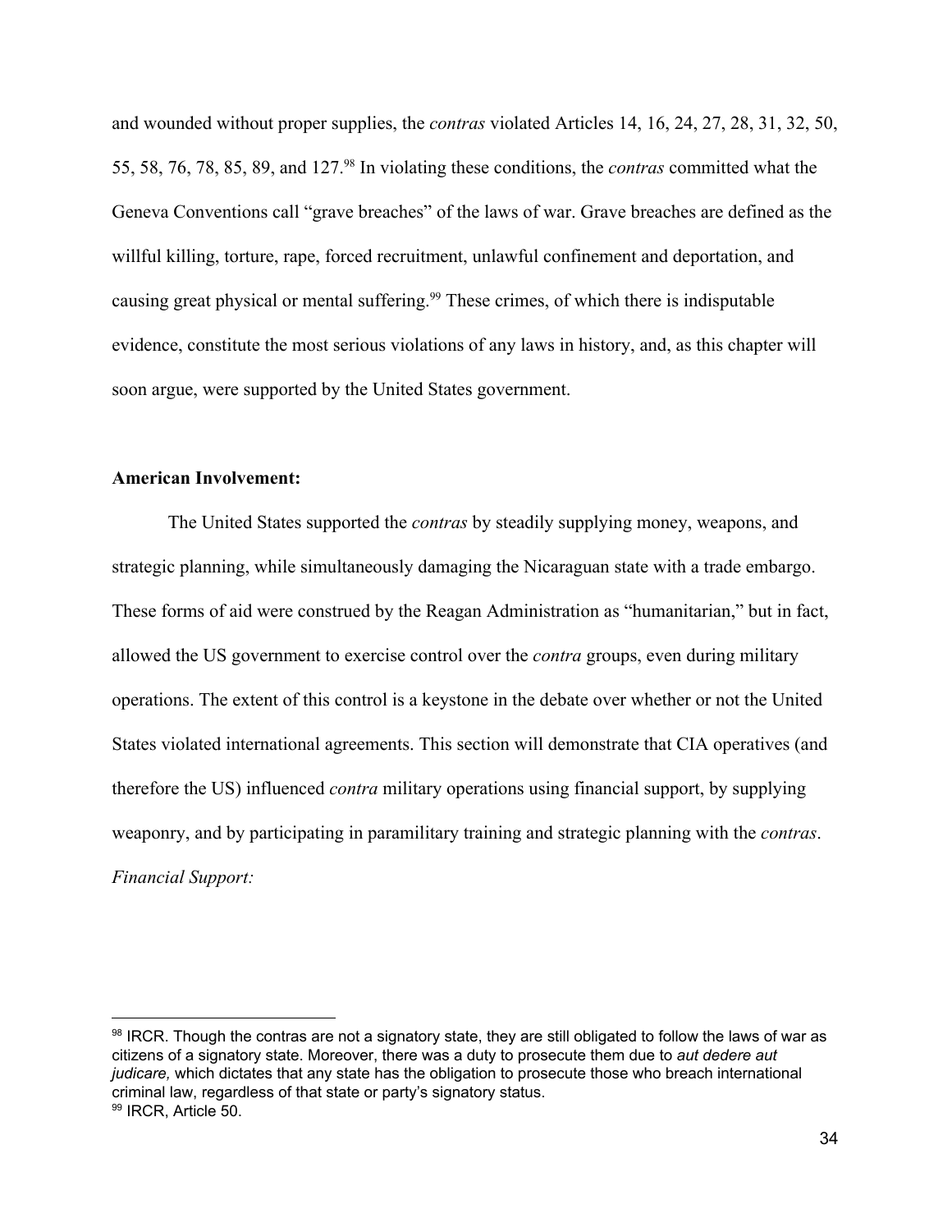and wounded without proper supplies, the *contras* violated Articles 14, 16, 24, 27, 28, 31, 32, 50, 55, 58, 76, 78, 85, 89, and 127.[98] In violating these conditions, the *contras* committed what the Geneva Conventions call "grave breaches" of the laws of war. Grave breaches are defined as the willful killing, torture, rape, forced recruitment, unlawful confinement and deportation, and causing great physical or mental suffering.[99] These crimes, of which there is indisputable evidence, constitute the most serious violations of any laws in history, and, as this chapter will soon argue, were supported by the United States government.

**American Involvement:**

The United States supported the *contras* by steadily supplying money, weapons, and strategic planning, while simultaneously damaging the Nicaraguan state with a trade embargo. These forms of aid were construed by the Reagan Administration as "humanitarian," but in fact, allowed the US government to exercise control over the *contra* groups, even during military operations. The extent of this control is a keystone in the debate over whether or not the United States violated international agreements. This section will demonstrate that CIA operatives (and therefore the US) influenced *contra* military operations using financial support, by supplying weaponry, and by participating in paramilitary training and strategic planning with the *contras*.

*Financial Support:*

---

[98] IRCR. Though the contras are not a signatory state, they are still obligated to follow the laws of war as citizens of a signatory state. Moreover, there was a duty to prosecute them due to *aut dedere aut judicare,* which dictates that any state has the obligation to prosecute those who breach international criminal law, regardless of that state or party's signatory status.

[99] IRCR, Article 50.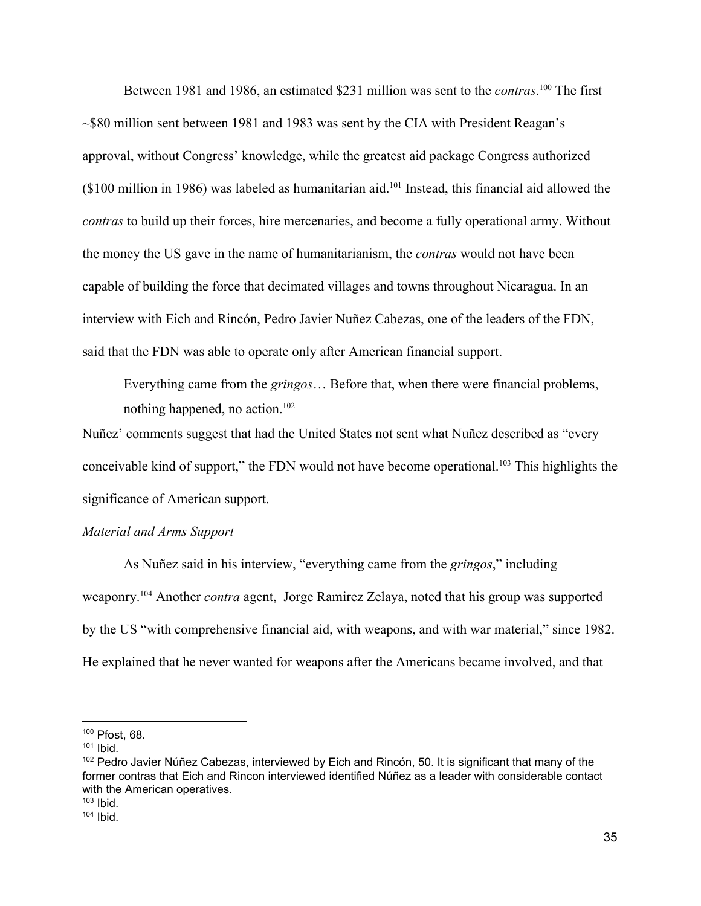Between 1981 and 1986, an estimated \$231 million was sent to the *contras*.[100] The first ~\$80 million sent between 1981 and 1983 was sent by the CIA with President Reagan's approval, without Congress' knowledge, while the greatest aid package Congress authorized (\$100 million in 1986) was labeled as humanitarian aid.[101] Instead, this financial aid allowed the *contras* to build up their forces, hire mercenaries, and become a fully operational army. Without the money the US gave in the name of humanitarianism, the *contras* would not have been capable of building the force that decimated villages and towns throughout Nicaragua. In an interview with Eich and Rincón, Pedro Javier Nuñez Cabezas, one of the leaders of the FDN, said that the FDN was able to operate only after American financial support.

> Everything came from the *gringos*… Before that, when there were financial problems, nothing happened, no action.[102]

Nuñez' comments suggest that had the United States not sent what Nuñez described as "every conceivable kind of support," the FDN would not have become operational.[103] This highlights the significance of American support.

*Material and Arms Support*

As Nuñez said in his interview, "everything came from the *gringos*," including weaponry.[104] Another *contra* agent, Jorge Ramirez Zelaya, noted that his group was supported by the US "with comprehensive financial aid, with weapons, and with war material," since 1982. He explained that he never wanted for weapons after the Americans became involved, and that

---

[100] Pfost, 68.
[101] Ibid.
[102] Pedro Javier Núñez Cabezas, interviewed by Eich and Rincón, 50. It is significant that many of the former contras that Eich and Rincon interviewed identified Núñez as a leader with considerable contact with the American operatives.
[103] Ibid.
[104] Ibid.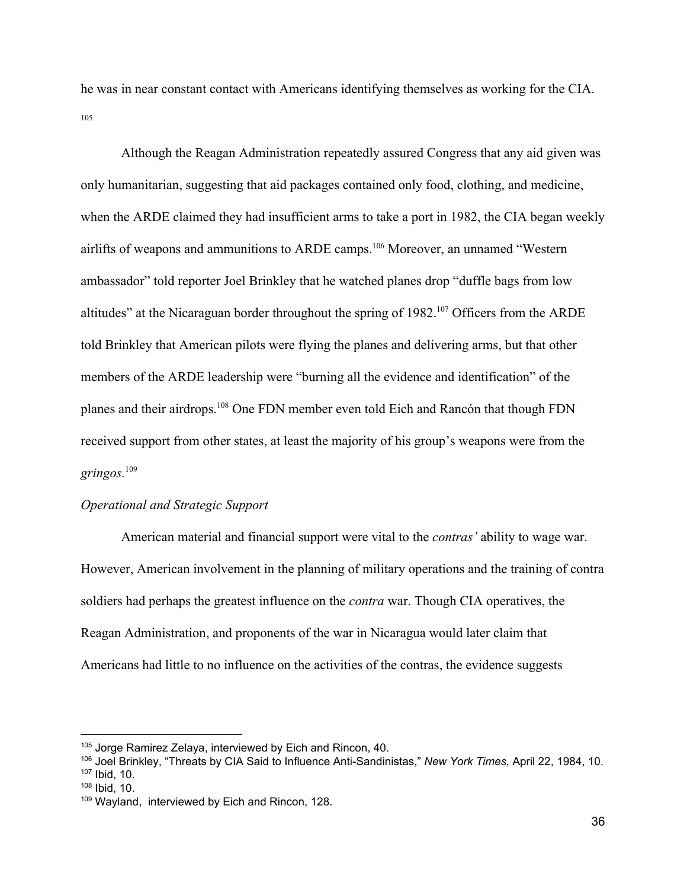he was in near constant contact with Americans identifying themselves as working for the CIA.[105]

Although the Reagan Administration repeatedly assured Congress that any aid given was only humanitarian, suggesting that aid packages contained only food, clothing, and medicine, when the ARDE claimed they had insufficient arms to take a port in 1982, the CIA began weekly airlifts of weapons and ammunitions to ARDE camps.[106] Moreover, an unnamed "Western ambassador" told reporter Joel Brinkley that he watched planes drop "duffle bags from low altitudes" at the Nicaraguan border throughout the spring of 1982.[107] Officers from the ARDE told Brinkley that American pilots were flying the planes and delivering arms, but that other members of the ARDE leadership were "burning all the evidence and identification" of the planes and their airdrops.[108] One FDN member even told Eich and Rancón that though FDN received support from other states, at least the majority of his group's weapons were from the *gringos.*[109]

*Operational and Strategic Support*

American material and financial support were vital to the *contras'* ability to wage war. However, American involvement in the planning of military operations and the training of contra soldiers had perhaps the greatest influence on the *contra* war. Though CIA operatives, the Reagan Administration, and proponents of the war in Nicaragua would later claim that Americans had little to no influence on the activities of the contras, the evidence suggests

---

[105] Jorge Ramirez Zelaya, interviewed by Eich and Rincon, 40.

[106] Joel Brinkley, "Threats by CIA Said to Influence Anti-Sandinistas," *New York Times,* April 22, 1984, 10.

[107] Ibid, 10.

[108] Ibid, 10.

[109] Wayland, interviewed by Eich and Rincon, 128.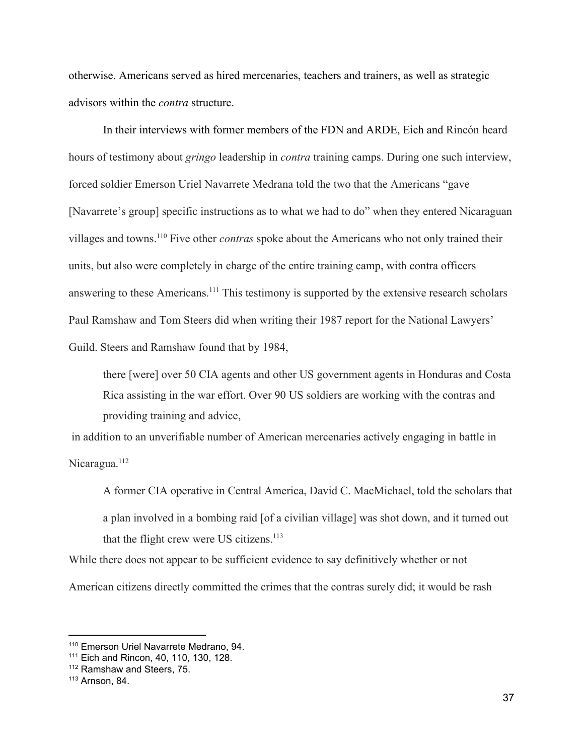otherwise. Americans served as hired mercenaries, teachers and trainers, as well as strategic advisors within the *contra* structure.

In their interviews with former members of the FDN and ARDE, Eich and Rincón heard hours of testimony about *gringo* leadership in *contra* training camps. During one such interview, forced soldier Emerson Uriel Navarrete Medrana told the two that the Americans "gave [Navarrete's group] specific instructions as to what we had to do" when they entered Nicaraguan villages and towns.[110] Five other *contras* spoke about the Americans who not only trained their units, but also were completely in charge of the entire training camp, with contra officers answering to these Americans.[111] This testimony is supported by the extensive research scholars Paul Ramshaw and Tom Steers did when writing their 1987 report for the National Lawyers' Guild. Steers and Ramshaw found that by 1984,

> there [were] over 50 CIA agents and other US government agents in Honduras and Costa Rica assisting in the war effort. Over 90 US soldiers are working with the contras and providing training and advice,

in addition to an unverifiable number of American mercenaries actively engaging in battle in Nicaragua.[112]

A former CIA operative in Central America, David C. MacMichael, told the scholars that

> a plan involved in a bombing raid [of a civilian village] was shot down, and it turned out that the flight crew were US citizens.[113]

While there does not appear to be sufficient evidence to say definitively whether or not American citizens directly committed the crimes that the contras surely did; it would be rash

---

[110] Emerson Uriel Navarrete Medrano, 94.

[111] Eich and Rincon, 40, 110, 130, 128.

[112] Ramshaw and Steers, 75.

[113] Arnson, 84.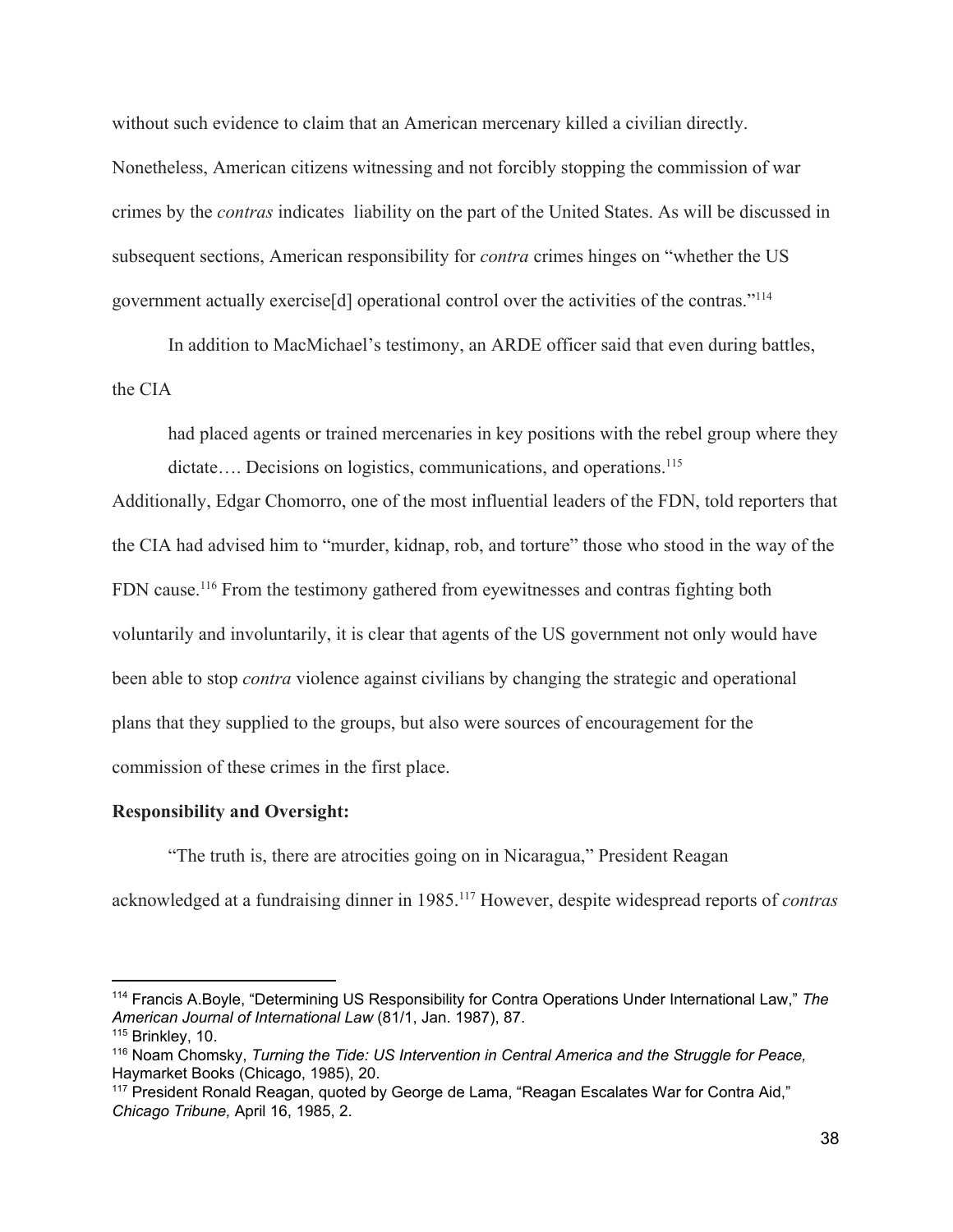without such evidence to claim that an American mercenary killed a civilian directly. Nonetheless, American citizens witnessing and not forcibly stopping the commission of war crimes by the *contras* indicates  liability on the part of the United States. As will be discussed in subsequent sections, American responsibility for *contra* crimes hinges on "whether the US government actually exercise[d] operational control over the activities of the contras."[114]

In addition to MacMichael's testimony, an ARDE officer said that even during battles, the CIA

> had placed agents or trained mercenaries in key positions with the rebel group where they dictate…. Decisions on logistics, communications, and operations.[115]

Additionally, Edgar Chomorro, one of the most influential leaders of the FDN, told reporters that the CIA had advised him to "murder, kidnap, rob, and torture" those who stood in the way of the FDN cause.[116] From the testimony gathered from eyewitnesses and contras fighting both voluntarily and involuntarily, it is clear that agents of the US government not only would have been able to stop *contra* violence against civilians by changing the strategic and operational plans that they supplied to the groups, but also were sources of encouragement for the commission of these crimes in the first place.

**Responsibility and Oversight:**

"The truth is, there are atrocities going on in Nicaragua," President Reagan acknowledged at a fundraising dinner in 1985.[117] However, despite widespread reports of *contras*

---

[114] Francis A.Boyle, "Determining US Responsibility for Contra Operations Under International Law," *The American Journal of International Law* (81/1, Jan. 1987), 87.

[115] Brinkley, 10.

[116] Noam Chomsky, *Turning the Tide: US Intervention in Central America and the Struggle for Peace,* Haymarket Books (Chicago, 1985), 20.

[117] President Ronald Reagan, quoted by George de Lama, "Reagan Escalates War for Contra Aid," *Chicago Tribune,* April 16, 1985, 2.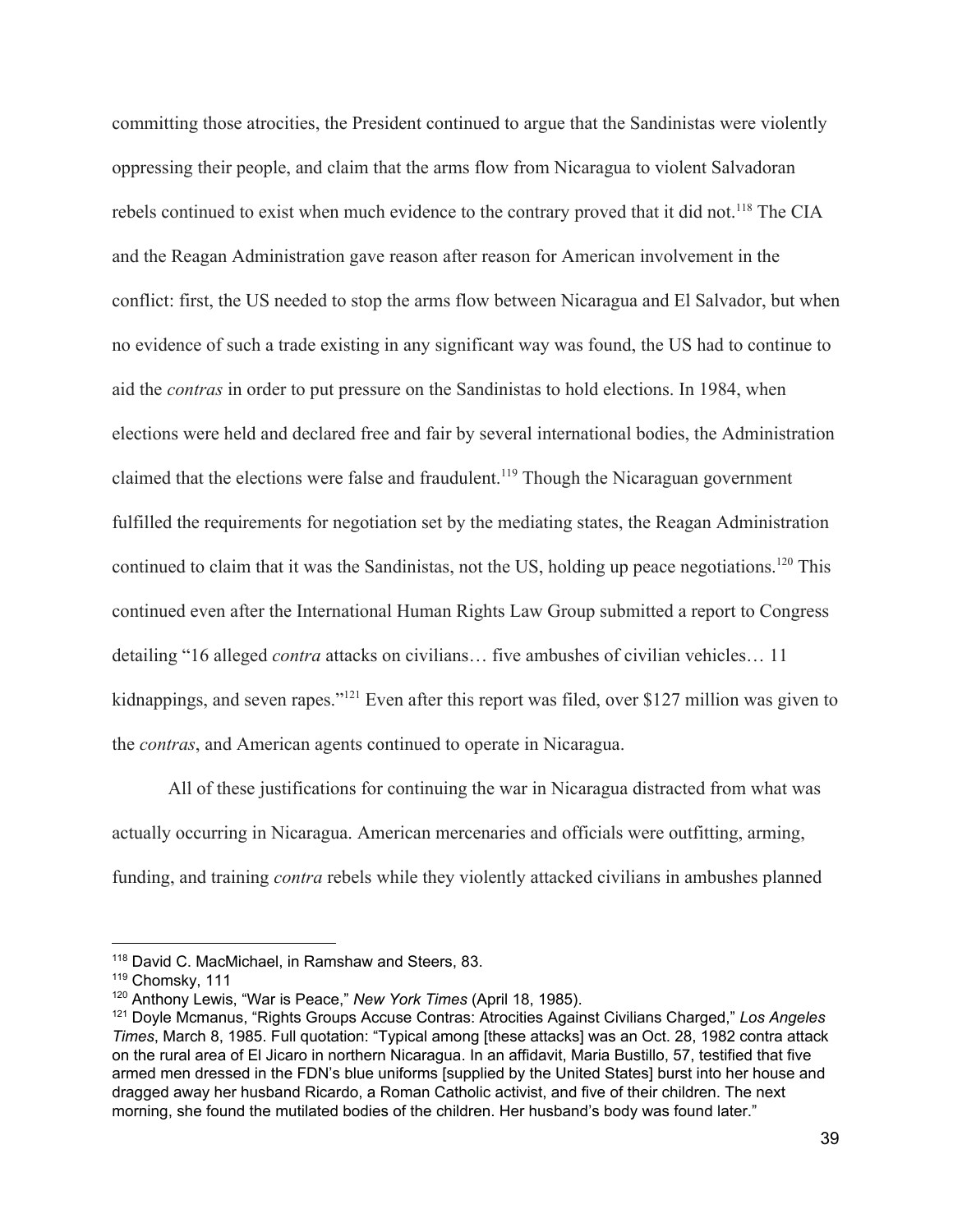committing those atrocities, the President continued to argue that the Sandinistas were violently oppressing their people, and claim that the arms flow from Nicaragua to violent Salvadoran rebels continued to exist when much evidence to the contrary proved that it did not.[118] The CIA and the Reagan Administration gave reason after reason for American involvement in the conflict: first, the US needed to stop the arms flow between Nicaragua and El Salvador, but when no evidence of such a trade existing in any significant way was found, the US had to continue to aid the *contras* in order to put pressure on the Sandinistas to hold elections. In 1984, when elections were held and declared free and fair by several international bodies, the Administration claimed that the elections were false and fraudulent.[119] Though the Nicaraguan government fulfilled the requirements for negotiation set by the mediating states, the Reagan Administration continued to claim that it was the Sandinistas, not the US, holding up peace negotiations.[120] This continued even after the International Human Rights Law Group submitted a report to Congress detailing "16 alleged *contra* attacks on civilians… five ambushes of civilian vehicles… 11 kidnappings, and seven rapes."[121] Even after this report was filed, over $127 million was given to the *contras*, and American agents continued to operate in Nicaragua.

All of these justifications for continuing the war in Nicaragua distracted from what was actually occurring in Nicaragua. American mercenaries and officials were outfitting, arming, funding, and training *contra* rebels while they violently attacked civilians in ambushes planned

---

[118] David C. MacMichael, in Ramshaw and Steers, 83.

[119] Chomsky, 111

[120] Anthony Lewis, "War is Peace," *New York Times* (April 18, 1985).

[121] Doyle Mcmanus, "Rights Groups Accuse Contras: Atrocities Against Civilians Charged," *Los Angeles Times*, March 8, 1985. Full quotation: "Typical among [these attacks] was an Oct. 28, 1982 contra attack on the rural area of El Jicaro in northern Nicaragua. In an affidavit, Maria Bustillo, 57, testified that five armed men dressed in the FDN's blue uniforms [supplied by the United States] burst into her house and dragged away her husband Ricardo, a Roman Catholic activist, and five of their children. The next morning, she found the mutilated bodies of the children. Her husband's body was found later."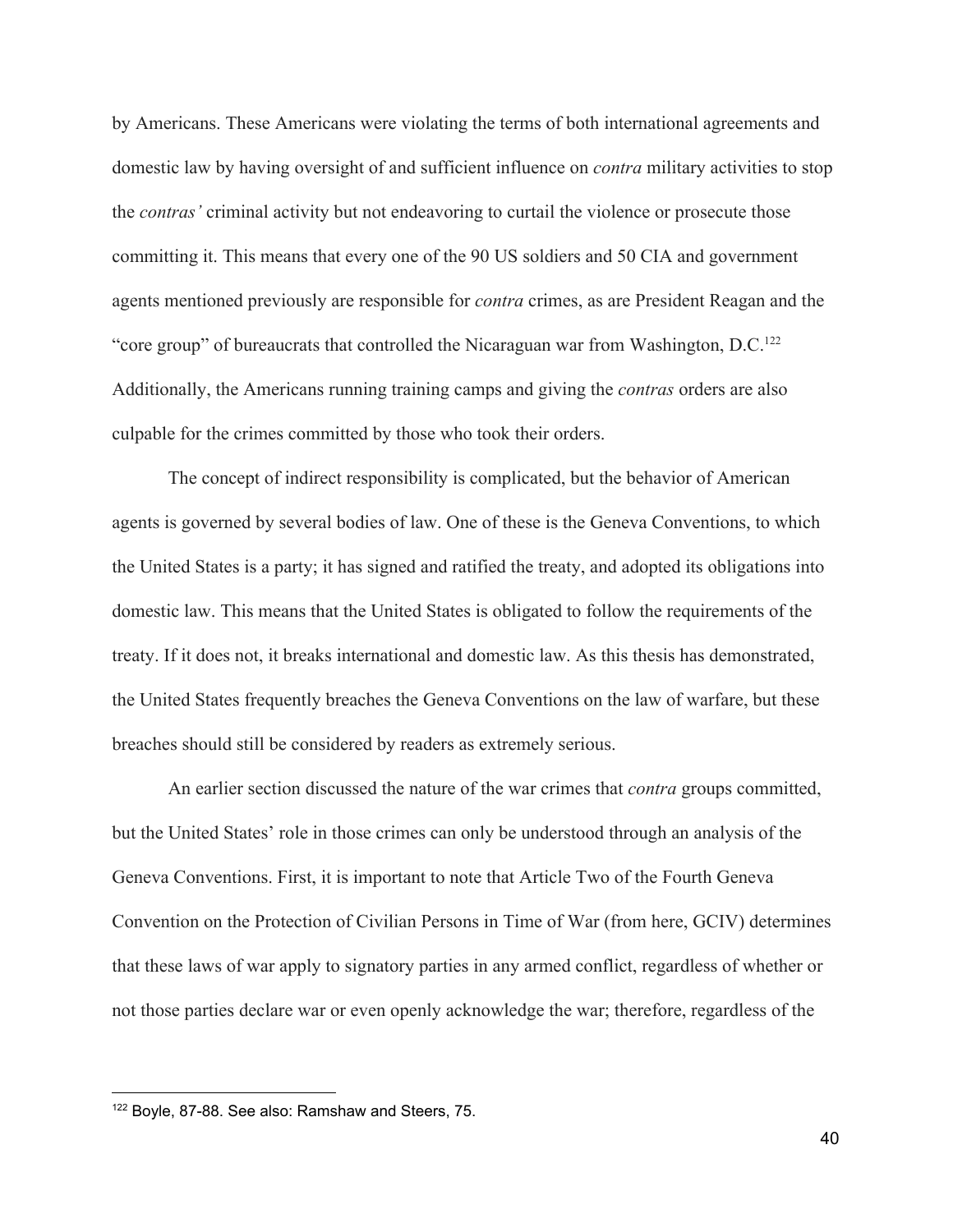by Americans. These Americans were violating the terms of both international agreements and domestic law by having oversight of and sufficient influence on *contra* military activities to stop the *contras'* criminal activity but not endeavoring to curtail the violence or prosecute those committing it. This means that every one of the 90 US soldiers and 50 CIA and government agents mentioned previously are responsible for *contra* crimes, as are President Reagan and the "core group" of bureaucrats that controlled the Nicaraguan war from Washington, D.C.[122] Additionally, the Americans running training camps and giving the *contras* orders are also culpable for the crimes committed by those who took their orders.

The concept of indirect responsibility is complicated, but the behavior of American agents is governed by several bodies of law. One of these is the Geneva Conventions, to which the United States is a party; it has signed and ratified the treaty, and adopted its obligations into domestic law. This means that the United States is obligated to follow the requirements of the treaty. If it does not, it breaks international and domestic law. As this thesis has demonstrated, the United States frequently breaches the Geneva Conventions on the law of warfare, but these breaches should still be considered by readers as extremely serious.

An earlier section discussed the nature of the war crimes that *contra* groups committed, but the United States' role in those crimes can only be understood through an analysis of the Geneva Conventions. First, it is important to note that Article Two of the Fourth Geneva Convention on the Protection of Civilian Persons in Time of War (from here, GCIV) determines that these laws of war apply to signatory parties in any armed conflict, regardless of whether or not those parties declare war or even openly acknowledge the war; therefore, regardless of the

[122] Boyle, 87-88. See also: Ramshaw and Steers, 75.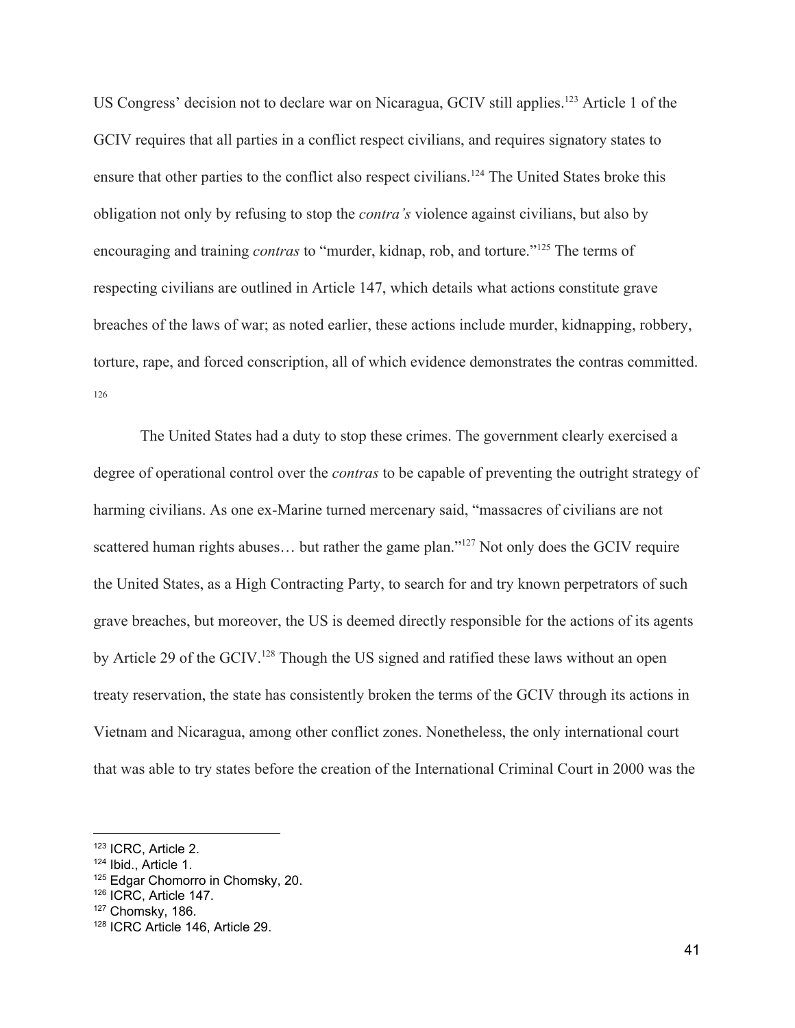US Congress' decision not to declare war on Nicaragua, GCIV still applies.[123] Article 1 of the GCIV requires that all parties in a conflict respect civilians, and requires signatory states to ensure that other parties to the conflict also respect civilians.[124] The United States broke this obligation not only by refusing to stop the *contra's* violence against civilians, but also by encouraging and training *contras* to "murder, kidnap, rob, and torture."[125] The terms of respecting civilians are outlined in Article 147, which details what actions constitute grave breaches of the laws of war; as noted earlier, these actions include murder, kidnapping, robbery, torture, rape, and forced conscription, all of which evidence demonstrates the contras committed.[126]

The United States had a duty to stop these crimes. The government clearly exercised a degree of operational control over the *contras* to be capable of preventing the outright strategy of harming civilians. As one ex-Marine turned mercenary said, "massacres of civilians are not scattered human rights abuses… but rather the game plan."[127] Not only does the GCIV require the United States, as a High Contracting Party, to search for and try known perpetrators of such grave breaches, but moreover, the US is deemed directly responsible for the actions of its agents by Article 29 of the GCIV.[128] Though the US signed and ratified these laws without an open treaty reservation, the state has consistently broken the terms of the GCIV through its actions in Vietnam and Nicaragua, among other conflict zones. Nonetheless, the only international court that was able to try states before the creation of the International Criminal Court in 2000 was the

---

[123] ICRC, Article 2.
[124] Ibid., Article 1.
[125] Edgar Chomorro in Chomsky, 20.
[126] ICRC, Article 147.
[127] Chomsky, 186.
[128] ICRC Article 146, Article 29.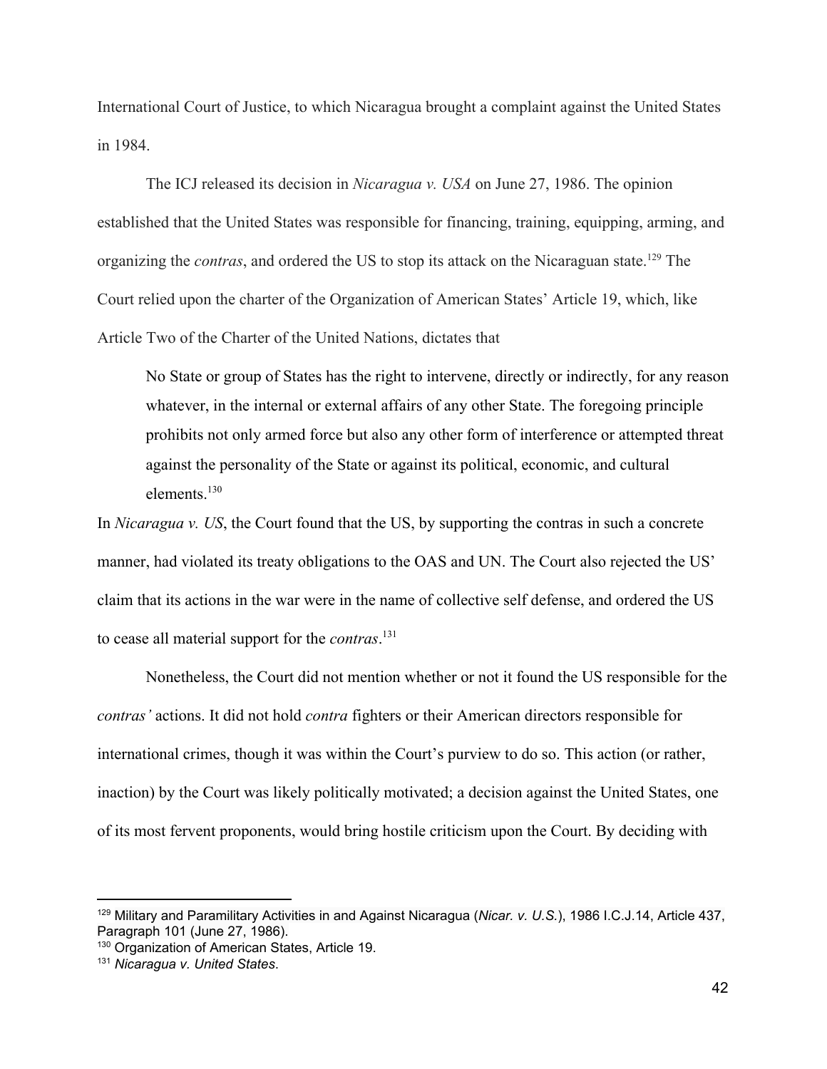International Court of Justice, to which Nicaragua brought a complaint against the United States in 1984.

The ICJ released its decision in *Nicaragua v. USA* on June 27, 1986. The opinion established that the United States was responsible for financing, training, equipping, arming, and organizing the *contras*, and ordered the US to stop its attack on the Nicaraguan state.[129] The Court relied upon the charter of the Organization of American States' Article 19, which, like Article Two of the Charter of the United Nations, dictates that

> No State or group of States has the right to intervene, directly or indirectly, for any reason whatever, in the internal or external affairs of any other State. The foregoing principle prohibits not only armed force but also any other form of interference or attempted threat against the personality of the State or against its political, economic, and cultural elements.[130]

In *Nicaragua v. US*, the Court found that the US, by supporting the contras in such a concrete manner, had violated its treaty obligations to the OAS and UN. The Court also rejected the US' claim that its actions in the war were in the name of collective self defense, and ordered the US to cease all material support for the *contras*.[131]

Nonetheless, the Court did not mention whether or not it found the US responsible for the *contras'* actions. It did not hold *contra* fighters or their American directors responsible for international crimes, though it was within the Court's purview to do so. This action (or rather, inaction) by the Court was likely politically motivated; a decision against the United States, one of its most fervent proponents, would bring hostile criticism upon the Court. By deciding with

---

[129] Military and Paramilitary Activities in and Against Nicaragua (*Nicar. v. U.S.*), 1986 I.C.J.14, Article 437, Paragraph 101 (June 27, 1986).

[130] Organization of American States, Article 19.

[131] *Nicaragua v. United States*.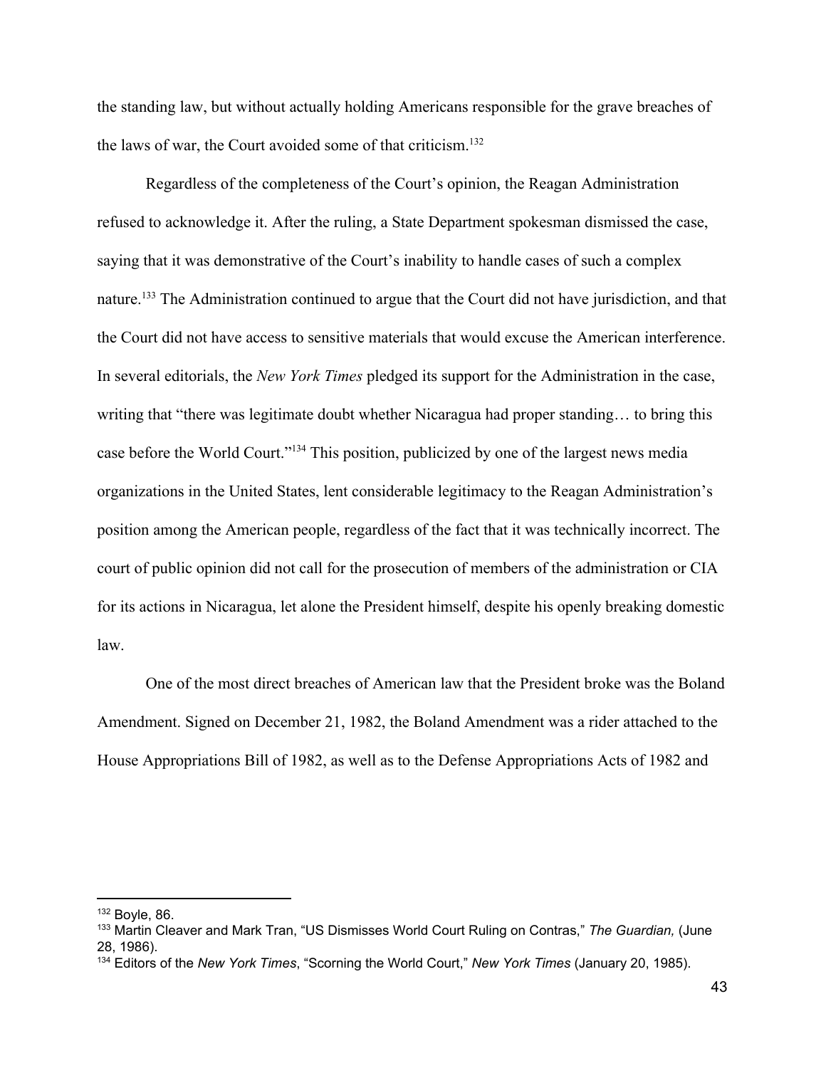the standing law, but without actually holding Americans responsible for the grave breaches of the laws of war, the Court avoided some of that criticism.[132]

Regardless of the completeness of the Court's opinion, the Reagan Administration refused to acknowledge it. After the ruling, a State Department spokesman dismissed the case, saying that it was demonstrative of the Court's inability to handle cases of such a complex nature.[133] The Administration continued to argue that the Court did not have jurisdiction, and that the Court did not have access to sensitive materials that would excuse the American interference. In several editorials, the *New York Times* pledged its support for the Administration in the case, writing that "there was legitimate doubt whether Nicaragua had proper standing… to bring this case before the World Court."[134] This position, publicized by one of the largest news media organizations in the United States, lent considerable legitimacy to the Reagan Administration's position among the American people, regardless of the fact that it was technically incorrect. The court of public opinion did not call for the prosecution of members of the administration or CIA for its actions in Nicaragua, let alone the President himself, despite his openly breaking domestic law.

One of the most direct breaches of American law that the President broke was the Boland Amendment. Signed on December 21, 1982, the Boland Amendment was a rider attached to the House Appropriations Bill of 1982, as well as to the Defense Appropriations Acts of 1982 and

---

[132] Boyle, 86.

[133] Martin Cleaver and Mark Tran, "US Dismisses World Court Ruling on Contras," *The Guardian,* (June 28, 1986).

[134] Editors of the *New York Times*, "Scorning the World Court," *New York Times* (January 20, 1985).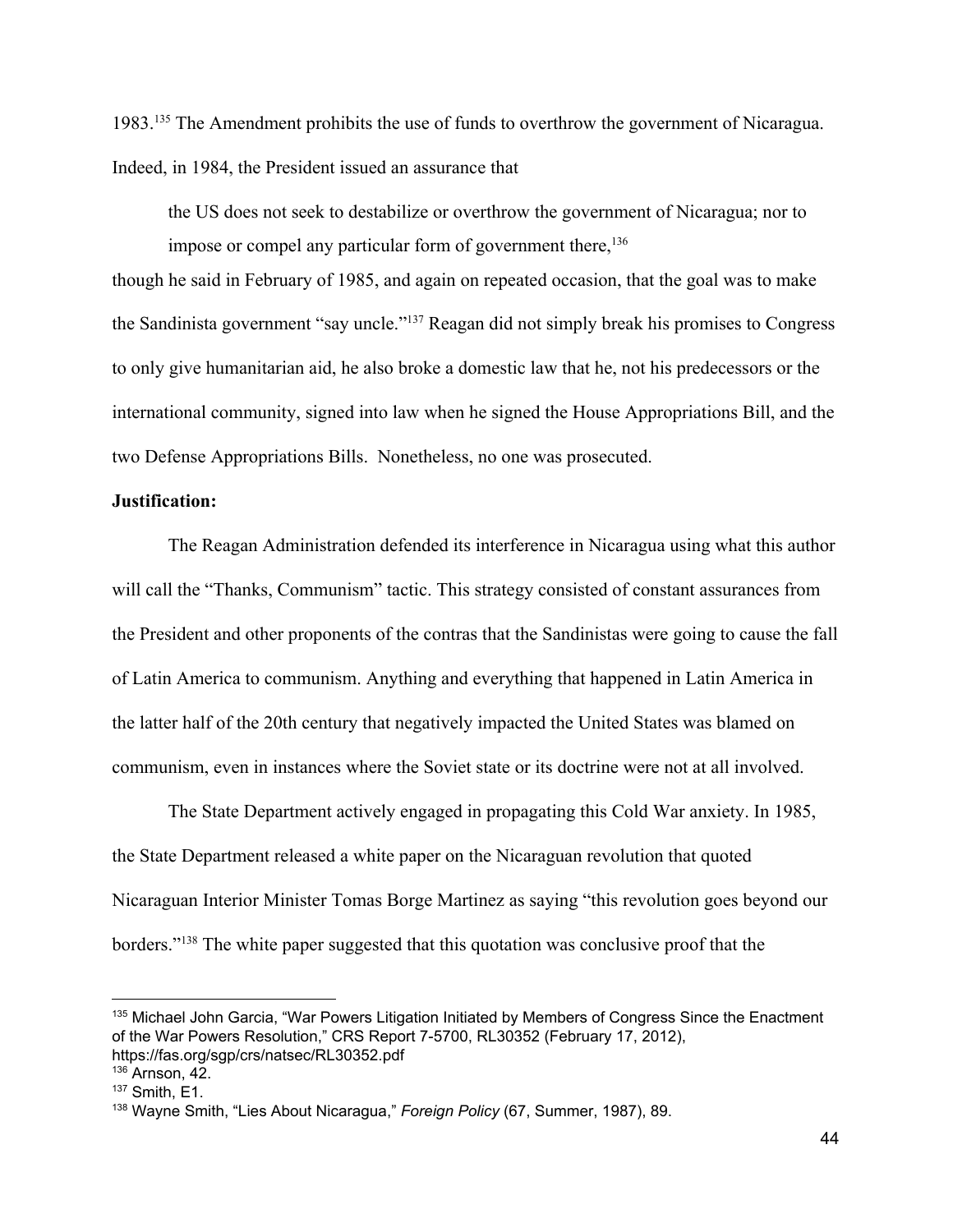1983.[135] The Amendment prohibits the use of funds to overthrow the government of Nicaragua. Indeed, in 1984, the President issued an assurance that

> the US does not seek to destabilize or overthrow the government of Nicaragua; nor to impose or compel any particular form of government there,[136]

though he said in February of 1985, and again on repeated occasion, that the goal was to make the Sandinista government "say uncle."[137] Reagan did not simply break his promises to Congress to only give humanitarian aid, he also broke a domestic law that he, not his predecessors or the international community, signed into law when he signed the House Appropriations Bill, and the two Defense Appropriations Bills. Nonetheless, no one was prosecuted.

**Justification:**

The Reagan Administration defended its interference in Nicaragua using what this author will call the "Thanks, Communism" tactic. This strategy consisted of constant assurances from the President and other proponents of the contras that the Sandinistas were going to cause the fall of Latin America to communism. Anything and everything that happened in Latin America in the latter half of the 20th century that negatively impacted the United States was blamed on communism, even in instances where the Soviet state or its doctrine were not at all involved.

The State Department actively engaged in propagating this Cold War anxiety. In 1985, the State Department released a white paper on the Nicaraguan revolution that quoted Nicaraguan Interior Minister Tomas Borge Martinez as saying "this revolution goes beyond our borders."[138] The white paper suggested that this quotation was conclusive proof that the

---

[135] Michael John Garcia, "War Powers Litigation Initiated by Members of Congress Since the Enactment of the War Powers Resolution," CRS Report 7-5700, RL30352 (February 17, 2012), https://fas.org/sgp/crs/natsec/RL30352.pdf

[136] Arnson, 42.

[137] Smith, E1.

[138] Wayne Smith, "Lies About Nicaragua," *Foreign Policy* (67, Summer, 1987), 89.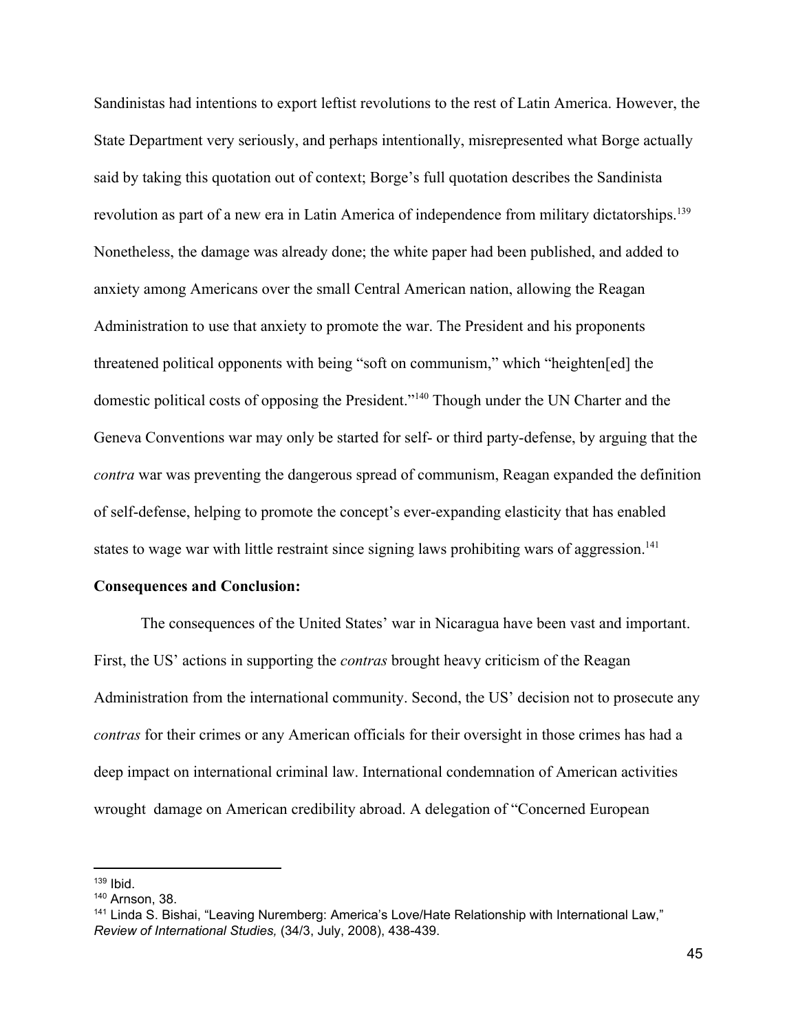Sandinistas had intentions to export leftist revolutions to the rest of Latin America. However, the State Department very seriously, and perhaps intentionally, misrepresented what Borge actually said by taking this quotation out of context; Borge's full quotation describes the Sandinista revolution as part of a new era in Latin America of independence from military dictatorships.[139] Nonetheless, the damage was already done; the white paper had been published, and added to anxiety among Americans over the small Central American nation, allowing the Reagan Administration to use that anxiety to promote the war. The President and his proponents threatened political opponents with being "soft on communism," which "heighten[ed] the domestic political costs of opposing the President."[140] Though under the UN Charter and the Geneva Conventions war may only be started for self- or third party-defense, by arguing that the *contra* war was preventing the dangerous spread of communism, Reagan expanded the definition of self-defense, helping to promote the concept's ever-expanding elasticity that has enabled states to wage war with little restraint since signing laws prohibiting wars of aggression.[141]

**Consequences and Conclusion:**

The consequences of the United States' war in Nicaragua have been vast and important. First, the US' actions in supporting the *contras* brought heavy criticism of the Reagan Administration from the international community. Second, the US' decision not to prosecute any *contras* for their crimes or any American officials for their oversight in those crimes has had a deep impact on international criminal law. International condemnation of American activities wrought damage on American credibility abroad. A delegation of "Concerned European

---

[139] Ibid.

[140] Arnson, 38.

[141] Linda S. Bishai, "Leaving Nuremberg: America's Love/Hate Relationship with International Law," *Review of International Studies,* (34/3, July, 2008), 438-439.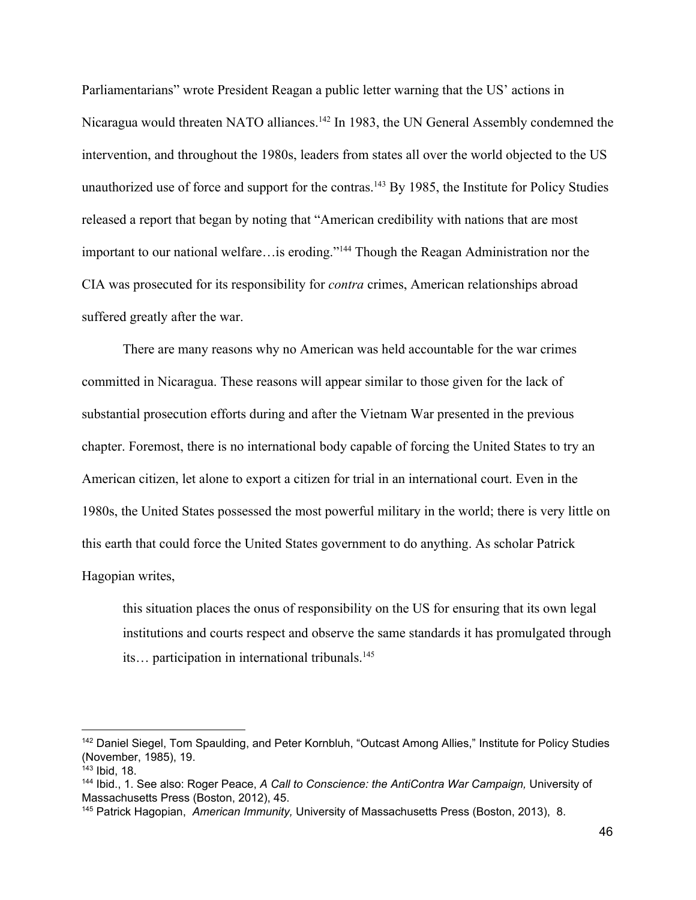Parliamentarians" wrote President Reagan a public letter warning that the US' actions in Nicaragua would threaten NATO alliances.[142] In 1983, the UN General Assembly condemned the intervention, and throughout the 1980s, leaders from states all over the world objected to the US unauthorized use of force and support for the contras.[143] By 1985, the Institute for Policy Studies released a report that began by noting that "American credibility with nations that are most important to our national welfare…is eroding."[144] Though the Reagan Administration nor the CIA was prosecuted for its responsibility for *contra* crimes, American relationships abroad suffered greatly after the war.

There are many reasons why no American was held accountable for the war crimes committed in Nicaragua. These reasons will appear similar to those given for the lack of substantial prosecution efforts during and after the Vietnam War presented in the previous chapter. Foremost, there is no international body capable of forcing the United States to try an American citizen, let alone to export a citizen for trial in an international court. Even in the 1980s, the United States possessed the most powerful military in the world; there is very little on this earth that could force the United States government to do anything. As scholar Patrick Hagopian writes,

> this situation places the onus of responsibility on the US for ensuring that its own legal institutions and courts respect and observe the same standards it has promulgated through its… participation in international tribunals.[145]

---

[142] Daniel Siegel, Tom Spaulding, and Peter Kornbluh, "Outcast Among Allies," Institute for Policy Studies (November, 1985), 19.

[143] Ibid, 18.

[144] Ibid., 1. See also: Roger Peace, *A Call to Conscience: the AntiContra War Campaign,* University of Massachusetts Press (Boston, 2012), 45.

[145] Patrick Hagopian, *American Immunity,* University of Massachusetts Press (Boston, 2013), 8.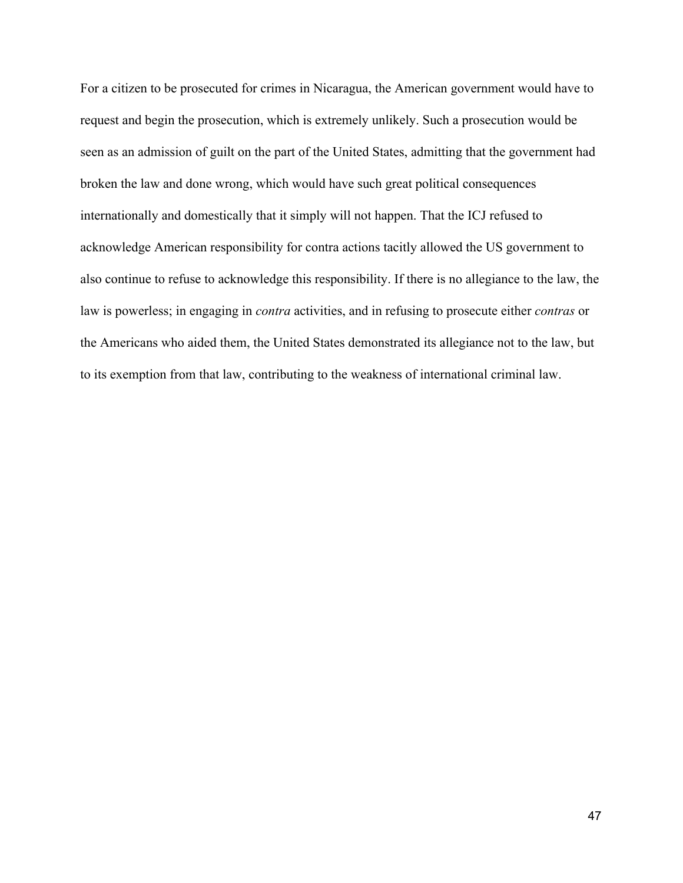For a citizen to be prosecuted for crimes in Nicaragua, the American government would have to request and begin the prosecution, which is extremely unlikely. Such a prosecution would be seen as an admission of guilt on the part of the United States, admitting that the government had broken the law and done wrong, which would have such great political consequences internationally and domestically that it simply will not happen. That the ICJ refused to acknowledge American responsibility for contra actions tacitly allowed the US government to also continue to refuse to acknowledge this responsibility. If there is no allegiance to the law, the law is powerless; in engaging in *contra* activities, and in refusing to prosecute either *contras* or the Americans who aided them, the United States demonstrated its allegiance not to the law, but to its exemption from that law, contributing to the weakness of international criminal law.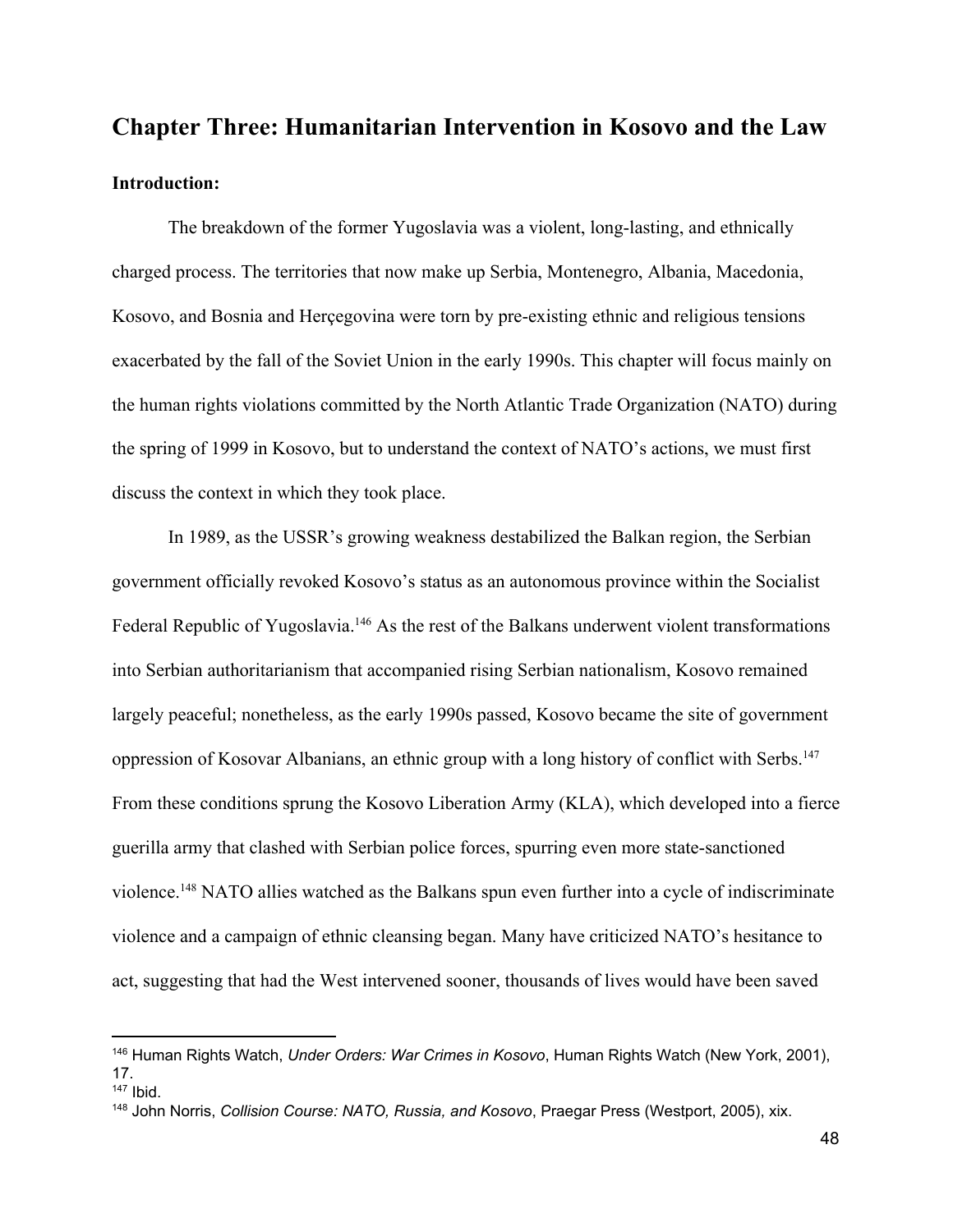## Chapter Three: Humanitarian Intervention in Kosovo and the Law

**Introduction:**

The breakdown of the former Yugoslavia was a violent, long-lasting, and ethnically charged process. The territories that now make up Serbia, Montenegro, Albania, Macedonia, Kosovo, and Bosnia and Herçegovina were torn by pre-existing ethnic and religious tensions exacerbated by the fall of the Soviet Union in the early 1990s. This chapter will focus mainly on the human rights violations committed by the North Atlantic Trade Organization (NATO) during the spring of 1999 in Kosovo, but to understand the context of NATO's actions, we must first discuss the context in which they took place.

In 1989, as the USSR's growing weakness destabilized the Balkan region, the Serbian government officially revoked Kosovo's status as an autonomous province within the Socialist Federal Republic of Yugoslavia.[146] As the rest of the Balkans underwent violent transformations into Serbian authoritarianism that accompanied rising Serbian nationalism, Kosovo remained largely peaceful; nonetheless, as the early 1990s passed, Kosovo became the site of government oppression of Kosovar Albanians, an ethnic group with a long history of conflict with Serbs.[147] From these conditions sprung the Kosovo Liberation Army (KLA), which developed into a fierce guerilla army that clashed with Serbian police forces, spurring even more state-sanctioned violence.[148] NATO allies watched as the Balkans spun even further into a cycle of indiscriminate violence and a campaign of ethnic cleansing began. Many have criticized NATO's hesitance to act, suggesting that had the West intervened sooner, thousands of lives would have been saved

---

[146] Human Rights Watch, *Under Orders: War Crimes in Kosovo*, Human Rights Watch (New York, 2001), 17.

[147] Ibid.

[148] John Norris, *Collision Course: NATO, Russia, and Kosovo*, Praegar Press (Westport, 2005), xix.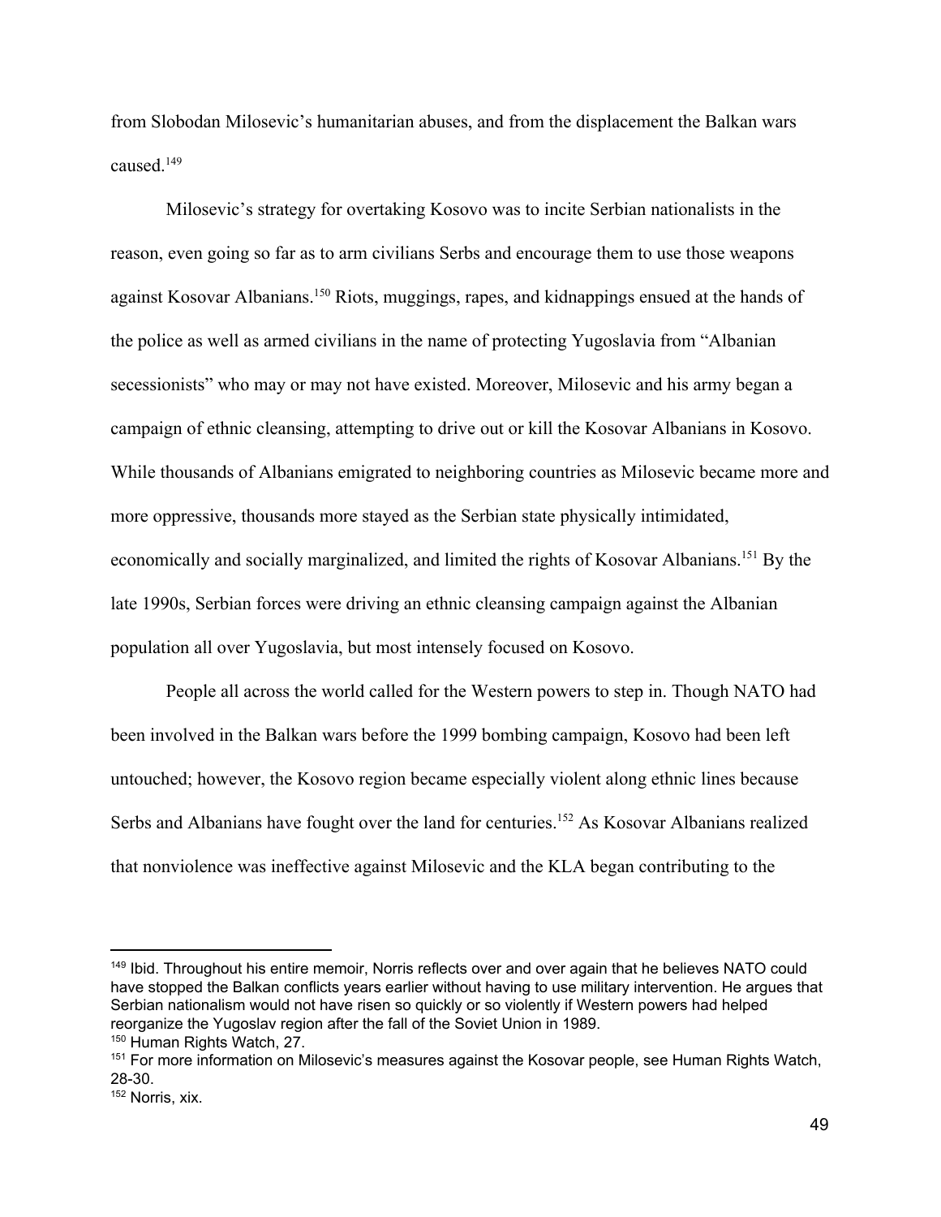from Slobodan Milosevic's humanitarian abuses, and from the displacement the Balkan wars caused.[149]

Milosevic's strategy for overtaking Kosovo was to incite Serbian nationalists in the reason, even going so far as to arm civilians Serbs and encourage them to use those weapons against Kosovar Albanians.[150] Riots, muggings, rapes, and kidnappings ensued at the hands of the police as well as armed civilians in the name of protecting Yugoslavia from "Albanian secessionists" who may or may not have existed. Moreover, Milosevic and his army began a campaign of ethnic cleansing, attempting to drive out or kill the Kosovar Albanians in Kosovo. While thousands of Albanians emigrated to neighboring countries as Milosevic became more and more oppressive, thousands more stayed as the Serbian state physically intimidated, economically and socially marginalized, and limited the rights of Kosovar Albanians.[151] By the late 1990s, Serbian forces were driving an ethnic cleansing campaign against the Albanian population all over Yugoslavia, but most intensely focused on Kosovo.

People all across the world called for the Western powers to step in. Though NATO had been involved in the Balkan wars before the 1999 bombing campaign, Kosovo had been left untouched; however, the Kosovo region became especially violent along ethnic lines because Serbs and Albanians have fought over the land for centuries.[152] As Kosovar Albanians realized that nonviolence was ineffective against Milosevic and the KLA began contributing to the

---

[149] Ibid. Throughout his entire memoir, Norris reflects over and over again that he believes NATO could have stopped the Balkan conflicts years earlier without having to use military intervention. He argues that Serbian nationalism would not have risen so quickly or so violently if Western powers had helped reorganize the Yugoslav region after the fall of the Soviet Union in 1989.

[150] Human Rights Watch, 27.

[151] For more information on Milosevic's measures against the Kosovar people, see Human Rights Watch, 28-30.

[152] Norris, xix.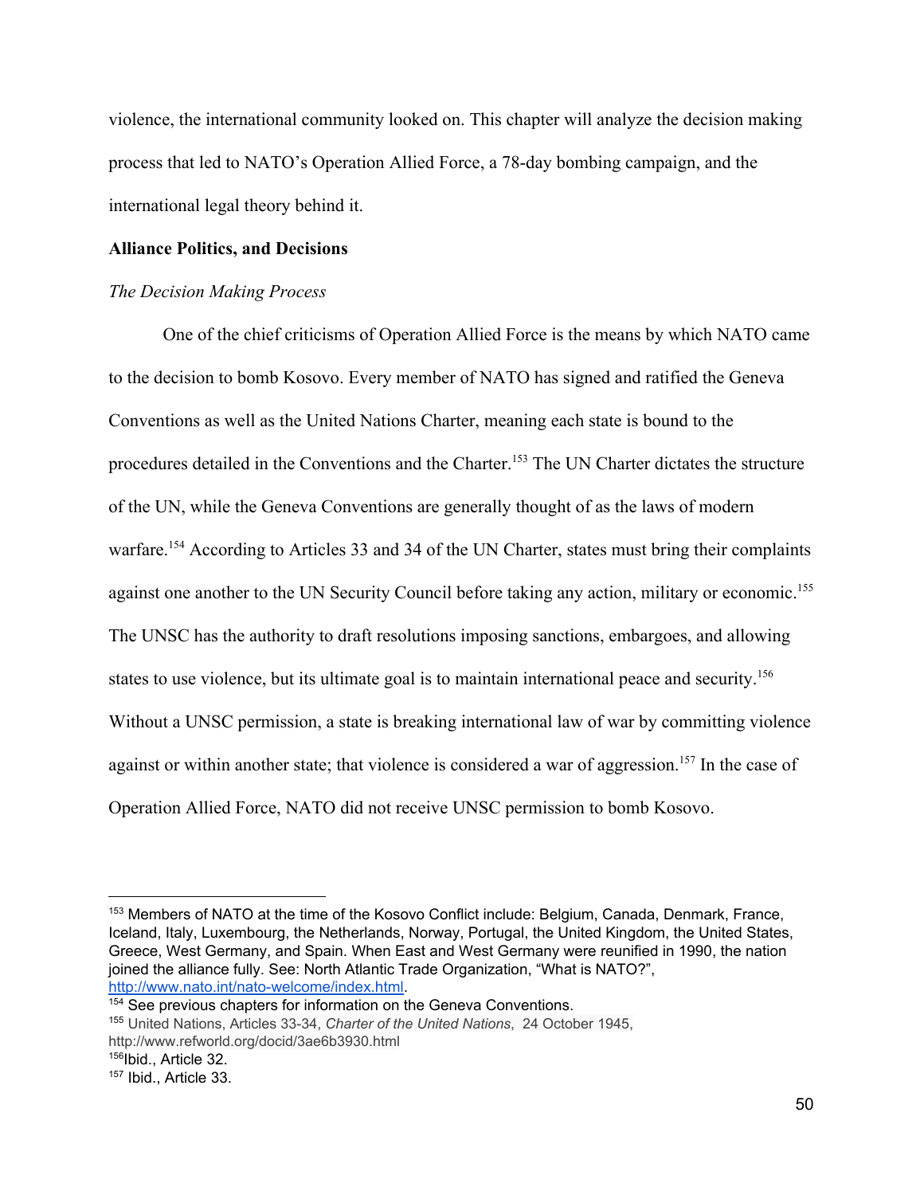violence, the international community looked on. This chapter will analyze the decision making process that led to NATO's Operation Allied Force, a 78-day bombing campaign, and the international legal theory behind it.

## Alliance Politics, and Decisions

### *The Decision Making Process*

One of the chief criticisms of Operation Allied Force is the means by which NATO came to the decision to bomb Kosovo. Every member of NATO has signed and ratified the Geneva Conventions as well as the United Nations Charter, meaning each state is bound to the procedures detailed in the Conventions and the Charter.[153] The UN Charter dictates the structure of the UN, while the Geneva Conventions are generally thought of as the laws of modern warfare.[154] According to Articles 33 and 34 of the UN Charter, states must bring their complaints against one another to the UN Security Council before taking any action, military or economic.[155] The UNSC has the authority to draft resolutions imposing sanctions, embargoes, and allowing states to use violence, but its ultimate goal is to maintain international peace and security.[156] Without a UNSC permission, a state is breaking international law of war by committing violence against or within another state; that violence is considered a war of aggression.[157] In the case of Operation Allied Force, NATO did not receive UNSC permission to bomb Kosovo.

---

[153] Members of NATO at the time of the Kosovo Conflict include: Belgium, Canada, Denmark, France, Iceland, Italy, Luxembourg, the Netherlands, Norway, Portugal, the United Kingdom, the United States, Greece, West Germany, and Spain. When East and West Germany were reunified in 1990, the nation joined the alliance fully. See: North Atlantic Trade Organization, "What is NATO?", http://www.nato.int/nato-welcome/index.html.

[154] See previous chapters for information on the Geneva Conventions.

[155] United Nations, Articles 33-34, *Charter of the United Nations*, 24 October 1945, http://www.refworld.org/docid/3ae6b3930.html

[156] Ibid., Article 32.

[157] Ibid., Article 33.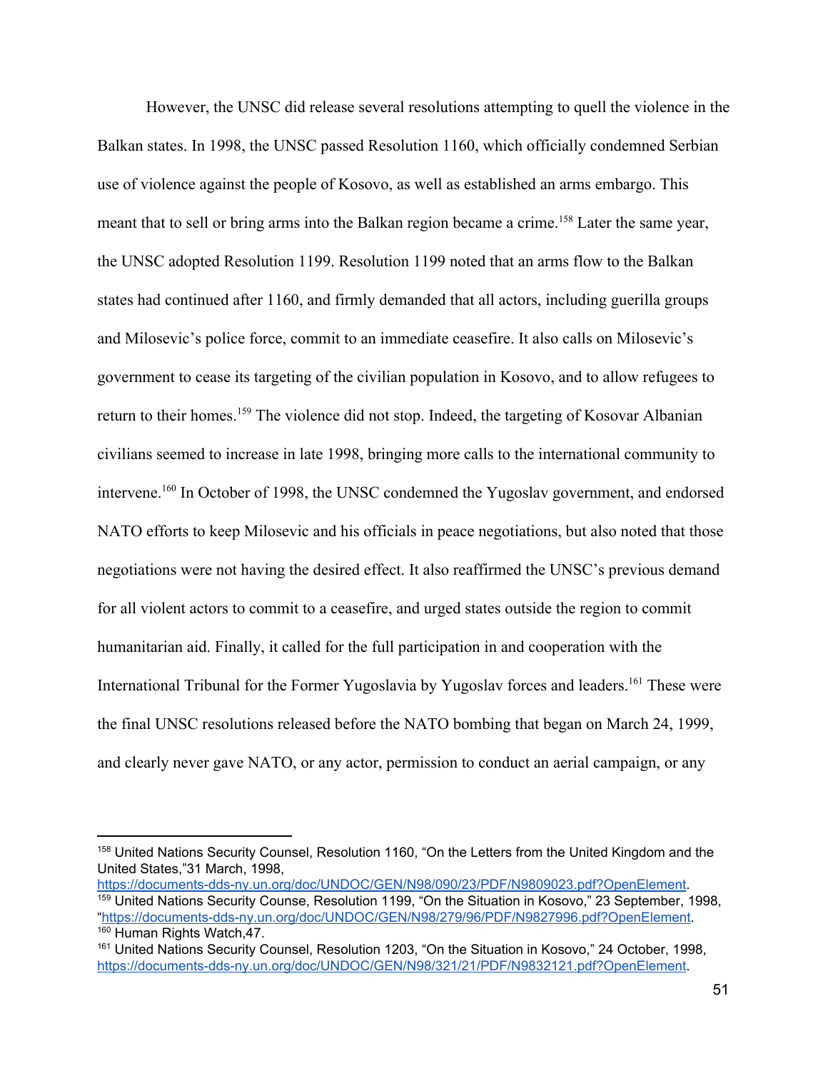However, the UNSC did release several resolutions attempting to quell the violence in the Balkan states. In 1998, the UNSC passed Resolution 1160, which officially condemned Serbian use of violence against the people of Kosovo, as well as established an arms embargo. This meant that to sell or bring arms into the Balkan region became a crime.[158] Later the same year, the UNSC adopted Resolution 1199. Resolution 1199 noted that an arms flow to the Balkan states had continued after 1160, and firmly demanded that all actors, including guerilla groups and Milosevic's police force, commit to an immediate ceasefire. It also calls on Milosevic's government to cease its targeting of the civilian population in Kosovo, and to allow refugees to return to their homes.[159] The violence did not stop. Indeed, the targeting of Kosovar Albanian civilians seemed to increase in late 1998, bringing more calls to the international community to intervene.[160] In October of 1998, the UNSC condemned the Yugoslav government, and endorsed NATO efforts to keep Milosevic and his officials in peace negotiations, but also noted that those negotiations were not having the desired effect. It also reaffirmed the UNSC's previous demand for all violent actors to commit to a ceasefire, and urged states outside the region to commit humanitarian aid. Finally, it called for the full participation in and cooperation with the International Tribunal for the Former Yugoslavia by Yugoslav forces and leaders.[161] These were the final UNSC resolutions released before the NATO bombing that began on March 24, 1999, and clearly never gave NATO, or any actor, permission to conduct an aerial campaign, or any

---

[158] United Nations Security Counsel, Resolution 1160, "On the Letters from the United Kingdom and the United States,"31 March, 1998, https://documents-dds-ny.un.org/doc/UNDOC/GEN/N98/090/23/PDF/N9809023.pdf?OpenElement.

[159] United Nations Security Counse, Resolution 1199, "On the Situation in Kosovo," 23 September, 1998, "https://documents-dds-ny.un.org/doc/UNDOC/GEN/N98/279/96/PDF/N9827996.pdf?OpenElement.

[160] Human Rights Watch,47.

[161] United Nations Security Counsel, Resolution 1203, "On the Situation in Kosovo," 24 October, 1998, https://documents-dds-ny.un.org/doc/UNDOC/GEN/N98/321/21/PDF/N9832121.pdf?OpenElement.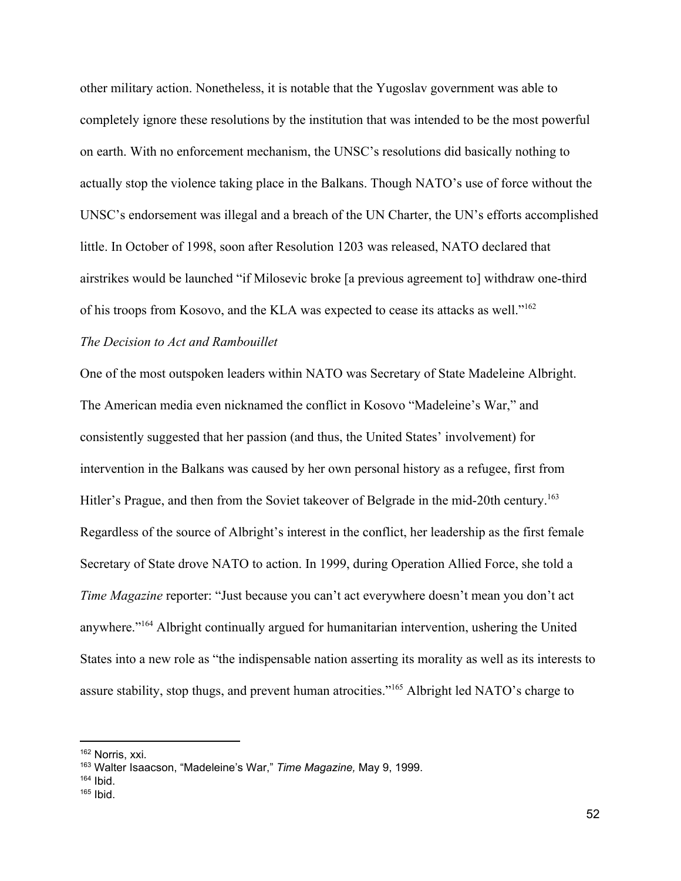other military action. Nonetheless, it is notable that the Yugoslav government was able to completely ignore these resolutions by the institution that was intended to be the most powerful on earth. With no enforcement mechanism, the UNSC's resolutions did basically nothing to actually stop the violence taking place in the Balkans. Though NATO's use of force without the UNSC's endorsement was illegal and a breach of the UN Charter, the UN's efforts accomplished little. In October of 1998, soon after Resolution 1203 was released, NATO declared that airstrikes would be launched "if Milosevic broke [a previous agreement to] withdraw one-third of his troops from Kosovo, and the KLA was expected to cease its attacks as well."[162]

*The Decision to Act and Rambouillet*

One of the most outspoken leaders within NATO was Secretary of State Madeleine Albright. The American media even nicknamed the conflict in Kosovo "Madeleine's War," and consistently suggested that her passion (and thus, the United States' involvement) for intervention in the Balkans was caused by her own personal history as a refugee, first from Hitler's Prague, and then from the Soviet takeover of Belgrade in the mid-20th century.[163] Regardless of the source of Albright's interest in the conflict, her leadership as the first female Secretary of State drove NATO to action. In 1999, during Operation Allied Force, she told a *Time Magazine* reporter: "Just because you can't act everywhere doesn't mean you don't act anywhere."[164] Albright continually argued for humanitarian intervention, ushering the United States into a new role as "the indispensable nation asserting its morality as well as its interests to assure stability, stop thugs, and prevent human atrocities."[165] Albright led NATO's charge to

---

[162] Norris, xxi.

[163] Walter Isaacson, "Madeleine's War," *Time Magazine,* May 9, 1999.

[164] Ibid.

[165] Ibid.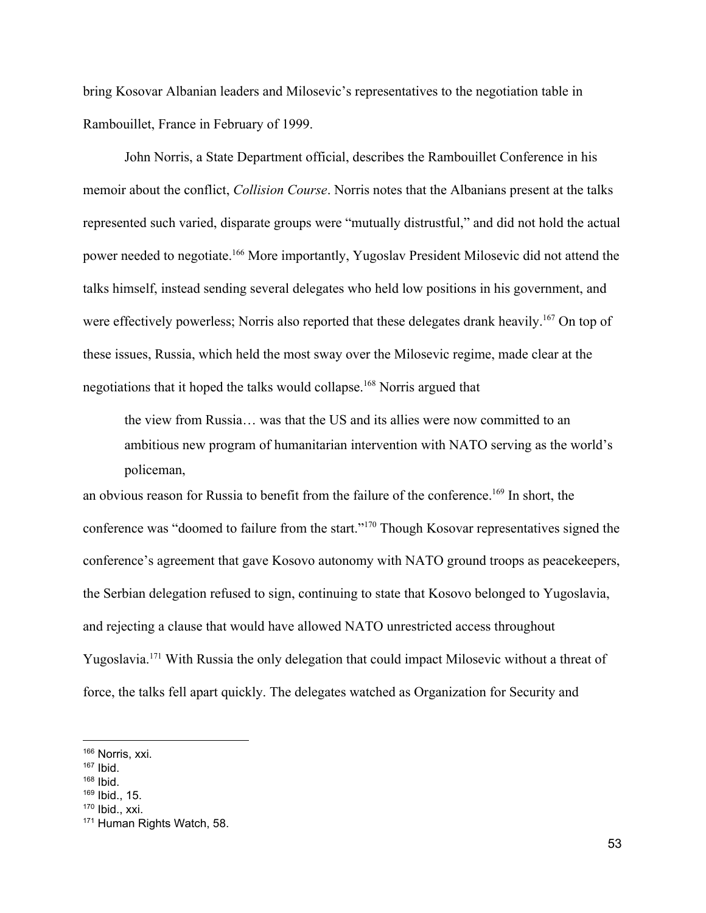bring Kosovar Albanian leaders and Milosevic's representatives to the negotiation table in Rambouillet, France in February of 1999.

John Norris, a State Department official, describes the Rambouillet Conference in his memoir about the conflict, *Collision Course*. Norris notes that the Albanians present at the talks represented such varied, disparate groups were "mutually distrustful," and did not hold the actual power needed to negotiate.[166] More importantly, Yugoslav President Milosevic did not attend the talks himself, instead sending several delegates who held low positions in his government, and were effectively powerless; Norris also reported that these delegates drank heavily.[167] On top of these issues, Russia, which held the most sway over the Milosevic regime, made clear at the negotiations that it hoped the talks would collapse.[168] Norris argued that

> the view from Russia… was that the US and its allies were now committed to an ambitious new program of humanitarian intervention with NATO serving as the world's policeman,

an obvious reason for Russia to benefit from the failure of the conference.[169] In short, the conference was "doomed to failure from the start."[170] Though Kosovar representatives signed the conference's agreement that gave Kosovo autonomy with NATO ground troops as peacekeepers, the Serbian delegation refused to sign, continuing to state that Kosovo belonged to Yugoslavia, and rejecting a clause that would have allowed NATO unrestricted access throughout Yugoslavia.[171] With Russia the only delegation that could impact Milosevic without a threat of force, the talks fell apart quickly. The delegates watched as Organization for Security and

---

[166] Norris, xxi.
[167] Ibid.
[168] Ibid.
[169] Ibid., 15.
[170] Ibid., xxi.
[171] Human Rights Watch, 58.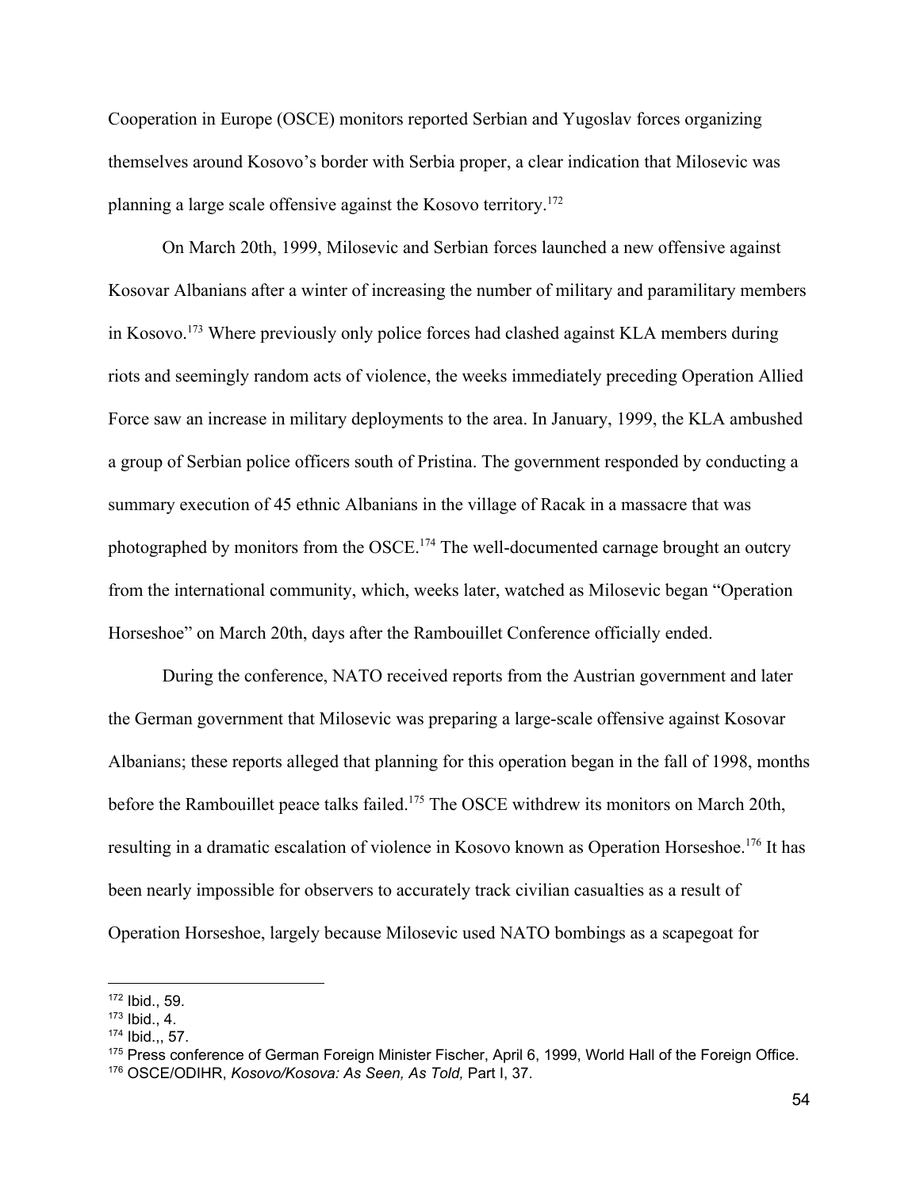Cooperation in Europe (OSCE) monitors reported Serbian and Yugoslav forces organizing themselves around Kosovo's border with Serbia proper, a clear indication that Milosevic was planning a large scale offensive against the Kosovo territory.[172]

On March 20th, 1999, Milosevic and Serbian forces launched a new offensive against Kosovar Albanians after a winter of increasing the number of military and paramilitary members in Kosovo.[173] Where previously only police forces had clashed against KLA members during riots and seemingly random acts of violence, the weeks immediately preceding Operation Allied Force saw an increase in military deployments to the area. In January, 1999, the KLA ambushed a group of Serbian police officers south of Pristina. The government responded by conducting a summary execution of 45 ethnic Albanians in the village of Racak in a massacre that was photographed by monitors from the OSCE.[174] The well-documented carnage brought an outcry from the international community, which, weeks later, watched as Milosevic began "Operation Horseshoe" on March 20th, days after the Rambouillet Conference officially ended.

During the conference, NATO received reports from the Austrian government and later the German government that Milosevic was preparing a large-scale offensive against Kosovar Albanians; these reports alleged that planning for this operation began in the fall of 1998, months before the Rambouillet peace talks failed.[175] The OSCE withdrew its monitors on March 20th, resulting in a dramatic escalation of violence in Kosovo known as Operation Horseshoe.[176] It has been nearly impossible for observers to accurately track civilian casualties as a result of Operation Horseshoe, largely because Milosevic used NATO bombings as a scapegoat for

---

[172] Ibid., 59.

[173] Ibid., 4.

[174] Ibid.,, 57.

[175] Press conference of German Foreign Minister Fischer, April 6, 1999, World Hall of the Foreign Office.

[176] OSCE/ODIHR, *Kosovo/Kosova: As Seen, As Told,* Part I, 37.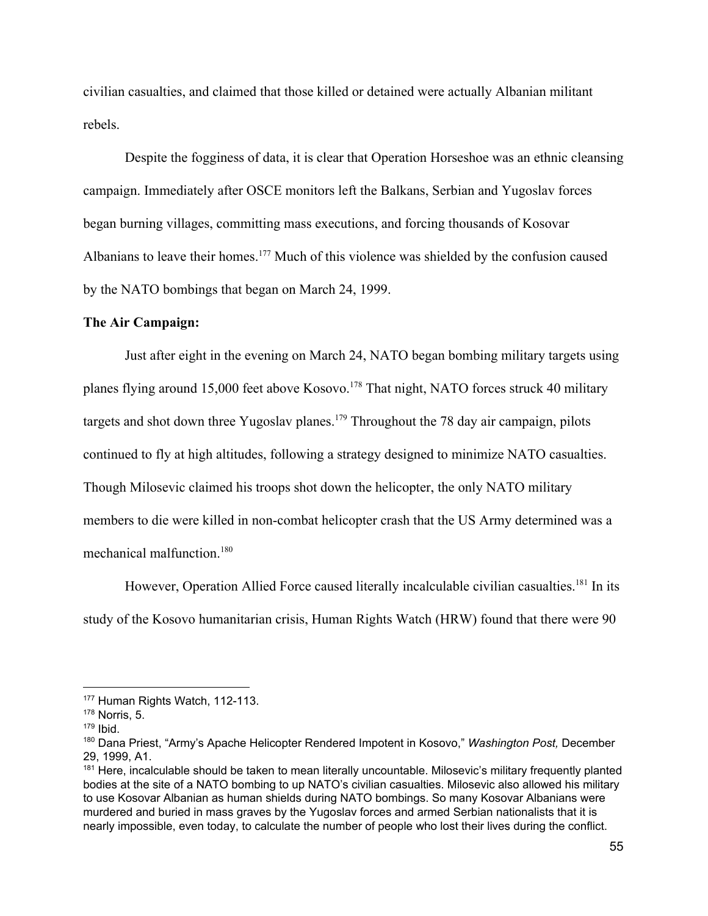civilian casualties, and claimed that those killed or detained were actually Albanian militant rebels.

Despite the fogginess of data, it is clear that Operation Horseshoe was an ethnic cleansing campaign. Immediately after OSCE monitors left the Balkans, Serbian and Yugoslav forces began burning villages, committing mass executions, and forcing thousands of Kosovar Albanians to leave their homes.[177] Much of this violence was shielded by the confusion caused by the NATO bombings that began on March 24, 1999.

**The Air Campaign:**

Just after eight in the evening on March 24, NATO began bombing military targets using planes flying around 15,000 feet above Kosovo.[178] That night, NATO forces struck 40 military targets and shot down three Yugoslav planes.[179] Throughout the 78 day air campaign, pilots continued to fly at high altitudes, following a strategy designed to minimize NATO casualties. Though Milosevic claimed his troops shot down the helicopter, the only NATO military members to die were killed in non-combat helicopter crash that the US Army determined was a mechanical malfunction.[180]

However, Operation Allied Force caused literally incalculable civilian casualties.[181] In its study of the Kosovo humanitarian crisis, Human Rights Watch (HRW) found that there were 90

---

[177] Human Rights Watch, 112-113.

[178] Norris, 5.

[179] Ibid.

[180] Dana Priest, "Army's Apache Helicopter Rendered Impotent in Kosovo," *Washington Post,* December 29, 1999, A1.

[181] Here, incalculable should be taken to mean literally uncountable. Milosevic's military frequently planted bodies at the site of a NATO bombing to up NATO's civilian casualties. Milosevic also allowed his military to use Kosovar Albanian as human shields during NATO bombings. So many Kosovar Albanians were murdered and buried in mass graves by the Yugoslav forces and armed Serbian nationalists that it is nearly impossible, even today, to calculate the number of people who lost their lives during the conflict.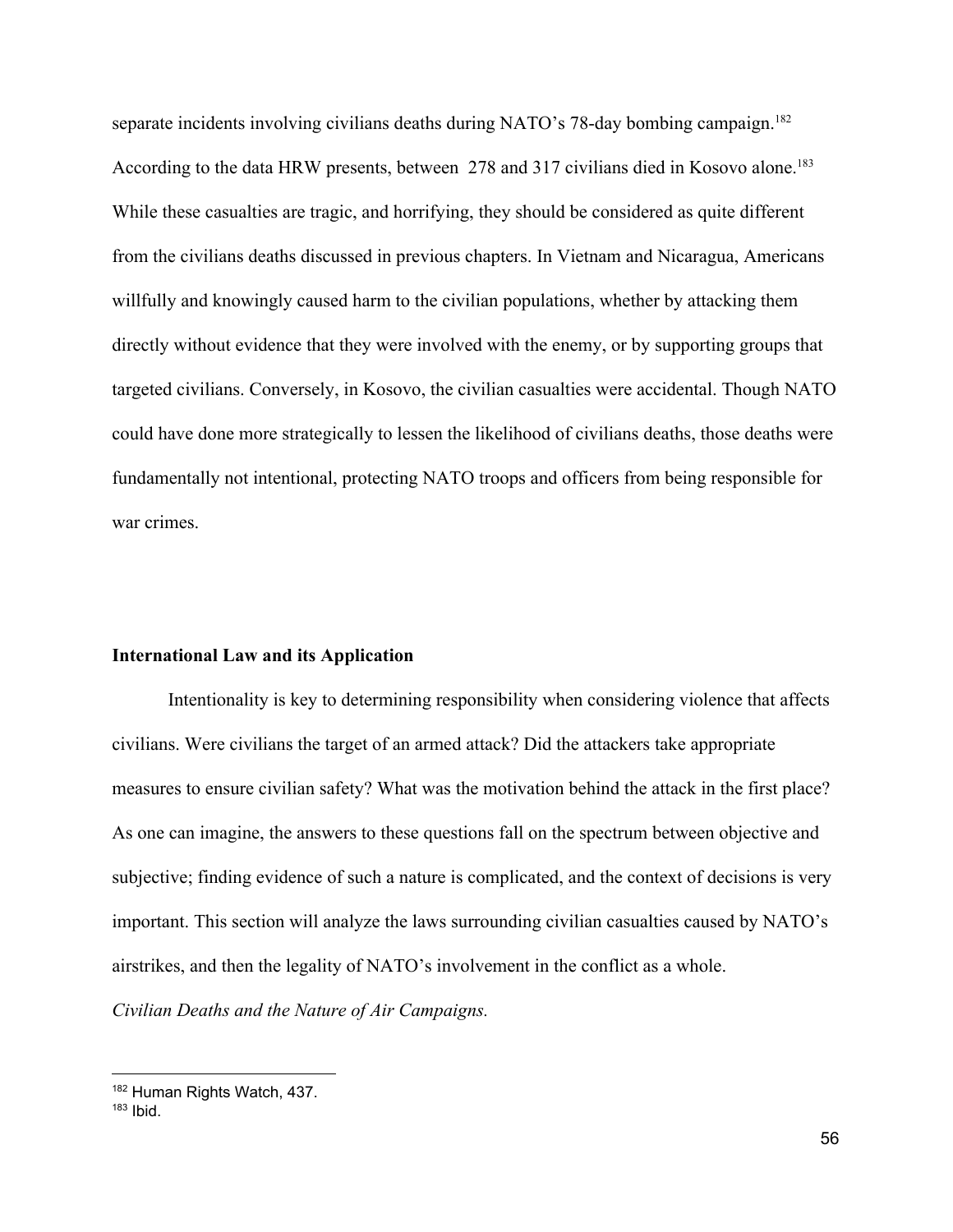separate incidents involving civilians deaths during NATO's 78-day bombing campaign.[182] According to the data HRW presents, between 278 and 317 civilians died in Kosovo alone.[183] While these casualties are tragic, and horrifying, they should be considered as quite different from the civilians deaths discussed in previous chapters. In Vietnam and Nicaragua, Americans willfully and knowingly caused harm to the civilian populations, whether by attacking them directly without evidence that they were involved with the enemy, or by supporting groups that targeted civilians. Conversely, in Kosovo, the civilian casualties were accidental. Though NATO could have done more strategically to lessen the likelihood of civilians deaths, those deaths were fundamentally not intentional, protecting NATO troops and officers from being responsible for war crimes.

## International Law and its Application

Intentionality is key to determining responsibility when considering violence that affects civilians. Were civilians the target of an armed attack? Did the attackers take appropriate measures to ensure civilian safety? What was the motivation behind the attack in the first place? As one can imagine, the answers to these questions fall on the spectrum between objective and subjective; finding evidence of such a nature is complicated, and the context of decisions is very important. This section will analyze the laws surrounding civilian casualties caused by NATO's airstrikes, and then the legality of NATO's involvement in the conflict as a whole.

*Civilian Deaths and the Nature of Air Campaigns.*

---

[182] Human Rights Watch, 437.

[183] Ibid.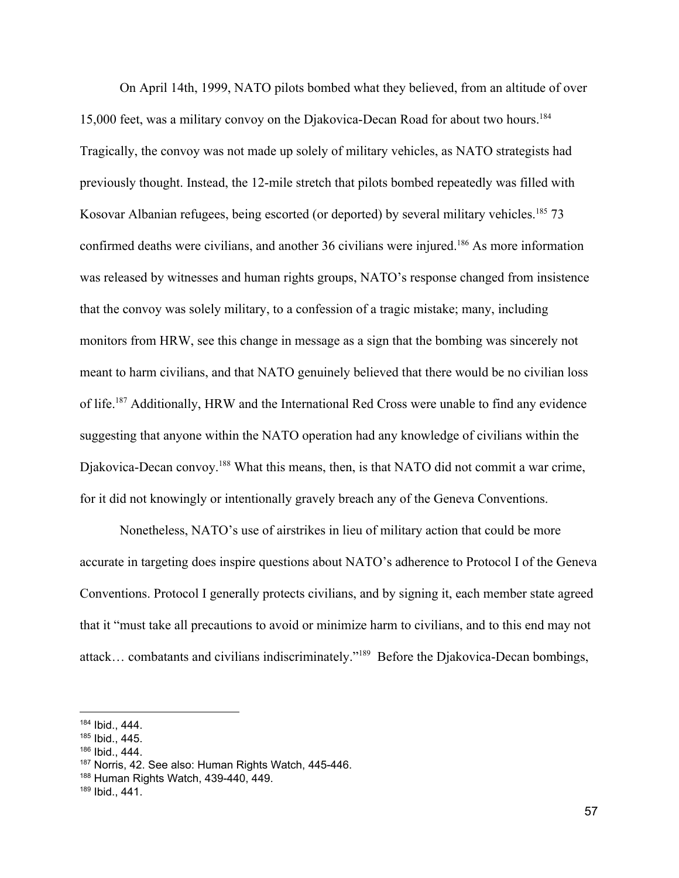On April 14th, 1999, NATO pilots bombed what they believed, from an altitude of over 15,000 feet, was a military convoy on the Djakovica-Decan Road for about two hours.[184] Tragically, the convoy was not made up solely of military vehicles, as NATO strategists had previously thought. Instead, the 12-mile stretch that pilots bombed repeatedly was filled with Kosovar Albanian refugees, being escorted (or deported) by several military vehicles.[185] 73 confirmed deaths were civilians, and another 36 civilians were injured.[186] As more information was released by witnesses and human rights groups, NATO's response changed from insistence that the convoy was solely military, to a confession of a tragic mistake; many, including monitors from HRW, see this change in message as a sign that the bombing was sincerely not meant to harm civilians, and that NATO genuinely believed that there would be no civilian loss of life.[187] Additionally, HRW and the International Red Cross were unable to find any evidence suggesting that anyone within the NATO operation had any knowledge of civilians within the Djakovica-Decan convoy.[188] What this means, then, is that NATO did not commit a war crime, for it did not knowingly or intentionally gravely breach any of the Geneva Conventions.

Nonetheless, NATO's use of airstrikes in lieu of military action that could be more accurate in targeting does inspire questions about NATO's adherence to Protocol I of the Geneva Conventions. Protocol I generally protects civilians, and by signing it, each member state agreed that it "must take all precautions to avoid or minimize harm to civilians, and to this end may not attack… combatants and civilians indiscriminately."[189] Before the Djakovica-Decan bombings,

---

[184] Ibid., 444.

[185] Ibid., 445.

[186] Ibid., 444.

[187] Norris, 42. See also: Human Rights Watch, 445-446.

[188] Human Rights Watch, 439-440, 449.

[189] Ibid., 441.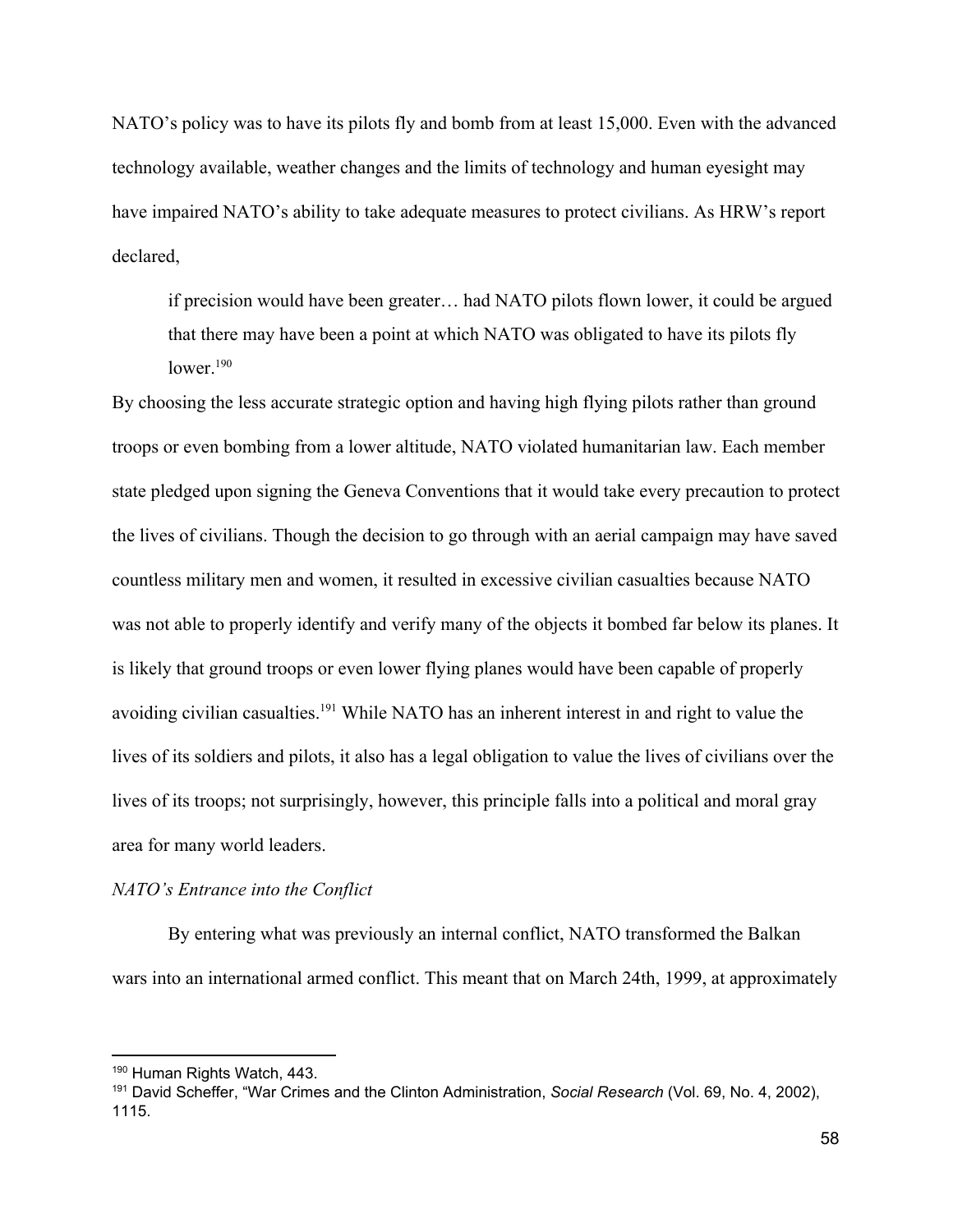NATO's policy was to have its pilots fly and bomb from at least 15,000. Even with the advanced technology available, weather changes and the limits of technology and human eyesight may have impaired NATO's ability to take adequate measures to protect civilians. As HRW's report declared,

> if precision would have been greater… had NATO pilots flown lower, it could be argued that there may have been a point at which NATO was obligated to have its pilots fly lower.[190]

By choosing the less accurate strategic option and having high flying pilots rather than ground troops or even bombing from a lower altitude, NATO violated humanitarian law. Each member state pledged upon signing the Geneva Conventions that it would take every precaution to protect the lives of civilians. Though the decision to go through with an aerial campaign may have saved countless military men and women, it resulted in excessive civilian casualties because NATO was not able to properly identify and verify many of the objects it bombed far below its planes. It is likely that ground troops or even lower flying planes would have been capable of properly avoiding civilian casualties.[191] While NATO has an inherent interest in and right to value the lives of its soldiers and pilots, it also has a legal obligation to value the lives of civilians over the lives of its troops; not surprisingly, however, this principle falls into a political and moral gray area for many world leaders.

*NATO's Entrance into the Conflict*

By entering what was previously an internal conflict, NATO transformed the Balkan wars into an international armed conflict. This meant that on March 24th, 1999, at approximately

---

[190] Human Rights Watch, 443.

[191] David Scheffer, "War Crimes and the Clinton Administration, *Social Research* (Vol. 69, No. 4, 2002), 1115.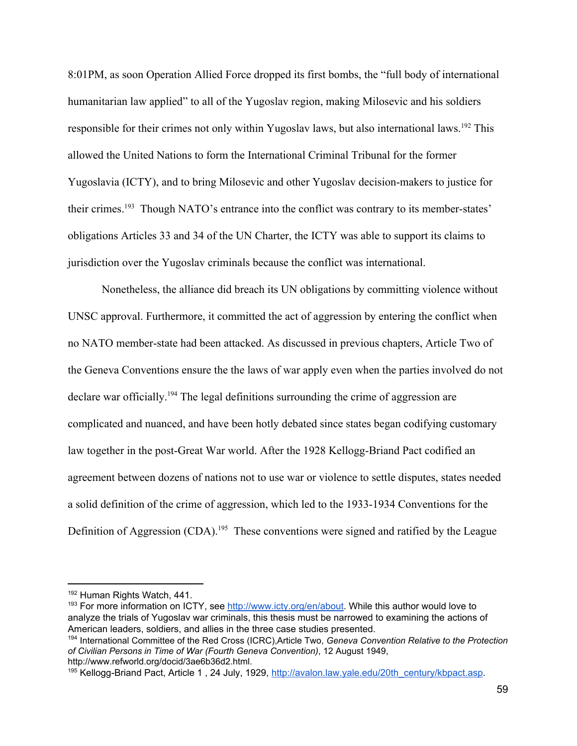8:01PM, as soon Operation Allied Force dropped its first bombs, the "full body of international humanitarian law applied" to all of the Yugoslav region, making Milosevic and his soldiers responsible for their crimes not only within Yugoslav laws, but also international laws.[192] This allowed the United Nations to form the International Criminal Tribunal for the former Yugoslavia (ICTY), and to bring Milosevic and other Yugoslav decision-makers to justice for their crimes.[193] Though NATO's entrance into the conflict was contrary to its member-states' obligations Articles 33 and 34 of the UN Charter, the ICTY was able to support its claims to jurisdiction over the Yugoslav criminals because the conflict was international.

Nonetheless, the alliance did breach its UN obligations by committing violence without UNSC approval. Furthermore, it committed the act of aggression by entering the conflict when no NATO member-state had been attacked. As discussed in previous chapters, Article Two of the Geneva Conventions ensure the the laws of war apply even when the parties involved do not declare war officially.[194] The legal definitions surrounding the crime of aggression are complicated and nuanced, and have been hotly debated since states began codifying customary law together in the post-Great War world. After the 1928 Kellogg-Briand Pact codified an agreement between dozens of nations not to use war or violence to settle disputes, states needed a solid definition of the crime of aggression, which led to the 1933-1934 Conventions for the Definition of Aggression (CDA).[195] These conventions were signed and ratified by the League

---

[192] Human Rights Watch, 441.

[193] For more information on ICTY, see http://www.icty.org/en/about. While this author would love to analyze the trials of Yugoslav war criminals, this thesis must be narrowed to examining the actions of American leaders, soldiers, and allies in the three case studies presented.

[194] International Committee of the Red Cross (ICRC),Article Two, *Geneva Convention Relative to the Protection of Civilian Persons in Time of War (Fourth Geneva Convention)*, 12 August 1949, http://www.refworld.org/docid/3ae6b36d2.html.

[195] Kellogg-Briand Pact, Article 1 , 24 July, 1929, http://avalon.law.yale.edu/20th_century/kbpact.asp.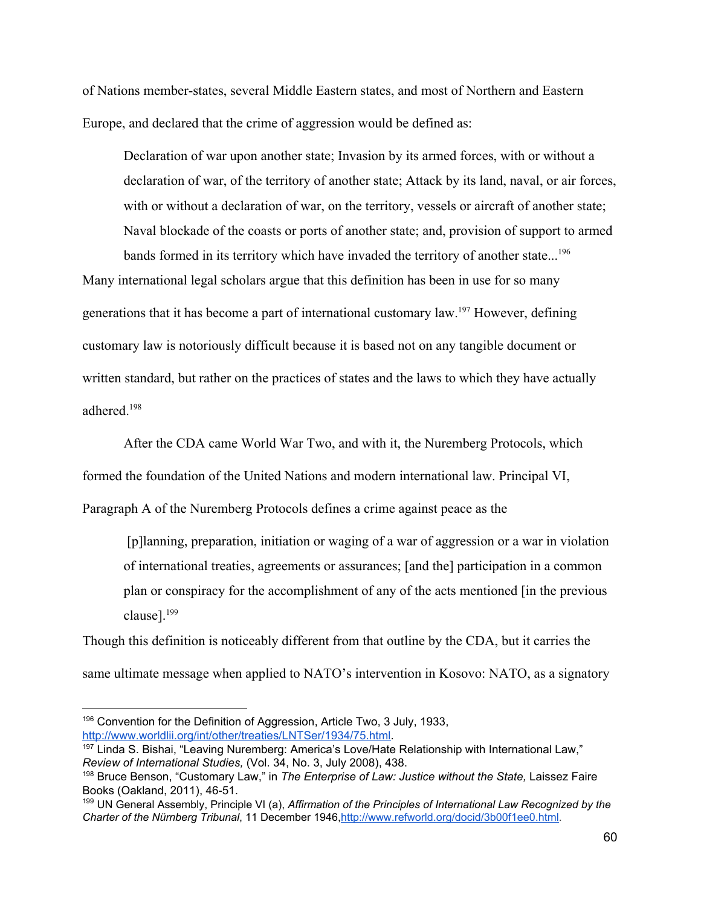of Nations member-states, several Middle Eastern states, and most of Northern and Eastern Europe, and declared that the crime of aggression would be defined as:

> Declaration of war upon another state; Invasion by its armed forces, with or without a declaration of war, of the territory of another state; Attack by its land, naval, or air forces, with or without a declaration of war, on the territory, vessels or aircraft of another state; Naval blockade of the coasts or ports of another state; and, provision of support to armed bands formed in its territory which have invaded the territory of another state...[196]

Many international legal scholars argue that this definition has been in use for so many generations that it has become a part of international customary law.[197] However, defining customary law is notoriously difficult because it is based not on any tangible document or written standard, but rather on the practices of states and the laws to which they have actually adhered.[198]

After the CDA came World War Two, and with it, the Nuremberg Protocols, which formed the foundation of the United Nations and modern international law. Principal VI, Paragraph A of the Nuremberg Protocols defines a crime against peace as the

> [p]lanning, preparation, initiation or waging of a war of aggression or a war in violation of international treaties, agreements or assurances; [and the] participation in a common plan or conspiracy for the accomplishment of any of the acts mentioned [in the previous clause].[199]

Though this definition is noticeably different from that outline by the CDA, but it carries the same ultimate message when applied to NATO's intervention in Kosovo: NATO, as a signatory

---

[196] Convention for the Definition of Aggression, Article Two, 3 July, 1933, http://www.worldlii.org/int/other/treaties/LNTSer/1934/75.html.

[197] Linda S. Bishai, "Leaving Nuremberg: America's Love/Hate Relationship with International Law," *Review of International Studies,* (Vol. 34, No. 3, July 2008), 438.

[198] Bruce Benson, "Customary Law," in *The Enterprise of Law: Justice without the State,* Laissez Faire Books (Oakland, 2011), 46-51.

[199] UN General Assembly, Principle VI (a), *Affirmation of the Principles of International Law Recognized by the Charter of the Nürnberg Tribunal*, 11 December 1946,http://www.refworld.org/docid/3b00f1ee0.html.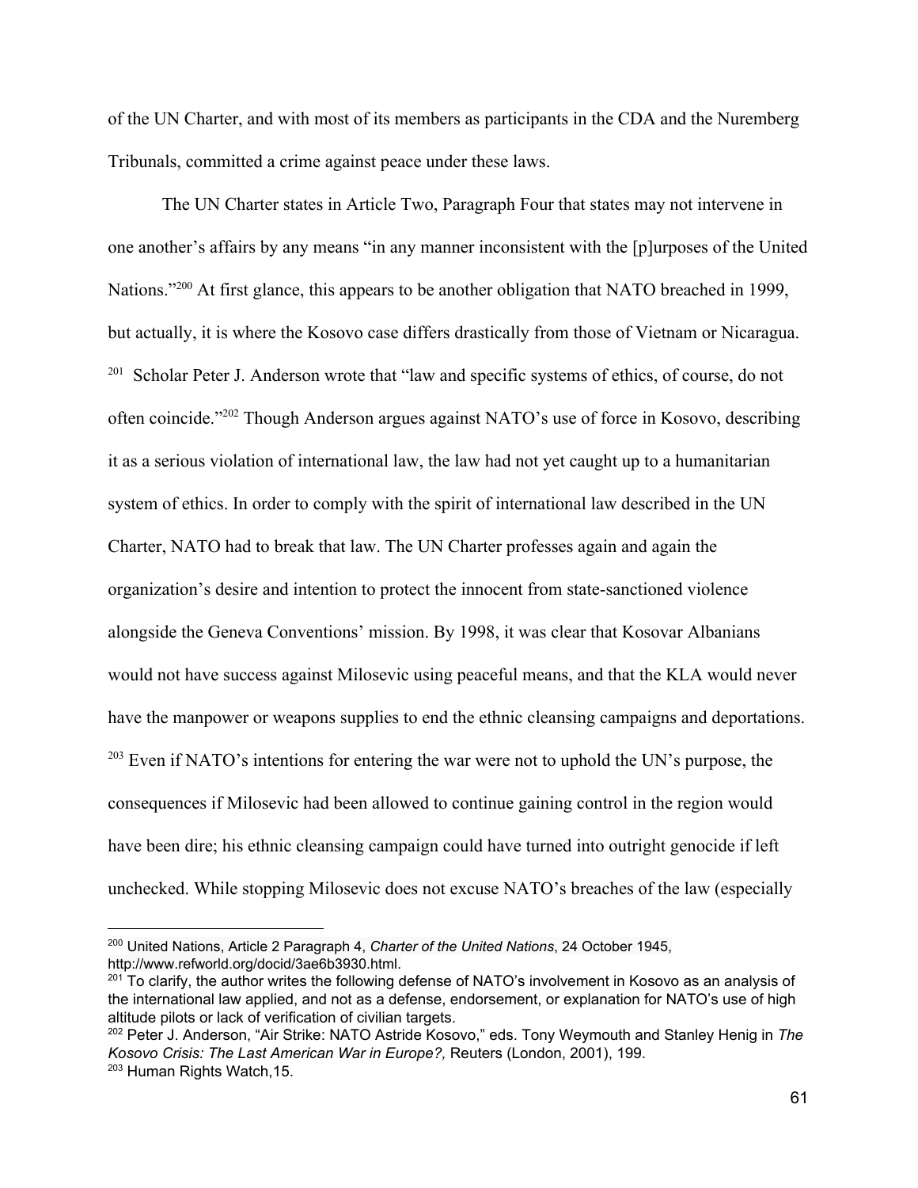of the UN Charter, and with most of its members as participants in the CDA and the Nuremberg Tribunals, committed a crime against peace under these laws.

The UN Charter states in Article Two, Paragraph Four that states may not intervene in one another's affairs by any means "in any manner inconsistent with the [p]urposes of the United Nations."[200] At first glance, this appears to be another obligation that NATO breached in 1999, but actually, it is where the Kosovo case differs drastically from those of Vietnam or Nicaragua.[201] Scholar Peter J. Anderson wrote that "law and specific systems of ethics, of course, do not often coincide."[202] Though Anderson argues against NATO's use of force in Kosovo, describing it as a serious violation of international law, the law had not yet caught up to a humanitarian system of ethics. In order to comply with the spirit of international law described in the UN Charter, NATO had to break that law. The UN Charter professes again and again the organization's desire and intention to protect the innocent from state-sanctioned violence alongside the Geneva Conventions' mission. By 1998, it was clear that Kosovar Albanians would not have success against Milosevic using peaceful means, and that the KLA would never have the manpower or weapons supplies to end the ethnic cleansing campaigns and deportations.[203] Even if NATO's intentions for entering the war were not to uphold the UN's purpose, the consequences if Milosevic had been allowed to continue gaining control in the region would have been dire; his ethnic cleansing campaign could have turned into outright genocide if left unchecked. While stopping Milosevic does not excuse NATO's breaches of the law (especially

---

[200] United Nations, Article 2 Paragraph 4, *Charter of the United Nations*, 24 October 1945, http://www.refworld.org/docid/3ae6b3930.html.

[201] To clarify, the author writes the following defense of NATO's involvement in Kosovo as an analysis of the international law applied, and not as a defense, endorsement, or explanation for NATO's use of high altitude pilots or lack of verification of civilian targets.

[202] Peter J. Anderson, "Air Strike: NATO Astride Kosovo," eds. Tony Weymouth and Stanley Henig in *The Kosovo Crisis: The Last American War in Europe?,* Reuters (London, 2001), 199.

[203] Human Rights Watch,15.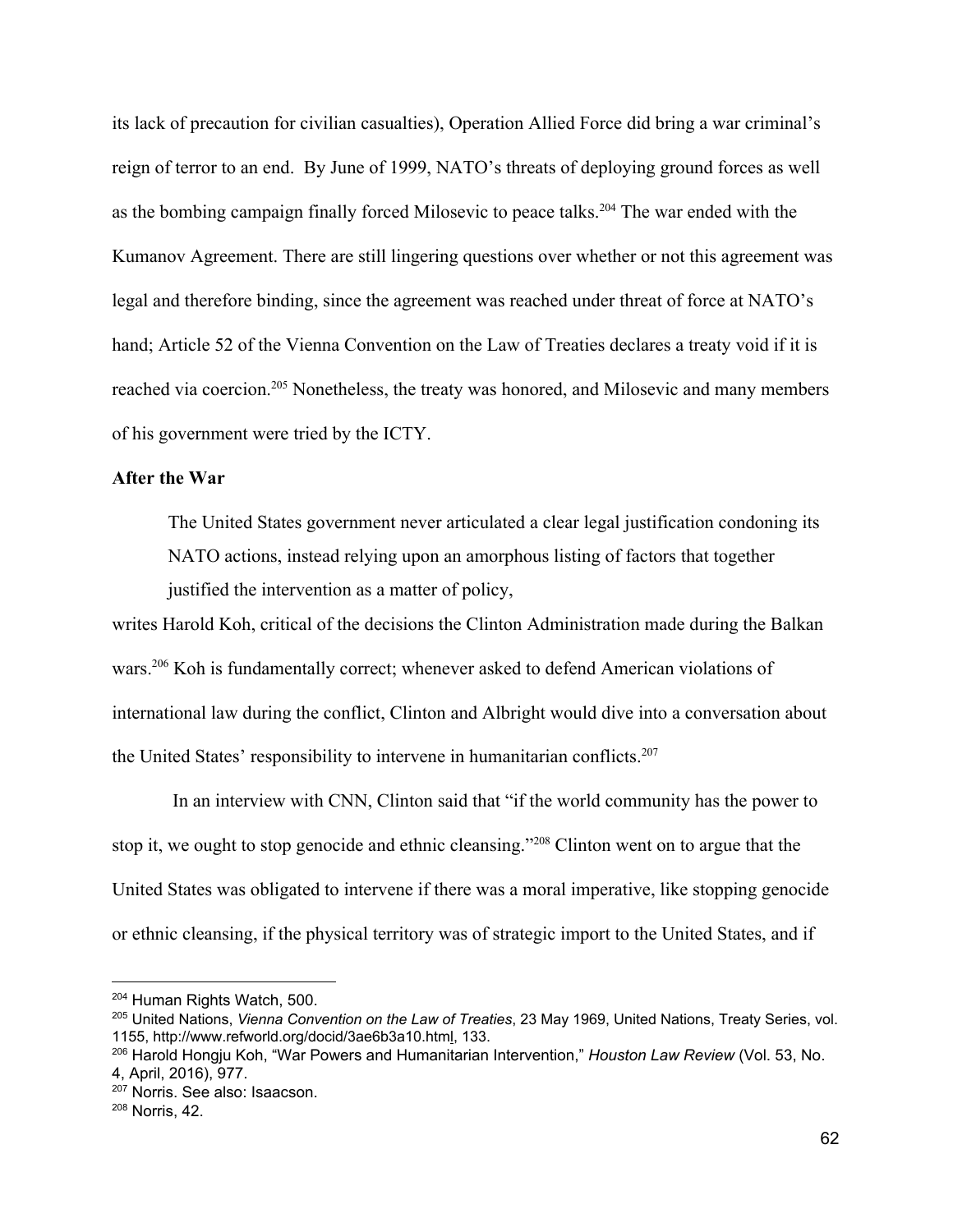its lack of precaution for civilian casualties), Operation Allied Force did bring a war criminal's reign of terror to an end. By June of 1999, NATO's threats of deploying ground forces as well as the bombing campaign finally forced Milosevic to peace talks.[204] The war ended with the Kumanov Agreement. There are still lingering questions over whether or not this agreement was legal and therefore binding, since the agreement was reached under threat of force at NATO's hand; Article 52 of the Vienna Convention on the Law of Treaties declares a treaty void if it is reached via coercion.[205] Nonetheless, the treaty was honored, and Milosevic and many members of his government were tried by the ICTY.

**After the War**

> The United States government never articulated a clear legal justification condoning its NATO actions, instead relying upon an amorphous listing of factors that together justified the intervention as a matter of policy,

writes Harold Koh, critical of the decisions the Clinton Administration made during the Balkan wars.[206] Koh is fundamentally correct; whenever asked to defend American violations of international law during the conflict, Clinton and Albright would dive into a conversation about the United States' responsibility to intervene in humanitarian conflicts.[207]

In an interview with CNN, Clinton said that "if the world community has the power to stop it, we ought to stop genocide and ethnic cleansing."[208] Clinton went on to argue that the United States was obligated to intervene if there was a moral imperative, like stopping genocide or ethnic cleansing, if the physical territory was of strategic import to the United States, and if

---

[204] Human Rights Watch, 500.

[205] United Nations, *Vienna Convention on the Law of Treaties*, 23 May 1969, United Nations, Treaty Series, vol. 1155, http://www.refworld.org/docid/3ae6b3a10.html, 133.

[206] Harold Hongju Koh, "War Powers and Humanitarian Intervention," *Houston Law Review* (Vol. 53, No. 4, April, 2016), 977.

[207] Norris. See also: Isaacson.

[208] Norris, 42.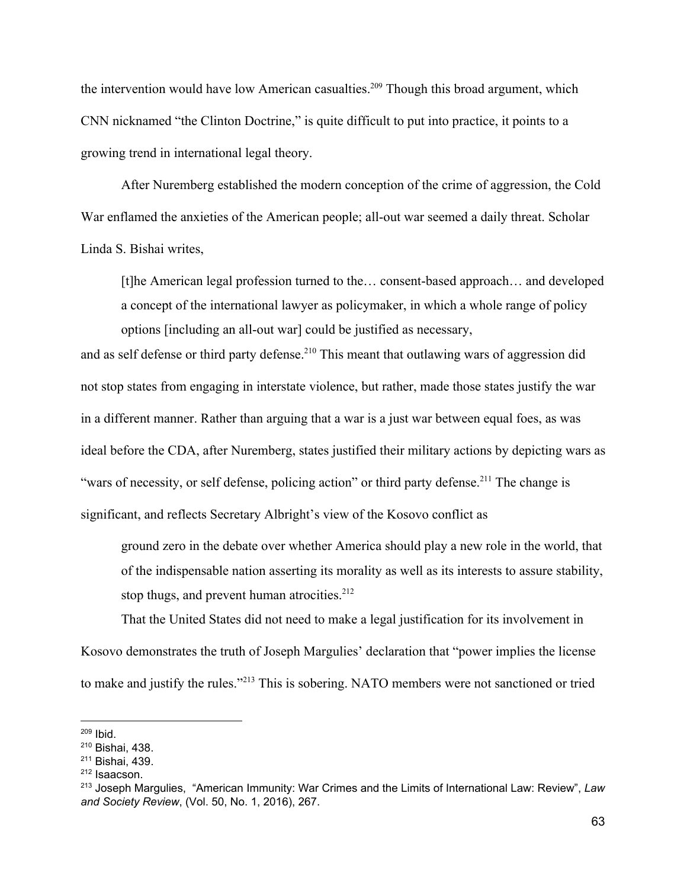the intervention would have low American casualties.[209] Though this broad argument, which CNN nicknamed "the Clinton Doctrine," is quite difficult to put into practice, it points to a growing trend in international legal theory.

After Nuremberg established the modern conception of the crime of aggression, the Cold War enflamed the anxieties of the American people; all-out war seemed a daily threat. Scholar Linda S. Bishai writes,

> [t]he American legal profession turned to the… consent-based approach… and developed a concept of the international lawyer as policymaker, in which a whole range of policy options [including an all-out war] could be justified as necessary,

and as self defense or third party defense.[210] This meant that outlawing wars of aggression did not stop states from engaging in interstate violence, but rather, made those states justify the war in a different manner. Rather than arguing that a war is a just war between equal foes, as was ideal before the CDA, after Nuremberg, states justified their military actions by depicting wars as "wars of necessity, or self defense, policing action" or third party defense.[211] The change is significant, and reflects Secretary Albright's view of the Kosovo conflict as

> ground zero in the debate over whether America should play a new role in the world, that of the indispensable nation asserting its morality as well as its interests to assure stability, stop thugs, and prevent human atrocities.[212]

That the United States did not need to make a legal justification for its involvement in Kosovo demonstrates the truth of Joseph Margulies' declaration that "power implies the license to make and justify the rules."[213] This is sobering. NATO members were not sanctioned or tried

---

[209] Ibid.

[210] Bishai, 438.

[211] Bishai, 439.

[212] Isaacson.

[213] Joseph Margulies, "American Immunity: War Crimes and the Limits of International Law: Review", *Law and Society Review*, (Vol. 50, No. 1, 2016), 267.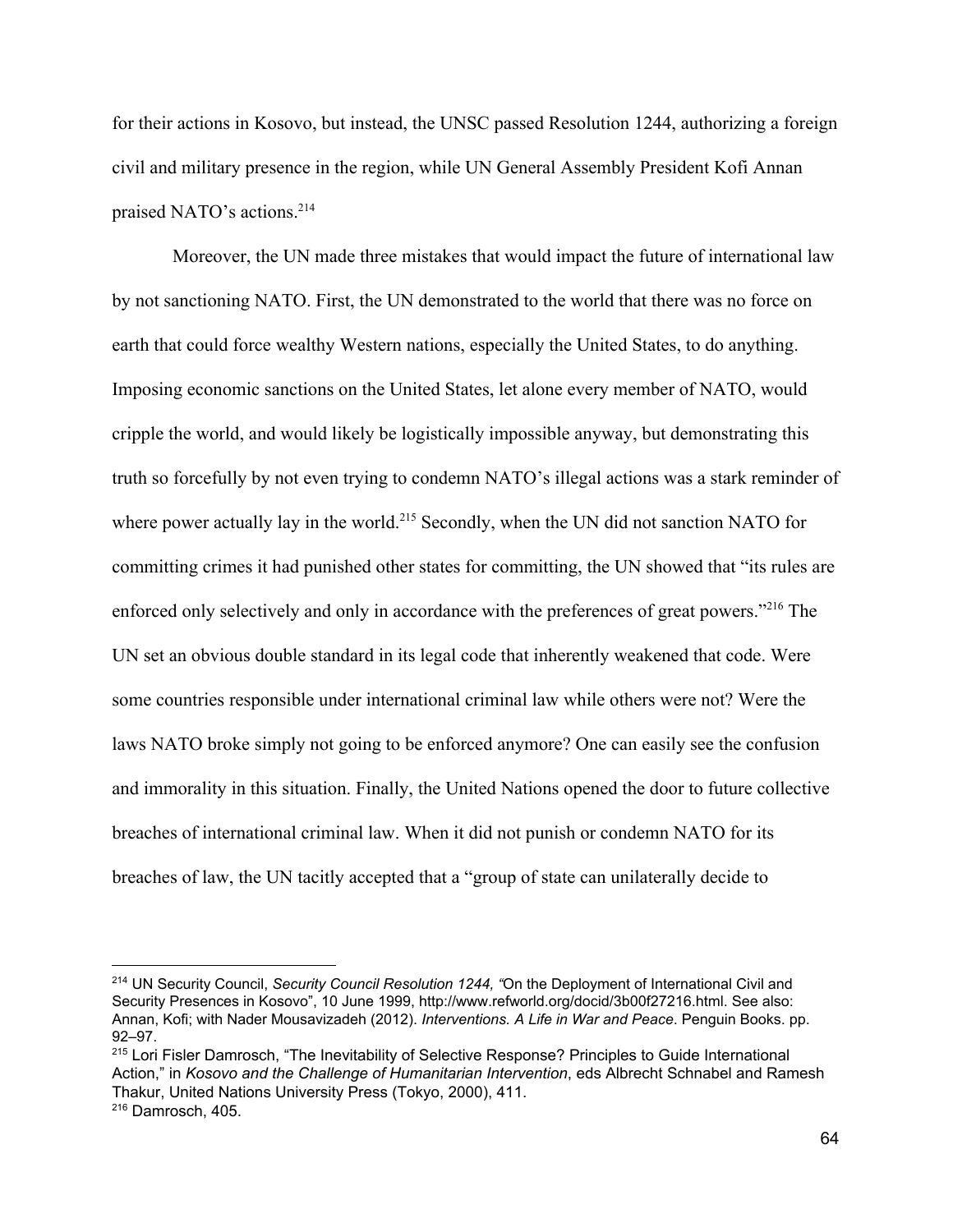for their actions in Kosovo, but instead, the UNSC passed Resolution 1244, authorizing a foreign civil and military presence in the region, while UN General Assembly President Kofi Annan praised NATO's actions.[214]

Moreover, the UN made three mistakes that would impact the future of international law by not sanctioning NATO. First, the UN demonstrated to the world that there was no force on earth that could force wealthy Western nations, especially the United States, to do anything. Imposing economic sanctions on the United States, let alone every member of NATO, would cripple the world, and would likely be logistically impossible anyway, but demonstrating this truth so forcefully by not even trying to condemn NATO's illegal actions was a stark reminder of where power actually lay in the world.[215] Secondly, when the UN did not sanction NATO for committing crimes it had punished other states for committing, the UN showed that "its rules are enforced only selectively and only in accordance with the preferences of great powers."[216] The UN set an obvious double standard in its legal code that inherently weakened that code. Were some countries responsible under international criminal law while others were not? Were the laws NATO broke simply not going to be enforced anymore? One can easily see the confusion and immorality in this situation. Finally, the United Nations opened the door to future collective breaches of international criminal law. When it did not punish or condemn NATO for its breaches of law, the UN tacitly accepted that a "group of state can unilaterally decide to

---

[214] UN Security Council, *Security Council Resolution 1244, "*On the Deployment of International Civil and Security Presences in Kosovo", 10 June 1999, http://www.refworld.org/docid/3b00f27216.html. See also: Annan, Kofi; with Nader Mousavizadeh (2012). *Interventions. A Life in War and Peace*. Penguin Books. pp. 92–97.

[215] Lori Fisler Damrosch, "The Inevitability of Selective Response? Principles to Guide International Action," in *Kosovo and the Challenge of Humanitarian Intervention*, eds Albrecht Schnabel and Ramesh Thakur, United Nations University Press (Tokyo, 2000), 411.

[216] Damrosch, 405.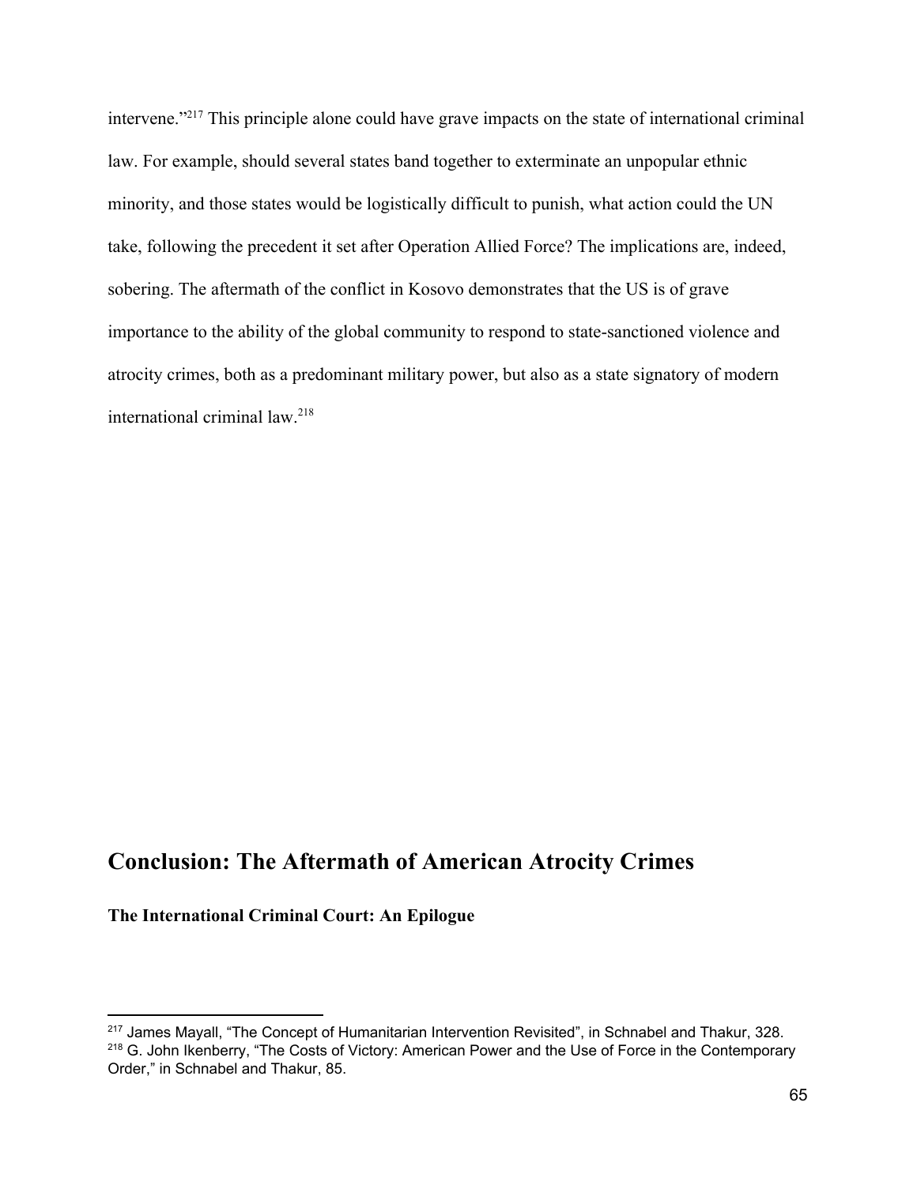intervene."[217] This principle alone could have grave impacts on the state of international criminal law. For example, should several states band together to exterminate an unpopular ethnic minority, and those states would be logistically difficult to punish, what action could the UN take, following the precedent it set after Operation Allied Force? The implications are, indeed, sobering. The aftermath of the conflict in Kosovo demonstrates that the US is of grave importance to the ability of the global community to respond to state-sanctioned violence and atrocity crimes, both as a predominant military power, but also as a state signatory of modern international criminal law.[218]

## Conclusion: The Aftermath of American Atrocity Crimes

### The International Criminal Court: An Epilogue

---

[217] James Mayall, "The Concept of Humanitarian Intervention Revisited", in Schnabel and Thakur, 328.

[218] G. John Ikenberry, "The Costs of Victory: American Power and the Use of Force in the Contemporary Order," in Schnabel and Thakur, 85.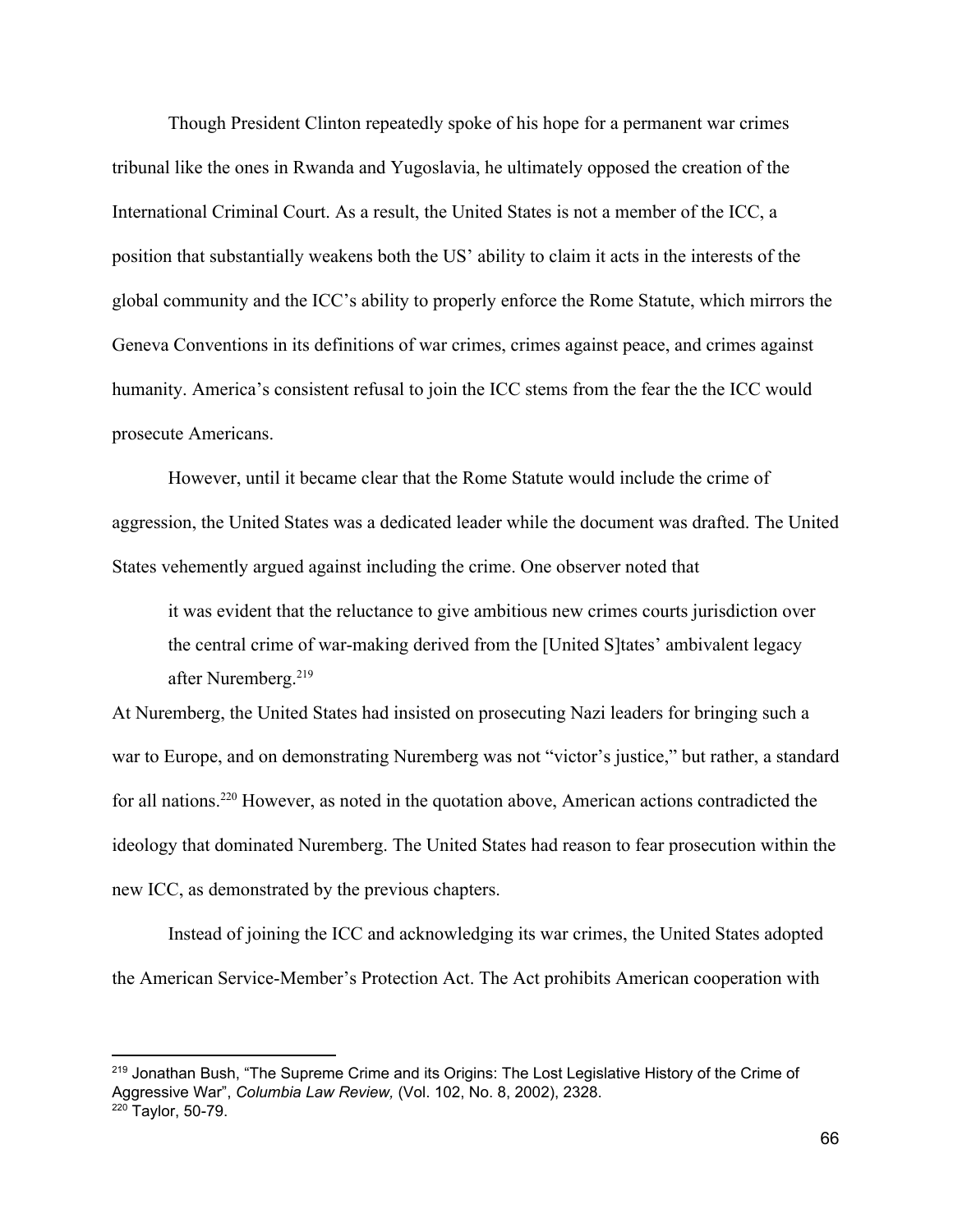Though President Clinton repeatedly spoke of his hope for a permanent war crimes tribunal like the ones in Rwanda and Yugoslavia, he ultimately opposed the creation of the International Criminal Court. As a result, the United States is not a member of the ICC, a position that substantially weakens both the US' ability to claim it acts in the interests of the global community and the ICC's ability to properly enforce the Rome Statute, which mirrors the Geneva Conventions in its definitions of war crimes, crimes against peace, and crimes against humanity. America's consistent refusal to join the ICC stems from the fear the the ICC would prosecute Americans.

However, until it became clear that the Rome Statute would include the crime of aggression, the United States was a dedicated leader while the document was drafted. The United States vehemently argued against including the crime. One observer noted that

> it was evident that the reluctance to give ambitious new crimes courts jurisdiction over the central crime of war-making derived from the [United S]tates' ambivalent legacy after Nuremberg.[219]

At Nuremberg, the United States had insisted on prosecuting Nazi leaders for bringing such a war to Europe, and on demonstrating Nuremberg was not "victor's justice," but rather, a standard for all nations.[220] However, as noted in the quotation above, American actions contradicted the ideology that dominated Nuremberg. The United States had reason to fear prosecution within the new ICC, as demonstrated by the previous chapters.

Instead of joining the ICC and acknowledging its war crimes, the United States adopted the American Service-Member's Protection Act. The Act prohibits American cooperation with

---

[219] Jonathan Bush, "The Supreme Crime and its Origins: The Lost Legislative History of the Crime of Aggressive War", *Columbia Law Review,* (Vol. 102, No. 8, 2002), 2328.

[220] Taylor, 50-79.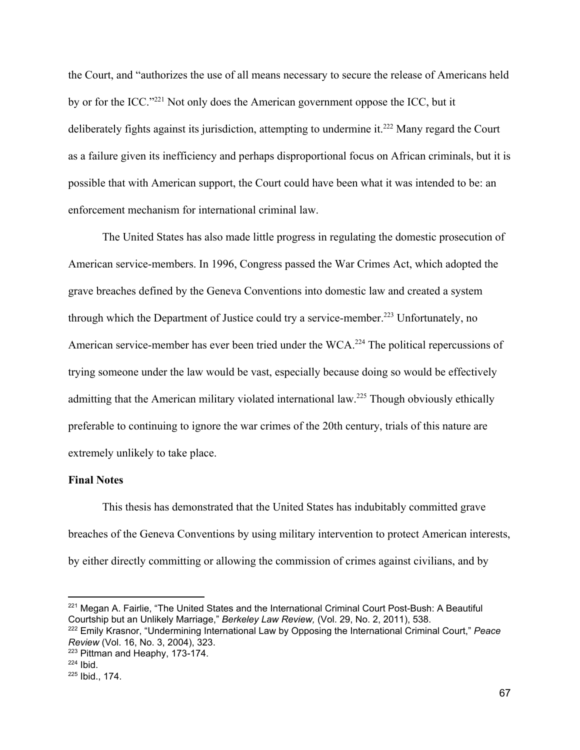the Court, and "authorizes the use of all means necessary to secure the release of Americans held by or for the ICC."[221] Not only does the American government oppose the ICC, but it deliberately fights against its jurisdiction, attempting to undermine it.[222] Many regard the Court as a failure given its inefficiency and perhaps disproportional focus on African criminals, but it is possible that with American support, the Court could have been what it was intended to be: an enforcement mechanism for international criminal law.

The United States has also made little progress in regulating the domestic prosecution of American service-members. In 1996, Congress passed the War Crimes Act, which adopted the grave breaches defined by the Geneva Conventions into domestic law and created a system through which the Department of Justice could try a service-member.[223] Unfortunately, no American service-member has ever been tried under the WCA.[224] The political repercussions of trying someone under the law would be vast, especially because doing so would be effectively admitting that the American military violated international law.[225] Though obviously ethically preferable to continuing to ignore the war crimes of the 20th century, trials of this nature are extremely unlikely to take place.

**Final Notes**

This thesis has demonstrated that the United States has indubitably committed grave breaches of the Geneva Conventions by using military intervention to protect American interests, by either directly committing or allowing the commission of crimes against civilians, and by

---

[221] Megan A. Fairlie, "The United States and the International Criminal Court Post-Bush: A Beautiful Courtship but an Unlikely Marriage," *Berkeley Law Review,* (Vol. 29, No. 2, 2011), 538.

[222] Emily Krasnor, "Undermining International Law by Opposing the International Criminal Court," *Peace Review* (Vol. 16, No. 3, 2004), 323.

[223] Pittman and Heaphy, 173-174.

[224] Ibid.

[225] Ibid., 174.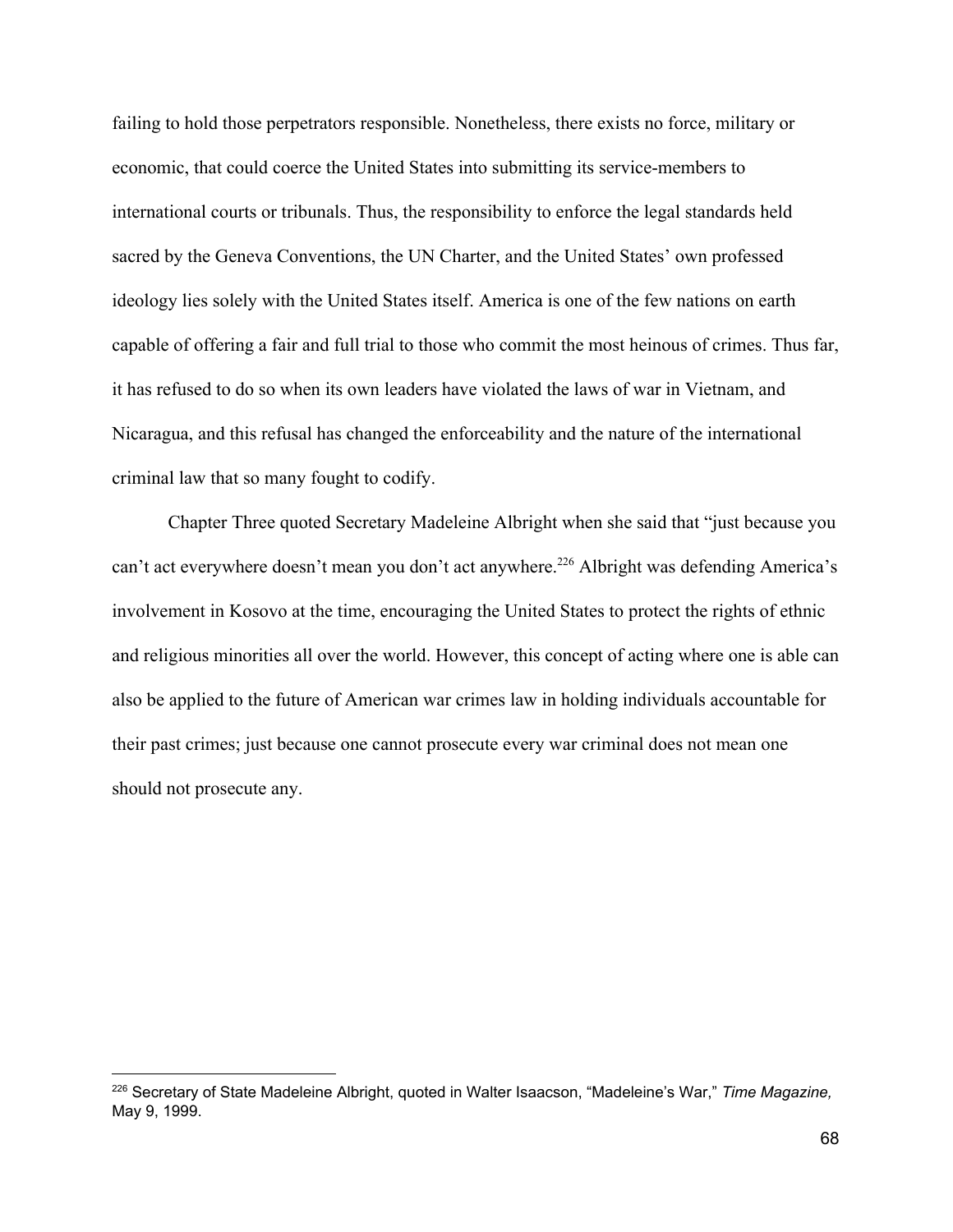failing to hold those perpetrators responsible. Nonetheless, there exists no force, military or economic, that could coerce the United States into submitting its service-members to international courts or tribunals. Thus, the responsibility to enforce the legal standards held sacred by the Geneva Conventions, the UN Charter, and the United States' own professed ideology lies solely with the United States itself. America is one of the few nations on earth capable of offering a fair and full trial to those who commit the most heinous of crimes. Thus far, it has refused to do so when its own leaders have violated the laws of war in Vietnam, and Nicaragua, and this refusal has changed the enforceability and the nature of the international criminal law that so many fought to codify.

Chapter Three quoted Secretary Madeleine Albright when she said that "just because you can't act everywhere doesn't mean you don't act anywhere.[226] Albright was defending America's involvement in Kosovo at the time, encouraging the United States to protect the rights of ethnic and religious minorities all over the world. However, this concept of acting where one is able can also be applied to the future of American war crimes law in holding individuals accountable for their past crimes; just because one cannot prosecute every war criminal does not mean one should not prosecute any.

---

[226] Secretary of State Madeleine Albright, quoted in Walter Isaacson, "Madeleine's War," *Time Magazine,* May 9, 1999.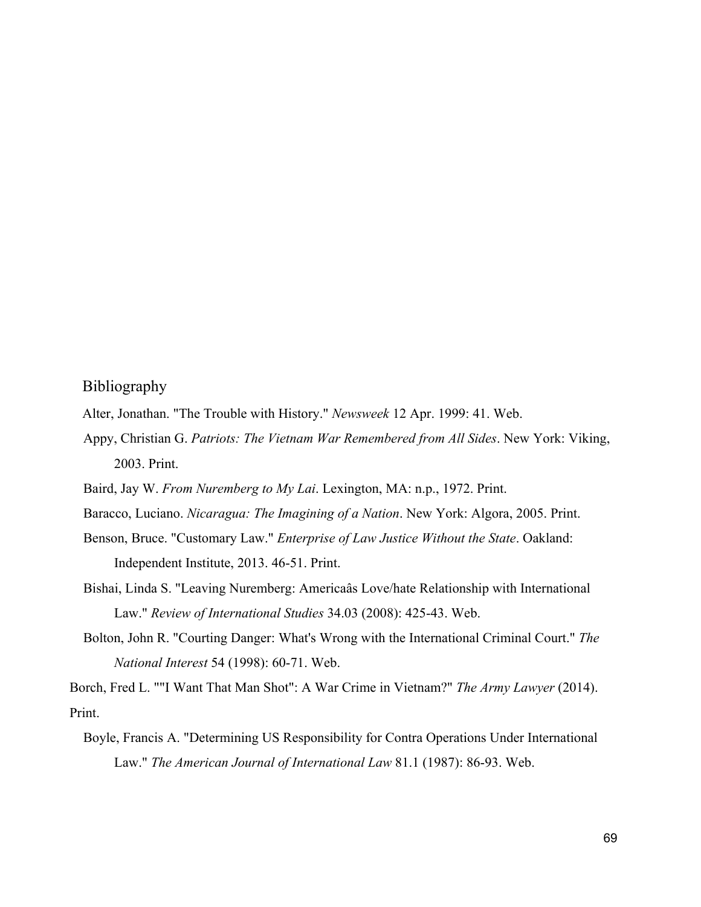# Bibliography

Alter, Jonathan. "The Trouble with History." *Newsweek* 12 Apr. 1999: 41. Web.

Appy, Christian G. *Patriots: The Vietnam War Remembered from All Sides*. New York: Viking, 2003. Print.

Baird, Jay W. *From Nuremberg to My Lai*. Lexington, MA: n.p., 1972. Print.

Baracco, Luciano. *Nicaragua: The Imagining of a Nation*. New York: Algora, 2005. Print.

Benson, Bruce. "Customary Law." *Enterprise of Law Justice Without the State*. Oakland: Independent Institute, 2013. 46-51. Print.

Bishai, Linda S. "Leaving Nuremberg: Americaâs Love/hate Relationship with International Law." *Review of International Studies* 34.03 (2008): 425-43. Web.

Bolton, John R. "Courting Danger: What's Wrong with the International Criminal Court." *The National Interest* 54 (1998): 60-71. Web.

Borch, Fred L. ""I Want That Man Shot": A War Crime in Vietnam?" *The Army Lawyer* (2014). Print.

Boyle, Francis A. "Determining US Responsibility for Contra Operations Under International Law." *The American Journal of International Law* 81.1 (1987): 86-93. Web.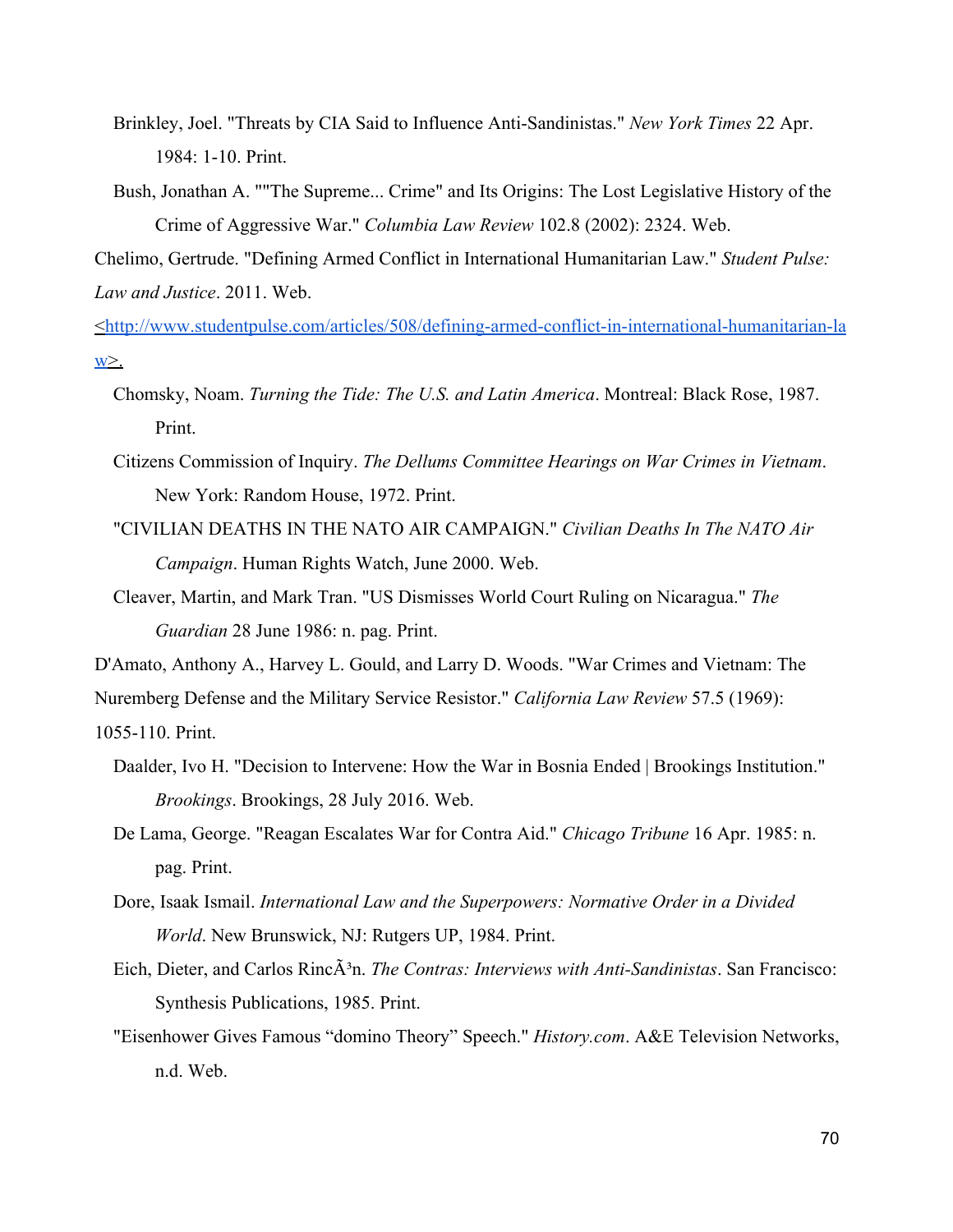Brinkley, Joel. "Threats by CIA Said to Influence Anti-Sandinistas." *New York Times* 22 Apr. 1984: 1-10. Print.

Bush, Jonathan A. ""The Supreme... Crime" and Its Origins: The Lost Legislative History of the Crime of Aggressive War." *Columbia Law Review* 102.8 (2002): 2324. Web.

Chelimo, Gertrude. "Defining Armed Conflict in International Humanitarian Law." *Student Pulse: Law and Justice*. 2011. Web. <http://www.studentpulse.com/articles/508/defining-armed-conflict-in-international-humanitarian-law>.

Chomsky, Noam. *Turning the Tide: The U.S. and Latin America*. Montreal: Black Rose, 1987. Print.

Citizens Commission of Inquiry. *The Dellums Committee Hearings on War Crimes in Vietnam*. New York: Random House, 1972. Print.

"CIVILIAN DEATHS IN THE NATO AIR CAMPAIGN." *Civilian Deaths In The NATO Air Campaign*. Human Rights Watch, June 2000. Web.

Cleaver, Martin, and Mark Tran. "US Dismisses World Court Ruling on Nicaragua." *The Guardian* 28 June 1986: n. pag. Print.

D'Amato, Anthony A., Harvey L. Gould, and Larry D. Woods. "War Crimes and Vietnam: The Nuremberg Defense and the Military Service Resistor." *California Law Review* 57.5 (1969): 1055-110. Print.

Daalder, Ivo H. "Decision to Intervene: How the War in Bosnia Ended | Brookings Institution." *Brookings*. Brookings, 28 July 2016. Web.

De Lama, George. "Reagan Escalates War for Contra Aid." *Chicago Tribune* 16 Apr. 1985: n. pag. Print.

Dore, Isaak Ismail. *International Law and the Superpowers: Normative Order in a Divided World*. New Brunswick, NJ: Rutgers UP, 1984. Print.

Eich, Dieter, and Carlos RincÃ³n. *The Contras: Interviews with Anti-Sandinistas*. San Francisco: Synthesis Publications, 1985. Print.

"Eisenhower Gives Famous "domino Theory" Speech." *History.com*. A&E Television Networks, n.d. Web.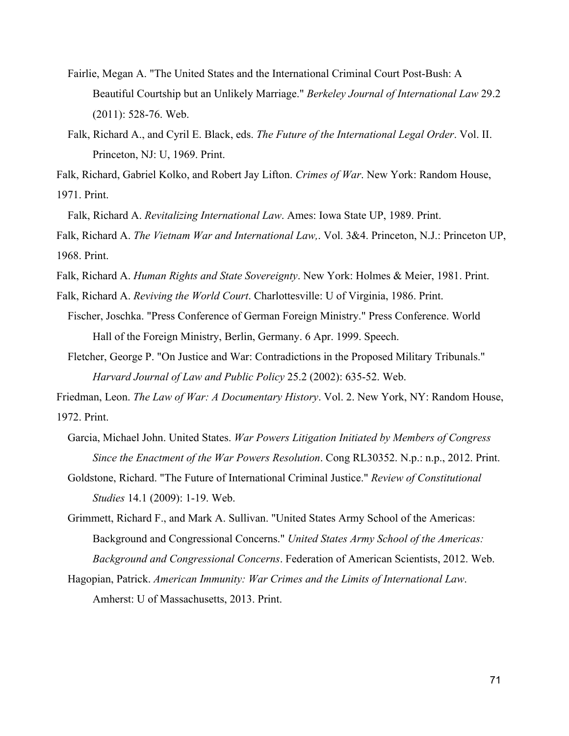Fairlie, Megan A. "The United States and the International Criminal Court Post-Bush: A Beautiful Courtship but an Unlikely Marriage." *Berkeley Journal of International Law* 29.2 (2011): 528-76. Web.

Falk, Richard A., and Cyril E. Black, eds. *The Future of the International Legal Order*. Vol. II. Princeton, NJ: U, 1969. Print.

Falk, Richard, Gabriel Kolko, and Robert Jay Lifton. *Crimes of War*. New York: Random House, 1971. Print.

Falk, Richard A. *Revitalizing International Law*. Ames: Iowa State UP, 1989. Print.

Falk, Richard A. *The Vietnam War and International Law,*. Vol. 3&4. Princeton, N.J.: Princeton UP, 1968. Print.

Falk, Richard A. *Human Rights and State Sovereignty*. New York: Holmes & Meier, 1981. Print.

Falk, Richard A. *Reviving the World Court*. Charlottesville: U of Virginia, 1986. Print.

Fischer, Joschka. "Press Conference of German Foreign Ministry." Press Conference. World Hall of the Foreign Ministry, Berlin, Germany. 6 Apr. 1999. Speech.

Fletcher, George P. "On Justice and War: Contradictions in the Proposed Military Tribunals." *Harvard Journal of Law and Public Policy* 25.2 (2002): 635-52. Web.

Friedman, Leon. *The Law of War: A Documentary History*. Vol. 2. New York, NY: Random House, 1972. Print.

Garcia, Michael John. United States. *War Powers Litigation Initiated by Members of Congress Since the Enactment of the War Powers Resolution*. Cong RL30352. N.p.: n.p., 2012. Print.

Goldstone, Richard. "The Future of International Criminal Justice." *Review of Constitutional Studies* 14.1 (2009): 1-19. Web.

Grimmett, Richard F., and Mark A. Sullivan. "United States Army School of the Americas: Background and Congressional Concerns." *United States Army School of the Americas: Background and Congressional Concerns*. Federation of American Scientists, 2012. Web.

Hagopian, Patrick. *American Immunity: War Crimes and the Limits of International Law*. Amherst: U of Massachusetts, 2013. Print.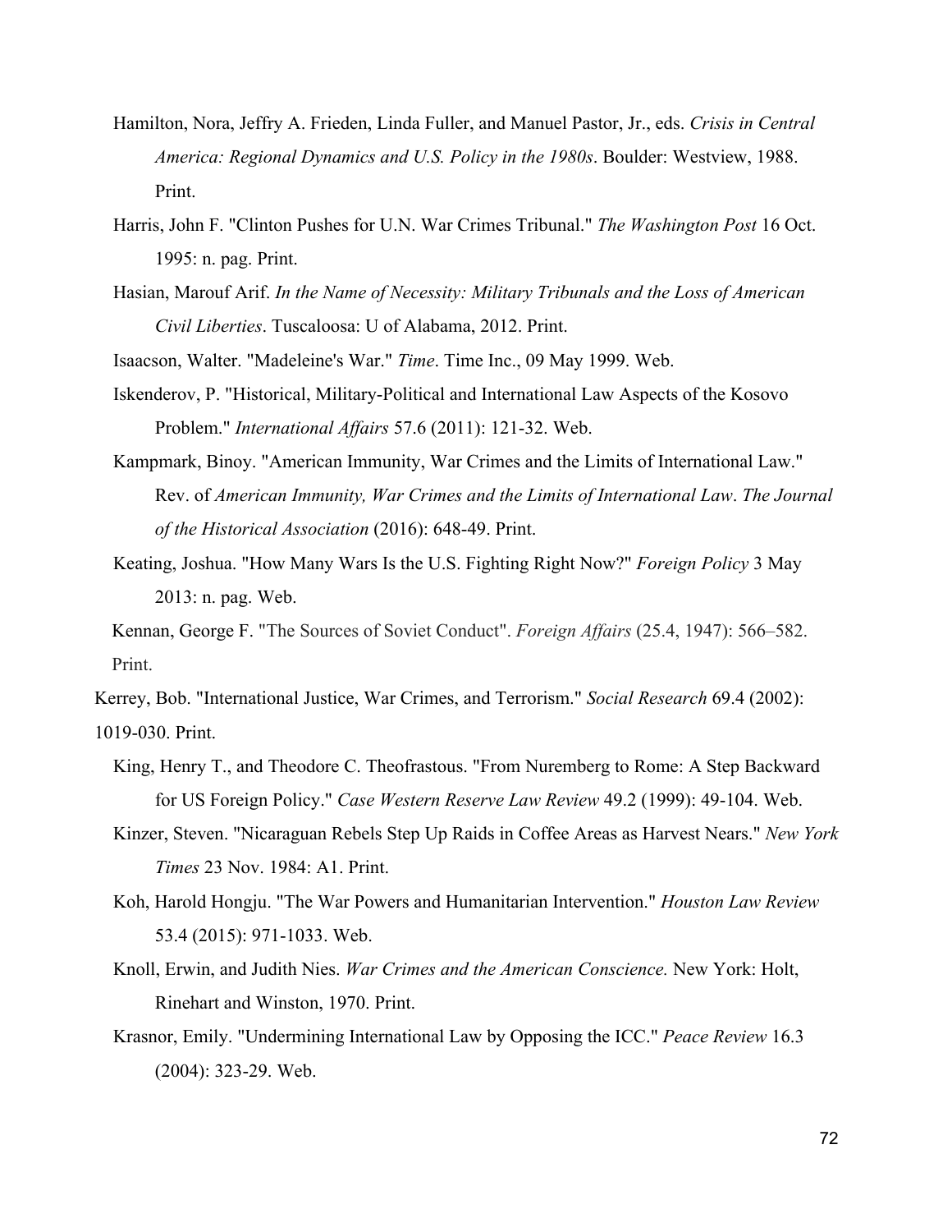Hamilton, Nora, Jeffry A. Frieden, Linda Fuller, and Manuel Pastor, Jr., eds. *Crisis in Central America: Regional Dynamics and U.S. Policy in the 1980s*. Boulder: Westview, 1988. Print.

Harris, John F. "Clinton Pushes for U.N. War Crimes Tribunal." *The Washington Post* 16 Oct. 1995: n. pag. Print.

Hasian, Marouf Arif. *In the Name of Necessity: Military Tribunals and the Loss of American Civil Liberties*. Tuscaloosa: U of Alabama, 2012. Print.

Isaacson, Walter. "Madeleine's War." *Time*. Time Inc., 09 May 1999. Web.

Iskenderov, P. "Historical, Military-Political and International Law Aspects of the Kosovo Problem." *International Affairs* 57.6 (2011): 121-32. Web.

Kampmark, Binoy. "American Immunity, War Crimes and the Limits of International Law." Rev. of *American Immunity, War Crimes and the Limits of International Law*. *The Journal of the Historical Association* (2016): 648-49. Print.

Keating, Joshua. "How Many Wars Is the U.S. Fighting Right Now?" *Foreign Policy* 3 May 2013: n. pag. Web.

Kennan, George F. "The Sources of Soviet Conduct". *Foreign Affairs* (25.4, 1947): 566–582. Print.

Kerrey, Bob. "International Justice, War Crimes, and Terrorism." *Social Research* 69.4 (2002): 1019-030. Print.

King, Henry T., and Theodore C. Theofrastous. "From Nuremberg to Rome: A Step Backward for US Foreign Policy." *Case Western Reserve Law Review* 49.2 (1999): 49-104. Web.

Kinzer, Steven. "Nicaraguan Rebels Step Up Raids in Coffee Areas as Harvest Nears." *New York Times* 23 Nov. 1984: A1. Print.

Koh, Harold Hongju. "The War Powers and Humanitarian Intervention." *Houston Law Review* 53.4 (2015): 971-1033. Web.

Knoll, Erwin, and Judith Nies. *War Crimes and the American Conscience.* New York: Holt, Rinehart and Winston, 1970. Print.

Krasnor, Emily. "Undermining International Law by Opposing the ICC." *Peace Review* 16.3 (2004): 323-29. Web.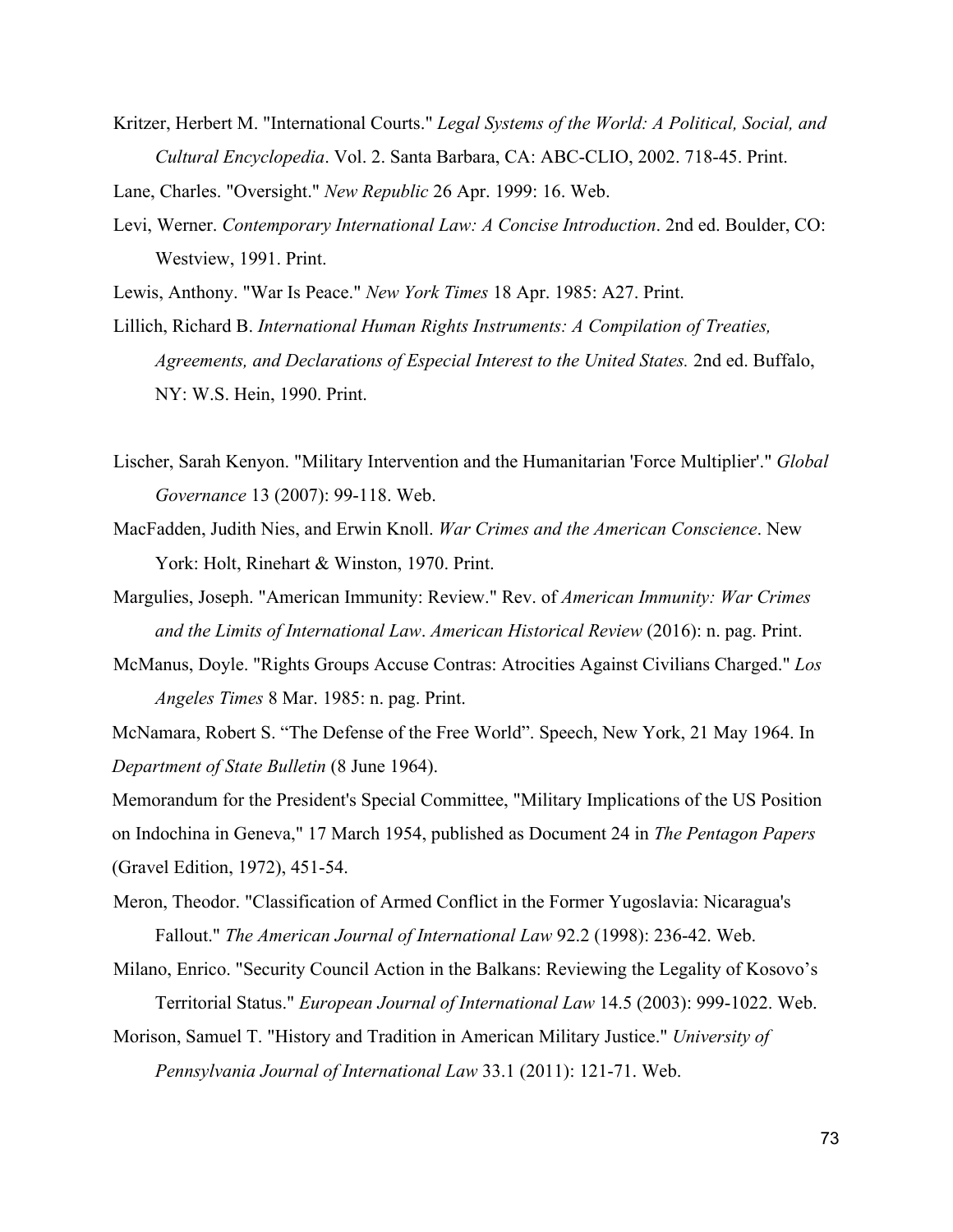Kritzer, Herbert M. "International Courts." *Legal Systems of the World: A Political, Social, and Cultural Encyclopedia*. Vol. 2. Santa Barbara, CA: ABC-CLIO, 2002. 718-45. Print.

Lane, Charles. "Oversight." *New Republic* 26 Apr. 1999: 16. Web.

Levi, Werner. *Contemporary International Law: A Concise Introduction*. 2nd ed. Boulder, CO: Westview, 1991. Print.

Lewis, Anthony. "War Is Peace." *New York Times* 18 Apr. 1985: A27. Print.

Lillich, Richard B. *International Human Rights Instruments: A Compilation of Treaties, Agreements, and Declarations of Especial Interest to the United States.* 2nd ed. Buffalo, NY: W.S. Hein, 1990. Print.

Lischer, Sarah Kenyon. "Military Intervention and the Humanitarian 'Force Multiplier'." *Global Governance* 13 (2007): 99-118. Web.

MacFadden, Judith Nies, and Erwin Knoll. *War Crimes and the American Conscience*. New York: Holt, Rinehart & Winston, 1970. Print.

Margulies, Joseph. "American Immunity: Review." Rev. of *American Immunity: War Crimes and the Limits of International Law*. *American Historical Review* (2016): n. pag. Print.

McManus, Doyle. "Rights Groups Accuse Contras: Atrocities Against Civilians Charged." *Los Angeles Times* 8 Mar. 1985: n. pag. Print.

McNamara, Robert S. "The Defense of the Free World". Speech, New York, 21 May 1964. In *Department of State Bulletin* (8 June 1964).

Memorandum for the President's Special Committee, "Military Implications of the US Position on Indochina in Geneva," 17 March 1954, published as Document 24 in *The Pentagon Papers* (Gravel Edition, 1972), 451-54.

Meron, Theodor. "Classification of Armed Conflict in the Former Yugoslavia: Nicaragua's Fallout." *The American Journal of International Law* 92.2 (1998): 236-42. Web.

Milano, Enrico. "Security Council Action in the Balkans: Reviewing the Legality of Kosovo's Territorial Status." *European Journal of International Law* 14.5 (2003): 999-1022. Web.

Morison, Samuel T. "History and Tradition in American Military Justice." *University of Pennsylvania Journal of International Law* 33.1 (2011): 121-71. Web.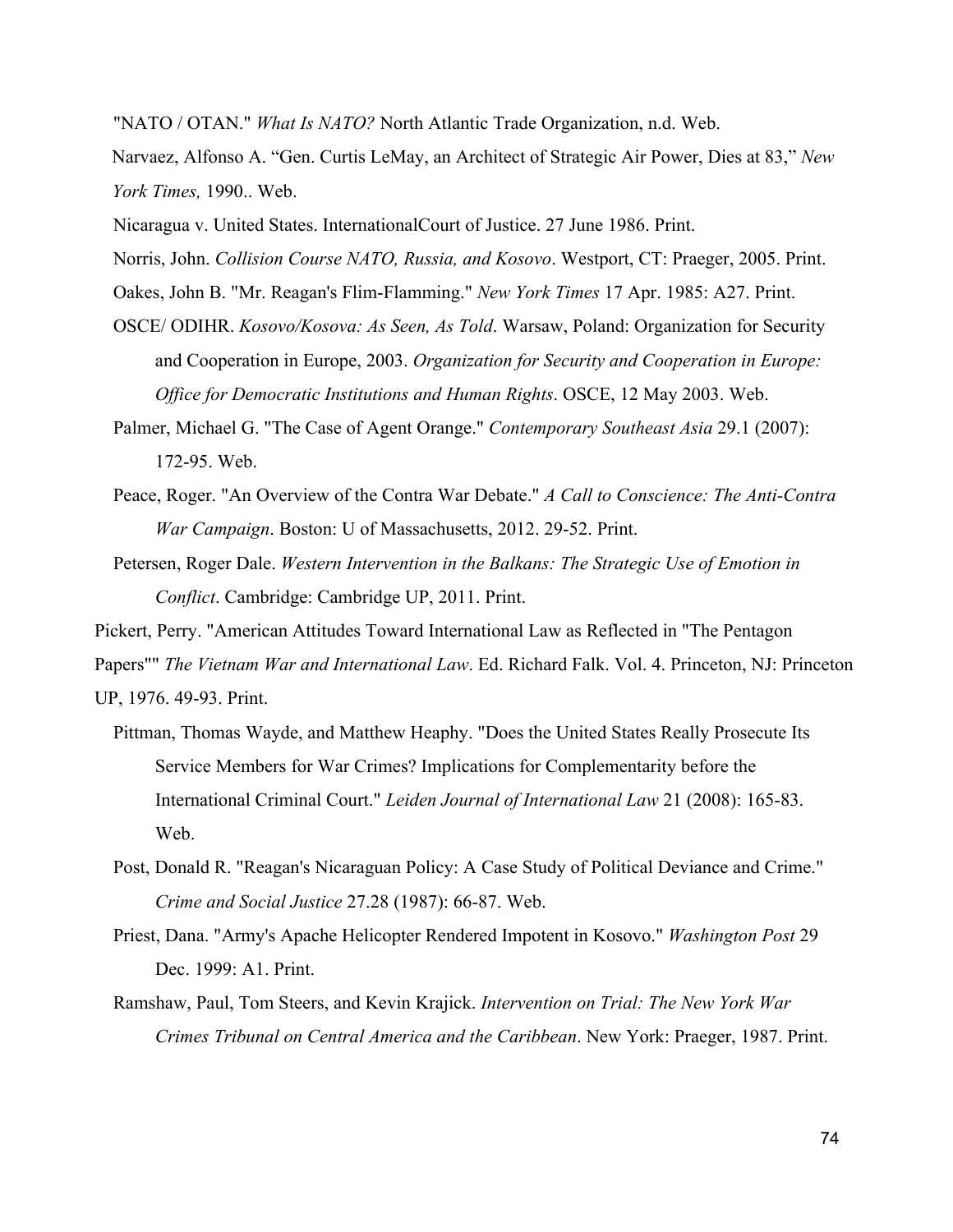"NATO / OTAN." *What Is NATO?* North Atlantic Trade Organization, n.d. Web.

Narvaez, Alfonso A. "Gen. Curtis LeMay, an Architect of Strategic Air Power, Dies at 83," *New York Times,* 1990.. Web.

Nicaragua v. United States. InternationalCourt of Justice. 27 June 1986. Print.

Norris, John. *Collision Course NATO, Russia, and Kosovo*. Westport, CT: Praeger, 2005. Print.

Oakes, John B. "Mr. Reagan's Flim-Flamming." *New York Times* 17 Apr. 1985: A27. Print.

OSCE/ ODIHR. *Kosovo/Kosova: As Seen, As Told*. Warsaw, Poland: Organization for Security and Cooperation in Europe, 2003. *Organization for Security and Cooperation in Europe: Office for Democratic Institutions and Human Rights*. OSCE, 12 May 2003. Web.

Palmer, Michael G. "The Case of Agent Orange." *Contemporary Southeast Asia* 29.1 (2007): 172-95. Web.

Peace, Roger. "An Overview of the Contra War Debate." *A Call to Conscience: The Anti-Contra War Campaign*. Boston: U of Massachusetts, 2012. 29-52. Print.

Petersen, Roger Dale. *Western Intervention in the Balkans: The Strategic Use of Emotion in Conflict*. Cambridge: Cambridge UP, 2011. Print.

Pickert, Perry. "American Attitudes Toward International Law as Reflected in "The Pentagon Papers"" *The Vietnam War and International Law*. Ed. Richard Falk. Vol. 4. Princeton, NJ: Princeton UP, 1976. 49-93. Print.

Pittman, Thomas Wayde, and Matthew Heaphy. "Does the United States Really Prosecute Its Service Members for War Crimes? Implications for Complementarity before the International Criminal Court." *Leiden Journal of International Law* 21 (2008): 165-83. Web.

Post, Donald R. "Reagan's Nicaraguan Policy: A Case Study of Political Deviance and Crime." *Crime and Social Justice* 27.28 (1987): 66-87. Web.

Priest, Dana. "Army's Apache Helicopter Rendered Impotent in Kosovo." *Washington Post* 29 Dec. 1999: A1. Print.

Ramshaw, Paul, Tom Steers, and Kevin Krajick. *Intervention on Trial: The New York War Crimes Tribunal on Central America and the Caribbean*. New York: Praeger, 1987. Print.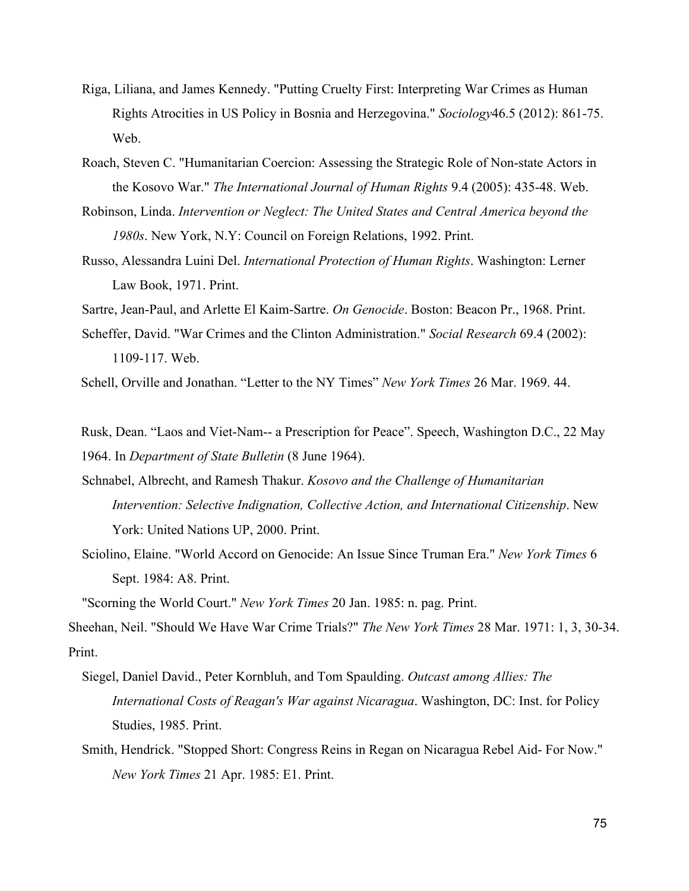Riga, Liliana, and James Kennedy. "Putting Cruelty First: Interpreting War Crimes as Human Rights Atrocities in US Policy in Bosnia and Herzegovina." *Sociology*46.5 (2012): 861-75. Web.

Roach, Steven C. "Humanitarian Coercion: Assessing the Strategic Role of Non-state Actors in the Kosovo War." *The International Journal of Human Rights* 9.4 (2005): 435-48. Web.

Robinson, Linda. *Intervention or Neglect: The United States and Central America beyond the 1980s*. New York, N.Y: Council on Foreign Relations, 1992. Print.

Russo, Alessandra Luini Del. *International Protection of Human Rights*. Washington: Lerner Law Book, 1971. Print.

Sartre, Jean-Paul, and Arlette El Kaim-Sartre. *On Genocide*. Boston: Beacon Pr., 1968. Print.

Scheffer, David. "War Crimes and the Clinton Administration." *Social Research* 69.4 (2002): 1109-117. Web.

Schell, Orville and Jonathan. "Letter to the NY Times" *New York Times* 26 Mar. 1969. 44.

Rusk, Dean. "Laos and Viet-Nam-- a Prescription for Peace". Speech, Washington D.C., 22 May 1964. In *Department of State Bulletin* (8 June 1964).

Schnabel, Albrecht, and Ramesh Thakur. *Kosovo and the Challenge of Humanitarian Intervention: Selective Indignation, Collective Action, and International Citizenship*. New York: United Nations UP, 2000. Print.

Sciolino, Elaine. "World Accord on Genocide: An Issue Since Truman Era." *New York Times* 6 Sept. 1984: A8. Print.

"Scorning the World Court." *New York Times* 20 Jan. 1985: n. pag. Print.

Sheehan, Neil. "Should We Have War Crime Trials?" *The New York Times* 28 Mar. 1971: 1, 3, 30-34. Print.

Siegel, Daniel David., Peter Kornbluh, and Tom Spaulding. *Outcast among Allies: The International Costs of Reagan's War against Nicaragua*. Washington, DC: Inst. for Policy Studies, 1985. Print.

Smith, Hendrick. "Stopped Short: Congress Reins in Regan on Nicaragua Rebel Aid- For Now." *New York Times* 21 Apr. 1985: E1. Print.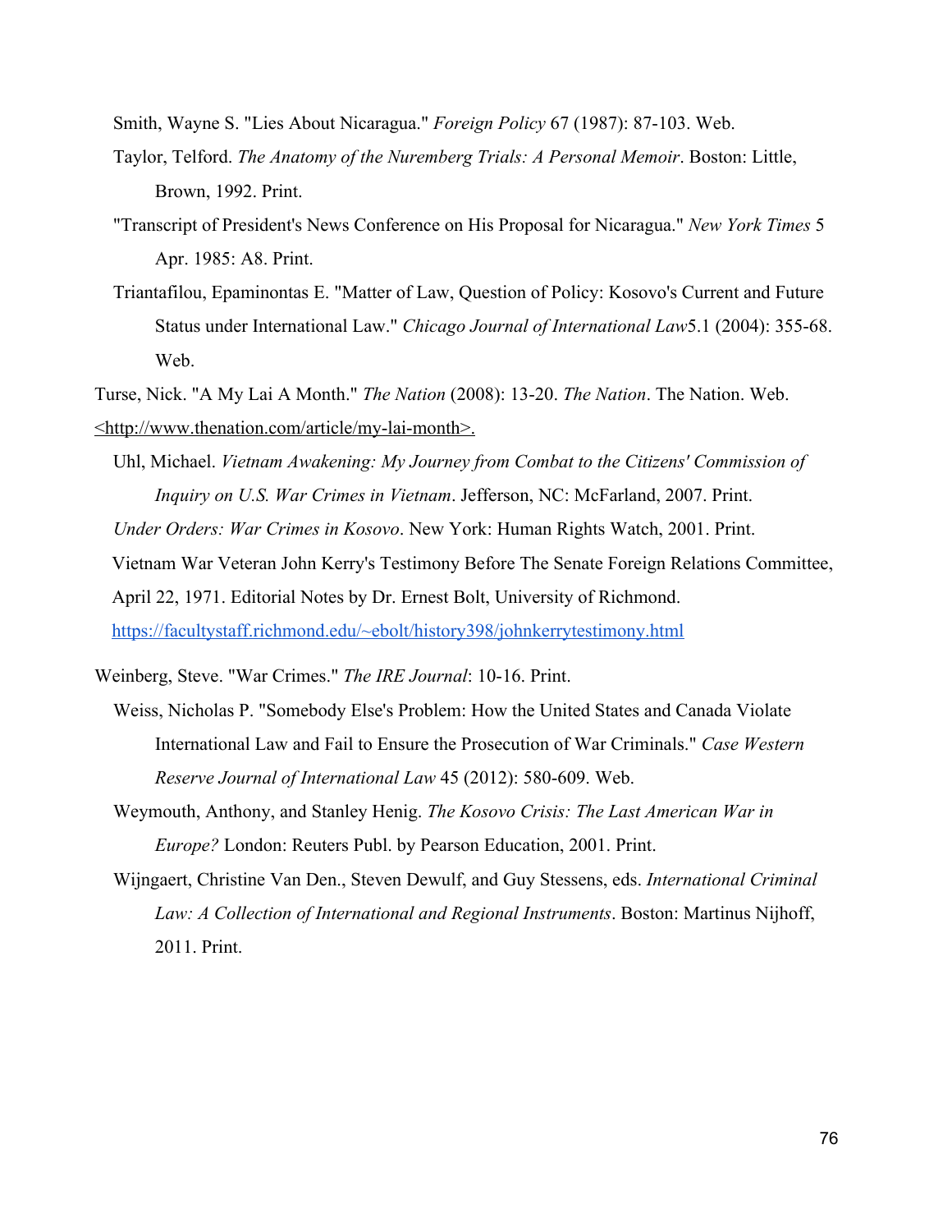Smith, Wayne S. "Lies About Nicaragua." *Foreign Policy* 67 (1987): 87-103. Web.

Taylor, Telford. *The Anatomy of the Nuremberg Trials: A Personal Memoir*. Boston: Little, Brown, 1992. Print.

"Transcript of President's News Conference on His Proposal for Nicaragua." *New York Times* 5 Apr. 1985: A8. Print.

Triantafilou, Epaminontas E. "Matter of Law, Question of Policy: Kosovo's Current and Future Status under International Law." *Chicago Journal of International Law*5.1 (2004): 355-68. Web.

Turse, Nick. "A My Lai A Month." *The Nation* (2008): 13-20. *The Nation*. The Nation. Web. <http://www.thenation.com/article/my-lai-month>.

Uhl, Michael. *Vietnam Awakening: My Journey from Combat to the Citizens' Commission of Inquiry on U.S. War Crimes in Vietnam*. Jefferson, NC: McFarland, 2007. Print.

*Under Orders: War Crimes in Kosovo*. New York: Human Rights Watch, 2001. Print.

Vietnam War Veteran John Kerry's Testimony Before The Senate Foreign Relations Committee, April 22, 1971. Editorial Notes by Dr. Ernest Bolt, University of Richmond. https://facultystaff.richmond.edu/~ebolt/history398/johnkerrytestimony.html

Weinberg, Steve. "War Crimes." *The IRE Journal*: 10-16. Print.

Weiss, Nicholas P. "Somebody Else's Problem: How the United States and Canada Violate International Law and Fail to Ensure the Prosecution of War Criminals." *Case Western Reserve Journal of International Law* 45 (2012): 580-609. Web.

Weymouth, Anthony, and Stanley Henig. *The Kosovo Crisis: The Last American War in Europe?* London: Reuters Publ. by Pearson Education, 2001. Print.

Wijngaert, Christine Van Den., Steven Dewulf, and Guy Stessens, eds. *International Criminal Law: A Collection of International and Regional Instruments*. Boston: Martinus Nijhoff, 2011. Print.